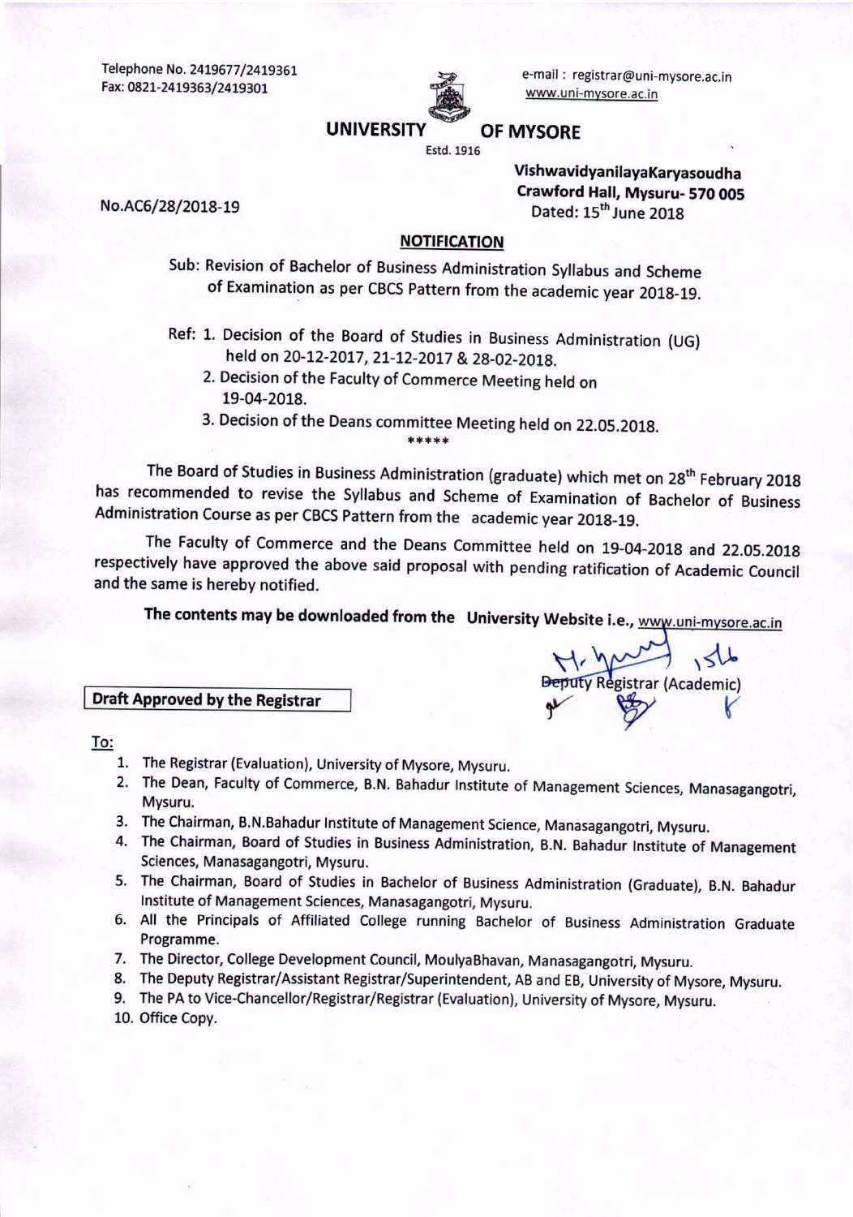Telephone No. 2419677/2419361
Fax: 0821-2419363/2419301

e-mail : registrar@uni-mysore.ac.in
www.uni-mysore.ac.in

# UNIVERSITY OF MYSORE

Estd. 1916

**VishwavidyanilayaKaryasoudha**
**Crawford Hall, Mysuru- 570 005**
Dated: 15th June 2018

No.AC6/28/2018-19

## NOTIFICATION

Sub: Revision of Bachelor of Business Administration Syllabus and Scheme of Examination as per CBCS Pattern from the academic year 2018-19.

Ref: 1. Decision of the Board of Studies in Business Administration (UG) held on 20-12-2017, 21-12-2017 & 28-02-2018.
2. Decision of the Faculty of Commerce Meeting held on 19-04-2018.
3. Decision of the Deans committee Meeting held on 22.05.2018.

*****

The Board of Studies in Business Administration (graduate) which met on 28th February 2018 has recommended to revise the Syllabus and Scheme of Examination of Bachelor of Business Administration Course as per CBCS Pattern from the academic year 2018-19.

The Faculty of Commerce and the Deans Committee held on 19-04-2018 and 22.05.2018 respectively have approved the above said proposal with pending ratification of Academic Council and the same is hereby notified.

**The contents may be downloaded from the University Website i.e., www.uni-mysore.ac.in**

Deputy Registrar (Academic)

**Draft Approved by the Registrar**

To:

1. The Registrar (Evaluation), University of Mysore, Mysuru.
2. The Dean, Faculty of Commerce, B.N. Bahadur Institute of Management Sciences, Manasagangotri, Mysuru.
3. The Chairman, B.N.Bahadur Institute of Management Science, Manasagangotri, Mysuru.
4. The Chairman, Board of Studies in Business Administration, B.N. Bahadur Institute of Management Sciences, Manasagangotri, Mysuru.
5. The Chairman, Board of Studies in Bachelor of Business Administration (Graduate), B.N. Bahadur Institute of Management Sciences, Manasagangotri, Mysuru.
6. All the Principals of Affiliated College running Bachelor of Business Administration Graduate Programme.
7. The Director, College Development Council, MoulyaBhavan, Manasagangotri, Mysuru.
8. The Deputy Registrar/Assistant Registrar/Superintendent, AB and EB, University of Mysore, Mysuru.
9. The PA to Vice-Chancellor/Registrar/Registrar (Evaluation), University of Mysore, Mysuru.
10. Office Copy.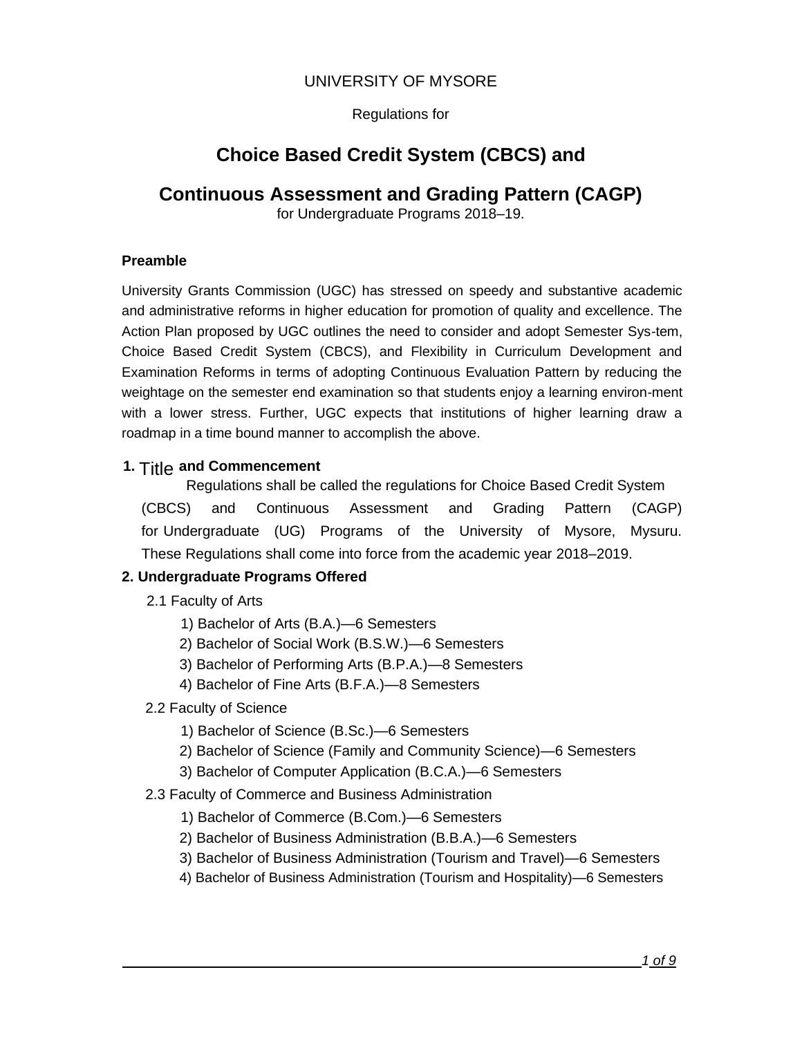UNIVERSITY OF MYSORE

Regulations for

# Choice Based Credit System (CBCS) and

# Continuous Assessment and Grading Pattern (CAGP)

for Undergraduate Programs 2018–19.

### Preamble

University Grants Commission (UGC) has stressed on speedy and substantive academic and administrative reforms in higher education for promotion of quality and excellence. The Action Plan proposed by UGC outlines the need to consider and adopt Semester Sys-tem, Choice Based Credit System (CBCS), and Flexibility in Curriculum Development and Examination Reforms in terms of adopting Continuous Evaluation Pattern by reducing the weightage on the semester end examination so that students enjoy a learning environ-ment with a lower stress. Further, UGC expects that institutions of higher learning draw a roadmap in a time bound manner to accomplish the above.

### 1. Title and Commencement

Regulations shall be called the regulations for Choice Based Credit System (CBCS) and Continuous Assessment and Grading Pattern (CAGP) for Undergraduate (UG) Programs of the University of Mysore, Mysuru. These Regulations shall come into force from the academic year 2018–2019.

### 2. Undergraduate Programs Offered

2.1 Faculty of Arts

1) Bachelor of Arts (B.A.)—6 Semesters
2) Bachelor of Social Work (B.S.W.)—6 Semesters
3) Bachelor of Performing Arts (B.P.A.)—8 Semesters
4) Bachelor of Fine Arts (B.F.A.)—8 Semesters

2.2 Faculty of Science

1) Bachelor of Science (B.Sc.)—6 Semesters
2) Bachelor of Science (Family and Community Science)—6 Semesters
3) Bachelor of Computer Application (B.C.A.)—6 Semesters

2.3 Faculty of Commerce and Business Administration

1) Bachelor of Commerce (B.Com.)—6 Semesters
2) Bachelor of Business Administration (B.B.A.)—6 Semesters
3) Bachelor of Business Administration (Tourism and Travel)—6 Semesters
4) Bachelor of Business Administration (Tourism and Hospitality)—6 Semesters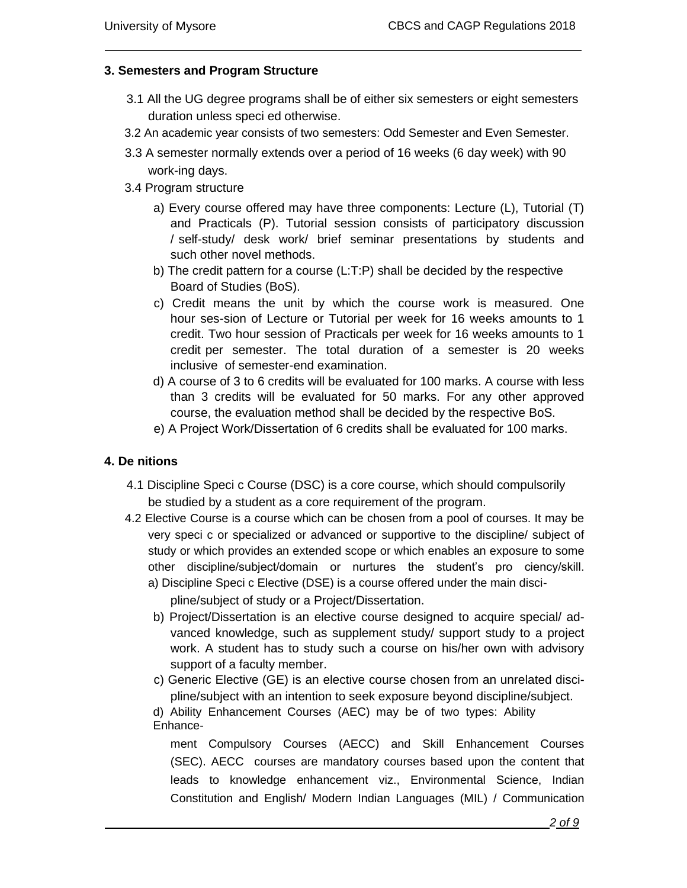### 3. Semesters and Program Structure

3.1 All the UG degree programs shall be of either six semesters or eight semesters duration unless speci ed otherwise.

3.2 An academic year consists of two semesters: Odd Semester and Even Semester.

3.3 A semester normally extends over a period of 16 weeks (6 day week) with 90 work-ing days.

3.4 Program structure

a) Every course offered may have three components: Lecture (L), Tutorial (T) and Practicals (P). Tutorial session consists of participatory discussion / self-study/ desk work/ brief seminar presentations by students and such other novel methods.

b) The credit pattern for a course (L:T:P) shall be decided by the respective Board of Studies (BoS).

c) Credit means the unit by which the course work is measured. One hour ses-sion of Lecture or Tutorial per week for 16 weeks amounts to 1 credit. Two hour session of Practicals per week for 16 weeks amounts to 1 credit per semester. The total duration of a semester is 20 weeks inclusive of semester-end examination.

d) A course of 3 to 6 credits will be evaluated for 100 marks. A course with less than 3 credits will be evaluated for 50 marks. For any other approved course, the evaluation method shall be decided by the respective BoS.

e) A Project Work/Dissertation of 6 credits shall be evaluated for 100 marks.

### 4. De nitions

4.1 Discipline Speci c Course (DSC) is a core course, which should compulsorily be studied by a student as a core requirement of the program.

4.2 Elective Course is a course which can be chosen from a pool of courses. It may be very speci c or specialized or advanced or supportive to the discipline/ subject of study or which provides an extended scope or which enables an exposure to some other discipline/subject/domain or nurtures the student's pro ciency/skill.

a) Discipline Speci c Elective (DSE) is a course offered under the main disci-pline/subject of study or a Project/Dissertation.

b) Project/Dissertation is an elective course designed to acquire special/ ad-vanced knowledge, such as supplement study/ support study to a project work. A student has to study such a course on his/her own with advisory support of a faculty member.

c) Generic Elective (GE) is an elective course chosen from an unrelated disci-pline/subject with an intention to seek exposure beyond discipline/subject.

d) Ability Enhancement Courses (AEC) may be of two types: Ability Enhance-ment Compulsory Courses (AECC) and Skill Enhancement Courses (SEC). AECC courses are mandatory courses based upon the content that leads to knowledge enhancement viz., Environmental Science, Indian Constitution and English/ Modern Indian Languages (MIL) / Communication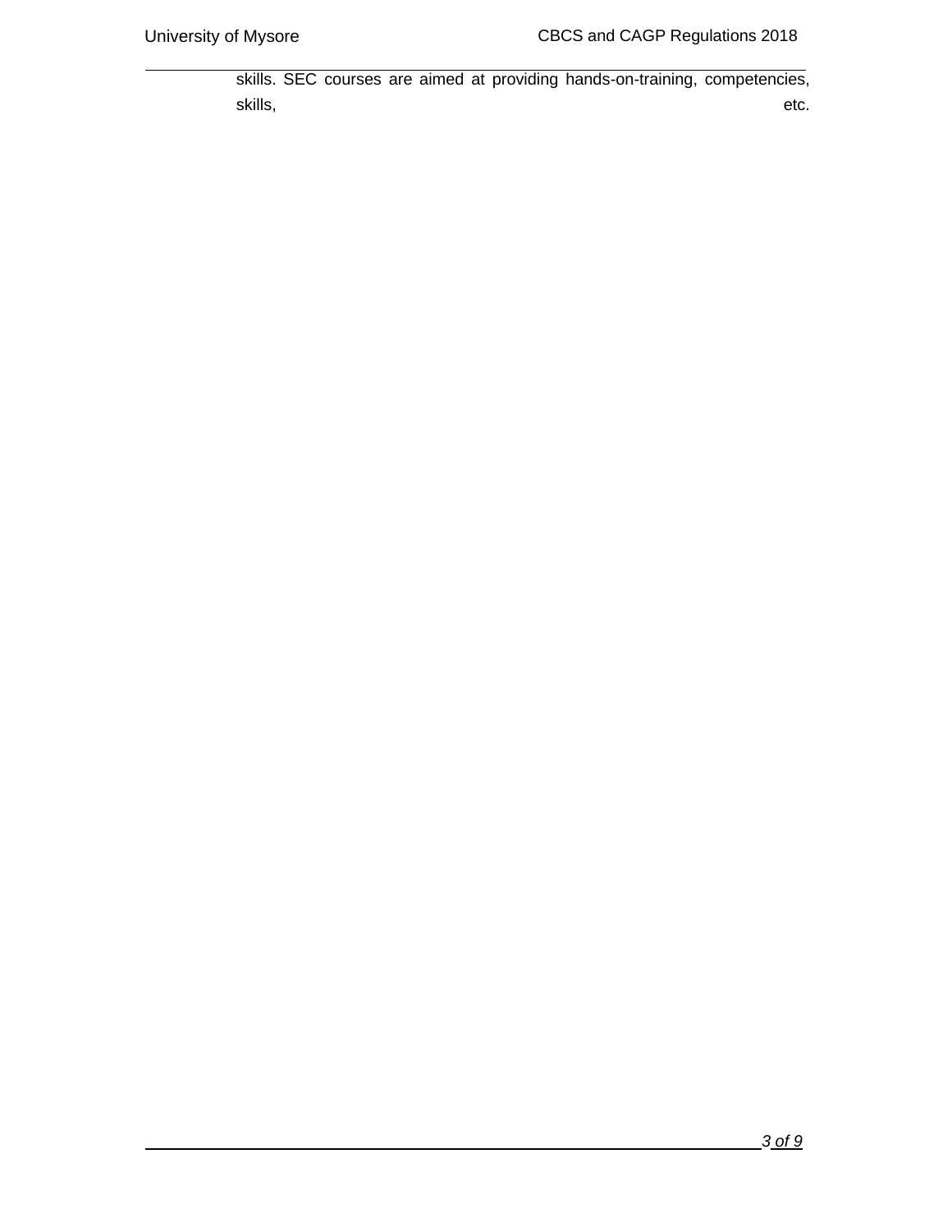skills. SEC courses are aimed at providing hands-on-training, competencies, skills, etc.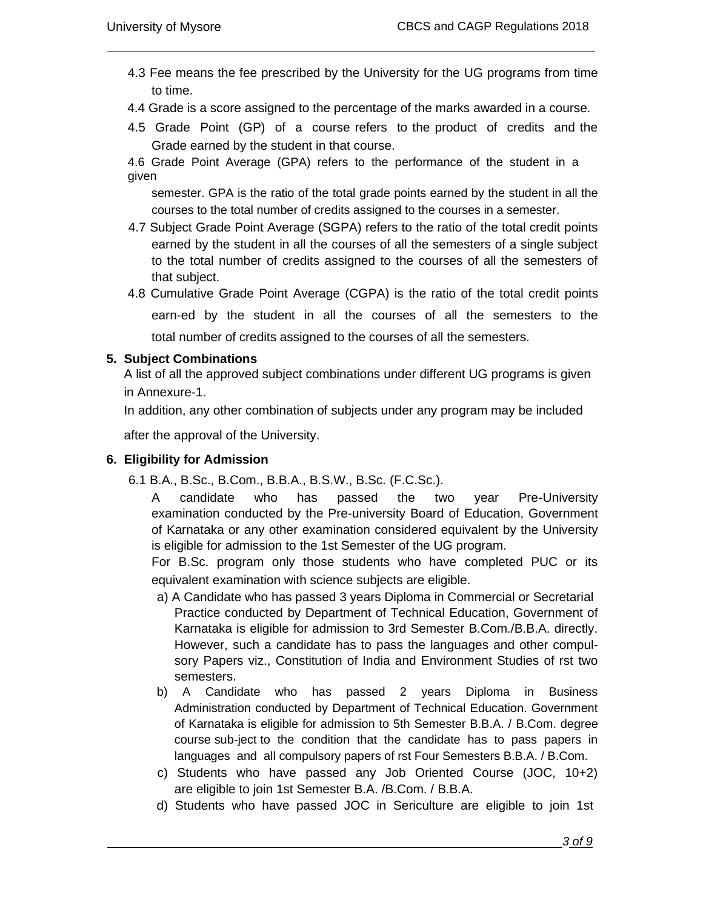4.3 Fee means the fee prescribed by the University for the UG programs from time to time.

4.4 Grade is a score assigned to the percentage of the marks awarded in a course.

4.5 Grade Point (GP) of a course refers to the product of credits and the Grade earned by the student in that course.

4.6 Grade Point Average (GPA) refers to the performance of the student in a given semester. GPA is the ratio of the total grade points earned by the student in all the courses to the total number of credits assigned to the courses in a semester.

4.7 Subject Grade Point Average (SGPA) refers to the ratio of the total credit points earned by the student in all the courses of all the semesters of a single subject to the total number of credits assigned to the courses of all the semesters of that subject.

4.8 Cumulative Grade Point Average (CGPA) is the ratio of the total credit points earn-ed by the student in all the courses of all the semesters to the total number of credits assigned to the courses of all the semesters.

## 5. Subject Combinations

A list of all the approved subject combinations under different UG programs is given in Annexure-1.

In addition, any other combination of subjects under any program may be included after the approval of the University.

## 6. Eligibility for Admission

6.1 B.A., B.Sc., B.Com., B.B.A., B.S.W., B.Sc. (F.C.Sc.).

A candidate who has passed the two year Pre-University examination conducted by the Pre-university Board of Education, Government of Karnataka or any other examination considered equivalent by the University is eligible for admission to the 1st Semester of the UG program.

For B.Sc. program only those students who have completed PUC or its equivalent examination with science subjects are eligible.

a) A Candidate who has passed 3 years Diploma in Commercial or Secretarial Practice conducted by Department of Technical Education, Government of Karnataka is eligible for admission to 3rd Semester B.Com./B.B.A. directly. However, such a candidate has to pass the languages and other compul-sory Papers viz., Constitution of India and Environment Studies of rst two semesters.

b) A Candidate who has passed 2 years Diploma in Business Administration conducted by Department of Technical Education. Government of Karnataka is eligible for admission to 5th Semester B.B.A. / B.Com. degree course sub-ject to the condition that the candidate has to pass papers in languages and all compulsory papers of rst Four Semesters B.B.A. / B.Com.

c) Students who have passed any Job Oriented Course (JOC, 10+2) are eligible to join 1st Semester B.A. /B.Com. / B.B.A.

d) Students who have passed JOC in Sericulture are eligible to join 1st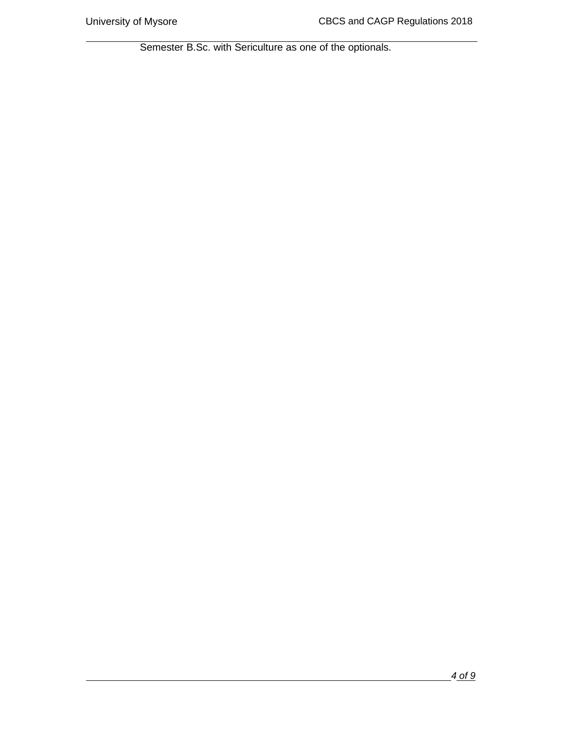Semester B.Sc. with Sericulture as one of the optionals.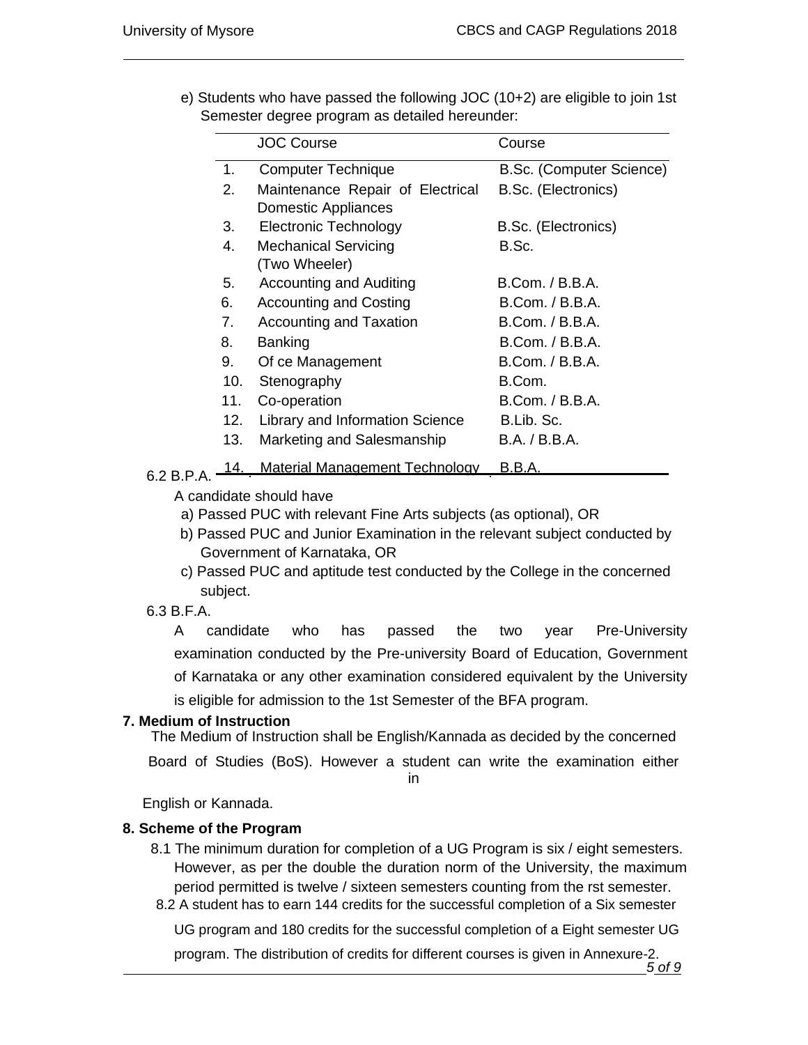e) Students who have passed the following JOC (10+2) are eligible to join 1st Semester degree program as detailed hereunder:

| | JOC Course | Course |
|---|---|---|
| 1. | Computer Technique | B.Sc. (Computer Science) |
| 2. | Maintenance Repair of Electrical Domestic Appliances | B.Sc. (Electronics) |
| 3. | Electronic Technology | B.Sc. (Electronics) |
| 4. | Mechanical Servicing (Two Wheeler) | B.Sc. |
| 5. | Accounting and Auditing | B.Com. / B.B.A. |
| 6. | Accounting and Costing | B.Com. / B.B.A. |
| 7. | Accounting and Taxation | B.Com. / B.B.A. |
| 8. | Banking | B.Com. / B.B.A. |
| 9. | Of ce Management | B.Com. / B.B.A. |
| 10. | Stenography | B.Com. |
| 11. | Co-operation | B.Com. / B.B.A. |
| 12. | Library and Information Science | B.Lib. Sc. |
| 13. | Marketing and Salesmanship | B.A. / B.B.A. |
| 14. | Material Management Technology | B.B.A. |

6.2 B.P.A.

A candidate should have

a) Passed PUC with relevant Fine Arts subjects (as optional), OR

b) Passed PUC and Junior Examination in the relevant subject conducted by Government of Karnataka, OR

c) Passed PUC and aptitude test conducted by the College in the concerned subject.

6.3 B.F.A.

A candidate who has passed the two year Pre-University examination conducted by the Pre-university Board of Education, Government of Karnataka or any other examination considered equivalent by the University is eligible for admission to the 1st Semester of the BFA program.

**7. Medium of Instruction**

The Medium of Instruction shall be English/Kannada as decided by the concerned Board of Studies (BoS). However a student can write the examination either in English or Kannada.

**8. Scheme of the Program**

8.1 The minimum duration for completion of a UG Program is six / eight semesters. However, as per the double the duration norm of the University, the maximum period permitted is twelve / sixteen semesters counting from the rst semester.

8.2 A student has to earn 144 credits for the successful completion of a Six semester UG program and 180 credits for the successful completion of a Eight semester UG program. The distribution of credits for different courses is given in Annexure-2.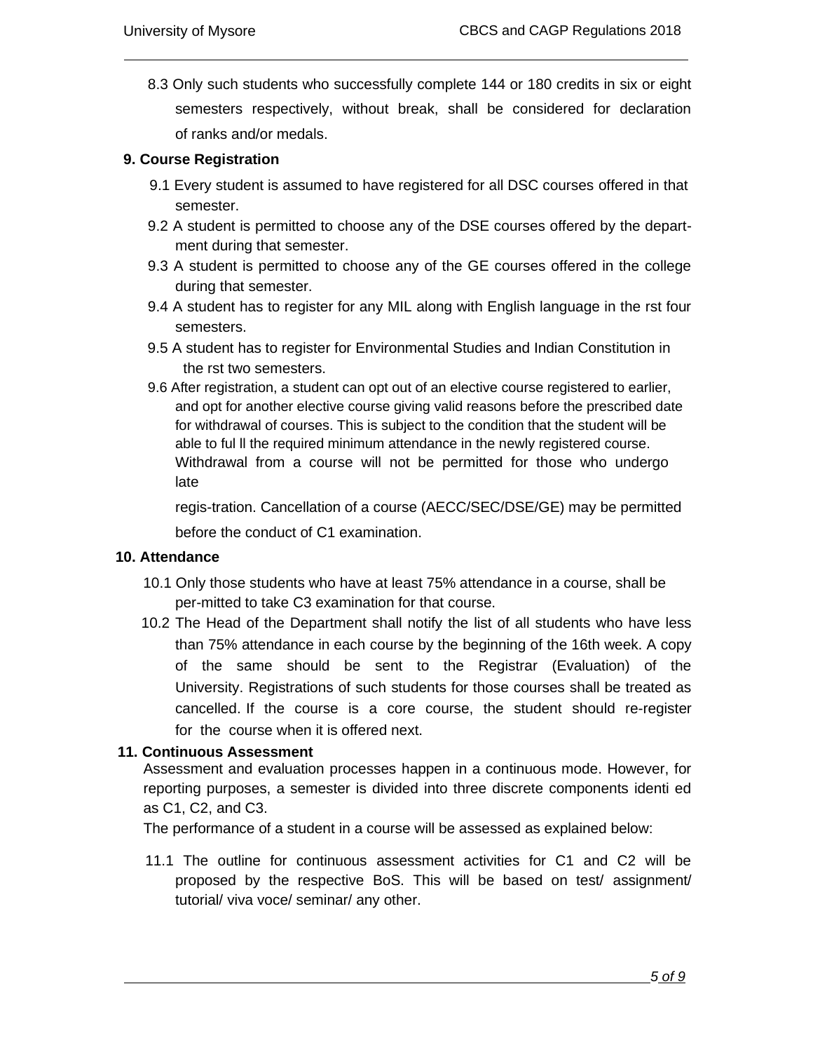8.3 Only such students who successfully complete 144 or 180 credits in six or eight semesters respectively, without break, shall be considered for declaration of ranks and/or medals.

## 9. Course Registration

9.1 Every student is assumed to have registered for all DSC courses offered in that semester.

9.2 A student is permitted to choose any of the DSE courses offered by the department during that semester.

9.3 A student is permitted to choose any of the GE courses offered in the college during that semester.

9.4 A student has to register for any MIL along with English language in the rst four semesters.

9.5 A student has to register for Environmental Studies and Indian Constitution in the rst two semesters.

9.6 After registration, a student can opt out of an elective course registered to earlier, and opt for another elective course giving valid reasons before the prescribed date for withdrawal of courses. This is subject to the condition that the student will be able to ful ll the required minimum attendance in the newly registered course. Withdrawal from a course will not be permitted for those who undergo late regis-tration. Cancellation of a course (AECC/SEC/DSE/GE) may be permitted before the conduct of C1 examination.

## 10. Attendance

10.1 Only those students who have at least 75% attendance in a course, shall be per-mitted to take C3 examination for that course.

10.2 The Head of the Department shall notify the list of all students who have less than 75% attendance in each course by the beginning of the 16th week. A copy of the same should be sent to the Registrar (Evaluation) of the University. Registrations of such students for those courses shall be treated as cancelled. If the course is a core course, the student should re-register for the course when it is offered next.

## 11. Continuous Assessment

Assessment and evaluation processes happen in a continuous mode. However, for reporting purposes, a semester is divided into three discrete components identi ed as C1, C2, and C3.

The performance of a student in a course will be assessed as explained below:

11.1 The outline for continuous assessment activities for C1 and C2 will be proposed by the respective BoS. This will be based on test/ assignment/ tutorial/ viva voce/ seminar/ any other.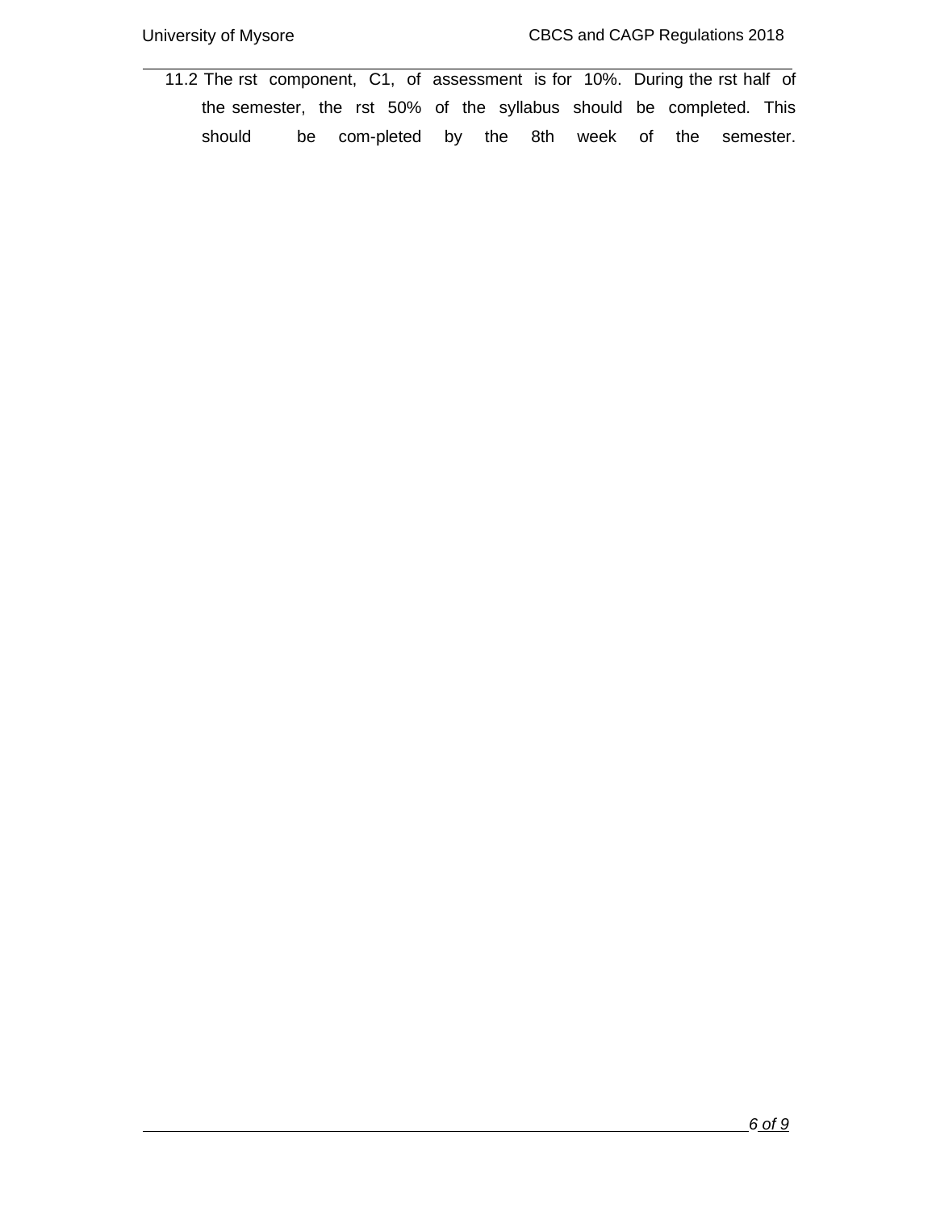11.2 The rst component, C1, of assessment is for 10%. During the rst half of the semester, the rst 50% of the syllabus should be completed. This should be com-pleted by the 8th week of the semester.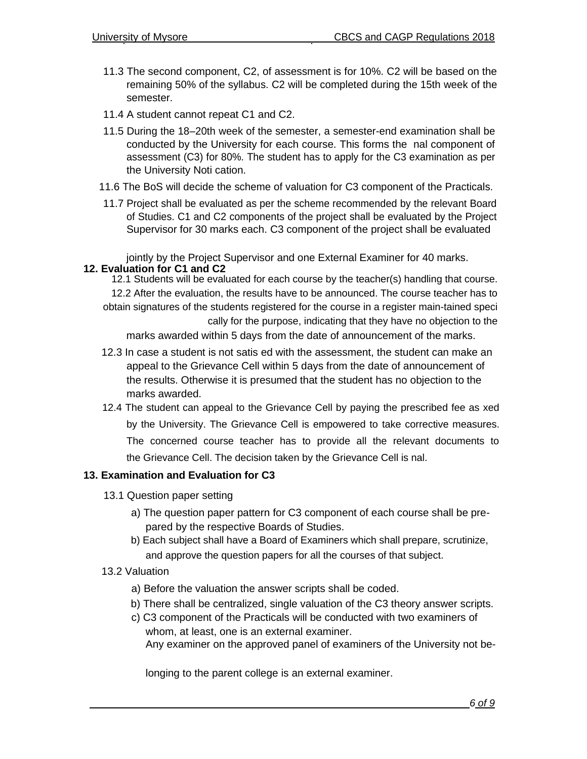11.3 The second component, C2, of assessment is for 10%. C2 will be based on the remaining 50% of the syllabus. C2 will be completed during the 15th week of the semester.

11.4 A student cannot repeat C1 and C2.

11.5 During the 18–20th week of the semester, a semester-end examination shall be conducted by the University for each course. This forms the nal component of assessment (C3) for 80%. The student has to apply for the C3 examination as per the University Noti cation.

11.6 The BoS will decide the scheme of valuation for C3 component of the Practicals.

11.7 Project shall be evaluated as per the scheme recommended by the relevant Board of Studies. C1 and C2 components of the project shall be evaluated by the Project Supervisor for 30 marks each. C3 component of the project shall be evaluated jointly by the Project Supervisor and one External Examiner for 40 marks.

**12. Evaluation for C1 and C2**

12.1 Students will be evaluated for each course by the teacher(s) handling that course.

12.2 After the evaluation, the results have to be announced. The course teacher has to obtain signatures of the students registered for the course in a register main-tained speci cally for the purpose, indicating that they have no objection to the marks awarded within 5 days from the date of announcement of the marks.

12.3 In case a student is not satis ed with the assessment, the student can make an appeal to the Grievance Cell within 5 days from the date of announcement of the results. Otherwise it is presumed that the student has no objection to the marks awarded.

12.4 The student can appeal to the Grievance Cell by paying the prescribed fee as xed by the University. The Grievance Cell is empowered to take corrective measures. The concerned course teacher has to provide all the relevant documents to the Grievance Cell. The decision taken by the Grievance Cell is nal.

**13. Examination and Evaluation for C3**

13.1 Question paper setting

a) The question paper pattern for C3 component of each course shall be pre-pared by the respective Boards of Studies.

b) Each subject shall have a Board of Examiners which shall prepare, scrutinize, and approve the question papers for all the courses of that subject.

13.2 Valuation

a) Before the valuation the answer scripts shall be coded.

b) There shall be centralized, single valuation of the C3 theory answer scripts.

c) C3 component of the Practicals will be conducted with two examiners of whom, at least, one is an external examiner.
Any examiner on the approved panel of examiners of the University not be-longing to the parent college is an external examiner.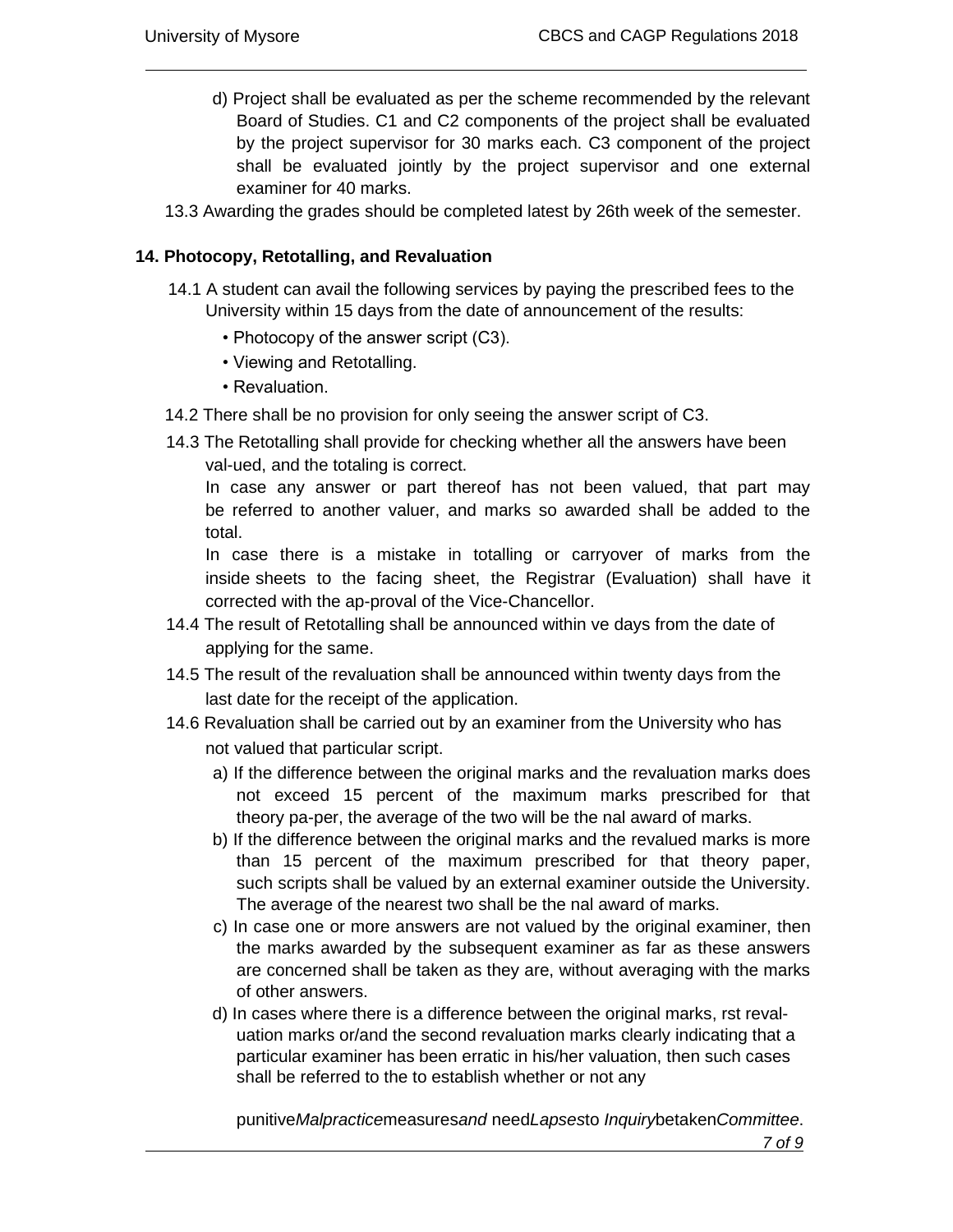d) Project shall be evaluated as per the scheme recommended by the relevant Board of Studies. C1 and C2 components of the project shall be evaluated by the project supervisor for 30 marks each. C3 component of the project shall be evaluated jointly by the project supervisor and one external examiner for 40 marks.

13.3 Awarding the grades should be completed latest by 26th week of the semester.

## 14. Photocopy, Retotalling, and Revaluation

14.1 A student can avail the following services by paying the prescribed fees to the University within 15 days from the date of announcement of the results:

- Photocopy of the answer script (C3).
- Viewing and Retotalling.
- Revaluation.

14.2 There shall be no provision for only seeing the answer script of C3.

14.3 The Retotalling shall provide for checking whether all the answers have been val-ued, and the totaling is correct.

In case any answer or part thereof has not been valued, that part may be referred to another valuer, and marks so awarded shall be added to the total.

In case there is a mistake in totalling or carryover of marks from the inside sheets to the facing sheet, the Registrar (Evaluation) shall have it corrected with the ap-proval of the Vice-Chancellor.

14.4 The result of Retotalling shall be announced within ve days from the date of applying for the same.

14.5 The result of the revaluation shall be announced within twenty days from the last date for the receipt of the application.

14.6 Revaluation shall be carried out by an examiner from the University who has not valued that particular script.

a) If the difference between the original marks and the revaluation marks does not exceed 15 percent of the maximum marks prescribed for that theory pa-per, the average of the two will be the nal award of marks.

b) If the difference between the original marks and the revalued marks is more than 15 percent of the maximum prescribed for that theory paper, such scripts shall be valued by an external examiner outside the University. The average of the nearest two shall be the nal award of marks.

c) In case one or more answers are not valued by the original examiner, then the marks awarded by the subsequent examiner as far as these answers are concerned shall be taken as they are, without averaging with the marks of other answers.

d) In cases where there is a difference between the original marks, rst reval-uation marks or/and the second revaluation marks clearly indicating that a particular examiner has been erratic in his/her valuation, then such cases shall be referred to the to establish whether or not any

punitive*Malpractice*measures*and* need*Lapses*to *Inquiry*betaken*Committee.*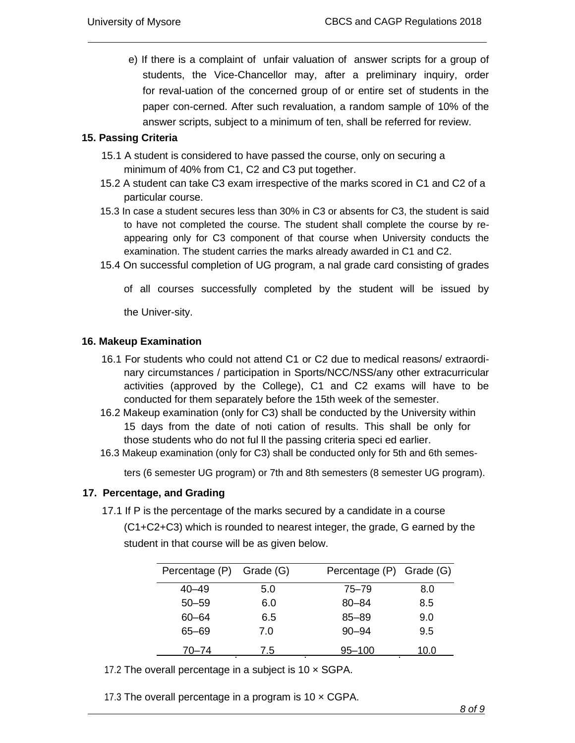e) If there is a complaint of unfair valuation of answer scripts for a group of students, the Vice-Chancellor may, after a preliminary inquiry, order for reval-uation of the concerned group of or entire set of students in the paper con-cerned. After such revaluation, a random sample of 10% of the answer scripts, subject to a minimum of ten, shall be referred for review.

## 15. Passing Criteria

15.1 A student is considered to have passed the course, only on securing a minimum of 40% from C1, C2 and C3 put together.

15.2 A student can take C3 exam irrespective of the marks scored in C1 and C2 of a particular course.

15.3 In case a student secures less than 30% in C3 or absents for C3, the student is said to have not completed the course. The student shall complete the course by re-appearing only for C3 component of that course when University conducts the examination. The student carries the marks already awarded in C1 and C2.

15.4 On successful completion of UG program, a nal grade card consisting of grades of all courses successfully completed by the student will be issued by the Univer-sity.

## 16. Makeup Examination

16.1 For students who could not attend C1 or C2 due to medical reasons/ extraordi-nary circumstances / participation in Sports/NCC/NSS/any other extracurricular activities (approved by the College), C1 and C2 exams will have to be conducted for them separately before the 15th week of the semester.

16.2 Makeup examination (only for C3) shall be conducted by the University within 15 days from the date of noti cation of results. This shall be only for those students who do not ful ll the passing criteria speci ed earlier.

16.3 Makeup examination (only for C3) shall be conducted only for 5th and 6th semes-ters (6 semester UG program) or 7th and 8th semesters (8 semester UG program).

## 17. Percentage, and Grading

17.1 If P is the percentage of the marks secured by a candidate in a course (C1+C2+C3) which is rounded to nearest integer, the grade, G earned by the student in that course will be as given below.

| Percentage (P) | Grade (G) | Percentage (P) | Grade (G) |
|---|---|---|---|
| 40–49 | 5.0 | 75–79 | 8.0 |
| 50–59 | 6.0 | 80–84 | 8.5 |
| 60–64 | 6.5 | 85–89 | 9.0 |
| 65–69 | 7.0 | 90–94 | 9.5 |
| 70–74 | 7.5 | 95–100 | 10.0 |

17.2 The overall percentage in a subject is 10 × SGPA.

17.3 The overall percentage in a program is 10 × CGPA.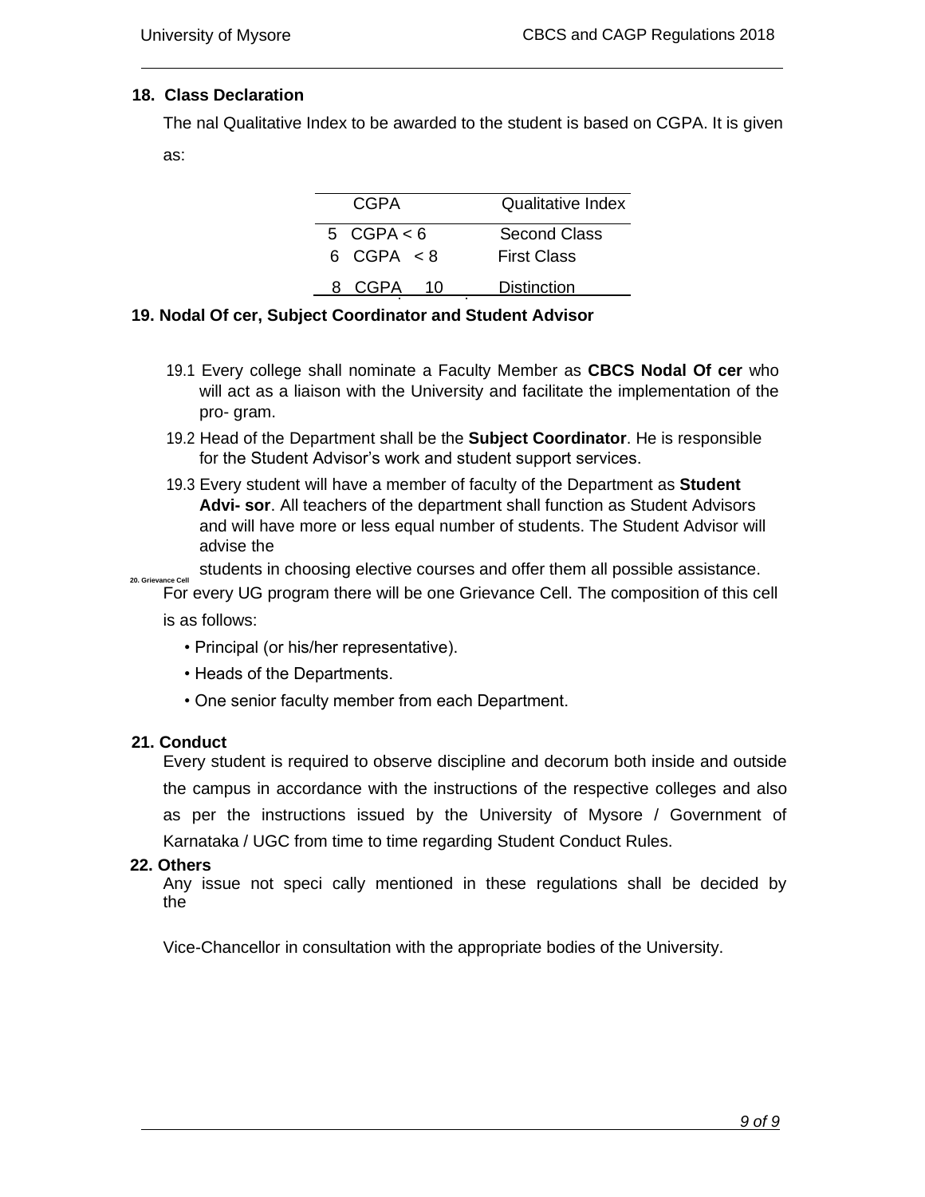## 18. Class Declaration

The nal Qualitative Index to be awarded to the student is based on CGPA. It is given as:

| CGPA | Qualitative Index |
|---|---|
| 5 CGPA < 6 | Second Class |
| 6 CGPA < 8 | First Class |
| 8 CGPA 10 | Distinction |

## 19. Nodal Of cer, Subject Coordinator and Student Advisor

19.1 Every college shall nominate a Faculty Member as **CBCS Nodal Of cer** who will act as a liaison with the University and facilitate the implementation of the pro- gram.

19.2 Head of the Department shall be the **Subject Coordinator**. He is responsible for the Student Advisor's work and student support services.

19.3 Every student will have a member of faculty of the Department as **Student Advi- sor**. All teachers of the department shall function as Student Advisors and will have more or less equal number of students. The Student Advisor will advise the students in choosing elective courses and offer them all possible assistance.

## 20. Grievance Cell

For every UG program there will be one Grievance Cell. The composition of this cell is as follows:

- Principal (or his/her representative).
- Heads of the Departments.
- One senior faculty member from each Department.

## 21. Conduct

Every student is required to observe discipline and decorum both inside and outside the campus in accordance with the instructions of the respective colleges and also as per the instructions issued by the University of Mysore / Government of Karnataka / UGC from time to time regarding Student Conduct Rules.

## 22. Others

Any issue not speci cally mentioned in these regulations shall be decided by the Vice-Chancellor in consultation with the appropriate bodies of the University.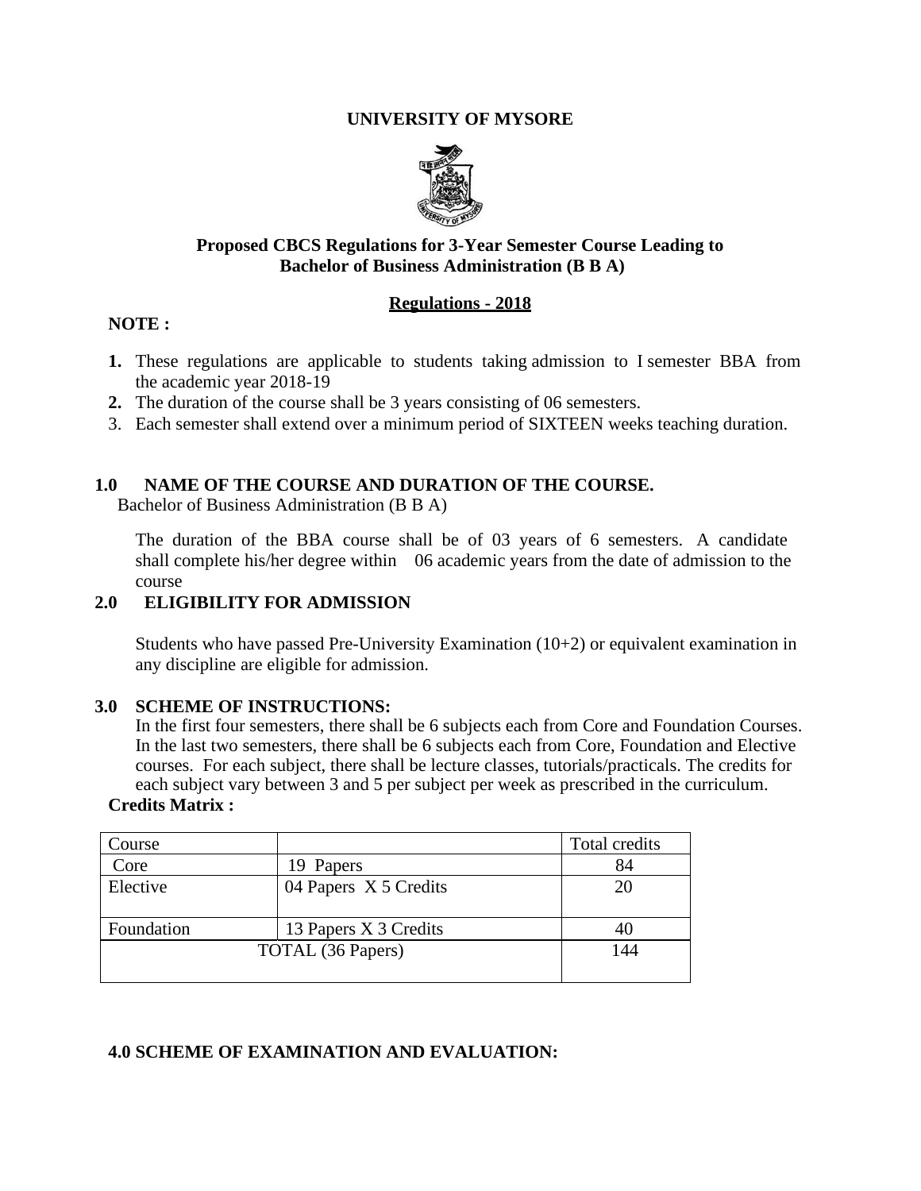# UNIVERSITY OF MYSORE

## Proposed CBCS Regulations for 3-Year Semester Course Leading to Bachelor of Business Administration (B B A)

## Regulations - 2018

**NOTE :**

1. These regulations are applicable to students taking admission to I semester BBA from the academic year 2018-19
2. The duration of the course shall be 3 years consisting of 06 semesters.
3. Each semester shall extend over a minimum period of SIXTEEN weeks teaching duration.

### 1.0 NAME OF THE COURSE AND DURATION OF THE COURSE.

Bachelor of Business Administration (B B A)

The duration of the BBA course shall be of 03 years of 6 semesters. A candidate shall complete his/her degree within 06 academic years from the date of admission to the course

### 2.0 ELIGIBILITY FOR ADMISSION

Students who have passed Pre-University Examination (10+2) or equivalent examination in any discipline are eligible for admission.

### 3.0 SCHEME OF INSTRUCTIONS:

In the first four semesters, there shall be 6 subjects each from Core and Foundation Courses. In the last two semesters, there shall be 6 subjects each from Core, Foundation and Elective courses. For each subject, there shall be lecture classes, tutorials/practicals. The credits for each subject vary between 3 and 5 per subject per week as prescribed in the curriculum.

**Credits Matrix :**

| Course | | Total credits |
|---|---|---|
| Core | 19 Papers | 84 |
| Elective | 04 Papers X 5 Credits | 20 |
| Foundation | 13 Papers X 3 Credits | 40 |
| TOTAL (36 Papers) | | 144 |

### 4.0 SCHEME OF EXAMINATION AND EVALUATION: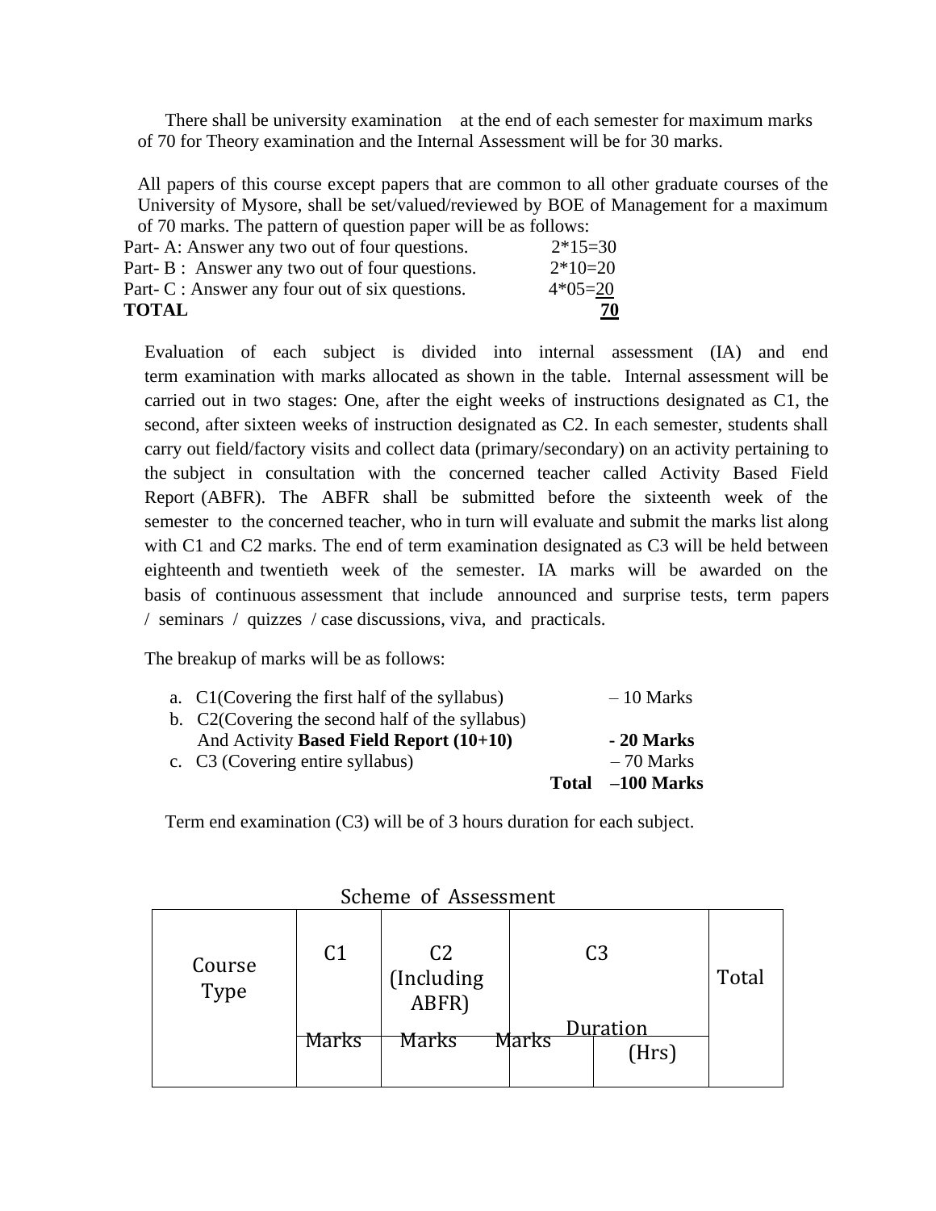There shall be university examination at the end of each semester for maximum marks of 70 for Theory examination and the Internal Assessment will be for 30 marks.

All papers of this course except papers that are common to all other graduate courses of the University of Mysore, shall be set/valued/reviewed by BOE of Management for a maximum of 70 marks. The pattern of question paper will be as follows:

| | |
|---|---|
| Part- A: Answer any two out of four questions. | 2*15=30 |
| Part- B : Answer any two out of four questions. | 2*10=20 |
| Part- C : Answer any four out of six questions. | 4*05=20 |
| **TOTAL** | **70** |

Evaluation of each subject is divided into internal assessment (IA) and end term examination with marks allocated as shown in the table. Internal assessment will be carried out in two stages: One, after the eight weeks of instructions designated as C1, the second, after sixteen weeks of instruction designated as C2. In each semester, students shall carry out field/factory visits and collect data (primary/secondary) on an activity pertaining to the subject in consultation with the concerned teacher called Activity Based Field Report (ABFR). The ABFR shall be submitted before the sixteenth week of the semester to the concerned teacher, who in turn will evaluate and submit the marks list along with C1 and C2 marks. The end of term examination designated as C3 will be held between eighteenth and twentieth week of the semester. IA marks will be awarded on the basis of continuous assessment that include announced and surprise tests, term papers / seminars / quizzes / case discussions, viva, and practicals.

The breakup of marks will be as follows:

| | |
|---|---|
| a. C1(Covering the first half of the syllabus) | – 10 Marks |
| b. C2(Covering the second half of the syllabus) And Activity **Based Field Report (10+10)** | **- 20 Marks** |
| c. C3 (Covering entire syllabus) | – 70 Marks |
| **Total** | **–100 Marks** |

Term end examination (C3) will be of 3 hours duration for each subject.

Scheme of Assessment

| Course Type | C1 | C2 (Including ABFR) | C3 | | Total |
|---|---|---|---|---|---|
| | Marks | Marks | Marks | Duration (Hrs) | |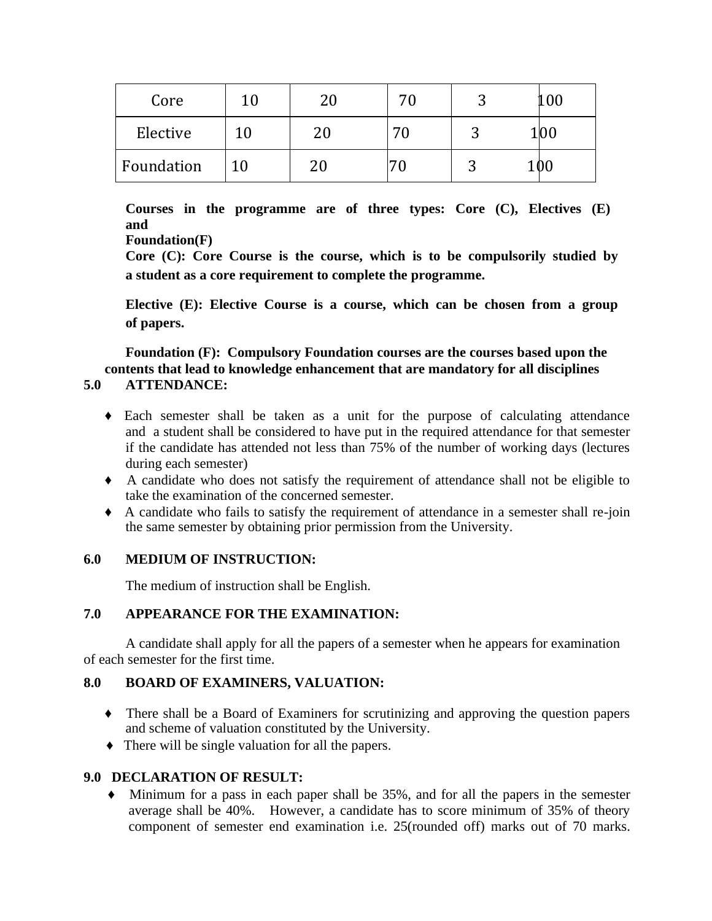| Core | 10 | 20 | 70 | 3 | 100 |
|---|---|---|---|---|---|
| Elective | 10 | 20 | 70 | 3 | 100 |
| Foundation | 10 | 20 | 70 | 3 | 100 |

**Courses in the programme are of three types: Core (C), Electives (E) and Foundation(F)**

**Core (C): Core Course is the course, which is to be compulsorily studied by a student as a core requirement to complete the programme.**

**Elective (E): Elective Course is a course, which can be chosen from a group of papers.**

**Foundation (F): Compulsory Foundation courses are the courses based upon the contents that lead to knowledge enhancement that are mandatory for all disciplines**

**5.0 ATTENDANCE:**

- Each semester shall be taken as a unit for the purpose of calculating attendance and a student shall be considered to have put in the required attendance for that semester if the candidate has attended not less than 75% of the number of working days (lectures during each semester)
- A candidate who does not satisfy the requirement of attendance shall not be eligible to take the examination of the concerned semester.
- A candidate who fails to satisfy the requirement of attendance in a semester shall re-join the same semester by obtaining prior permission from the University.

**6.0 MEDIUM OF INSTRUCTION:**

The medium of instruction shall be English.

**7.0 APPEARANCE FOR THE EXAMINATION:**

A candidate shall apply for all the papers of a semester when he appears for examination of each semester for the first time.

**8.0 BOARD OF EXAMINERS, VALUATION:**

- There shall be a Board of Examiners for scrutinizing and approving the question papers and scheme of valuation constituted by the University.
- There will be single valuation for all the papers.

**9.0 DECLARATION OF RESULT:**

- Minimum for a pass in each paper shall be 35%, and for all the papers in the semester average shall be 40%. However, a candidate has to score minimum of 35% of theory component of semester end examination i.e. 25(rounded off) marks out of 70 marks.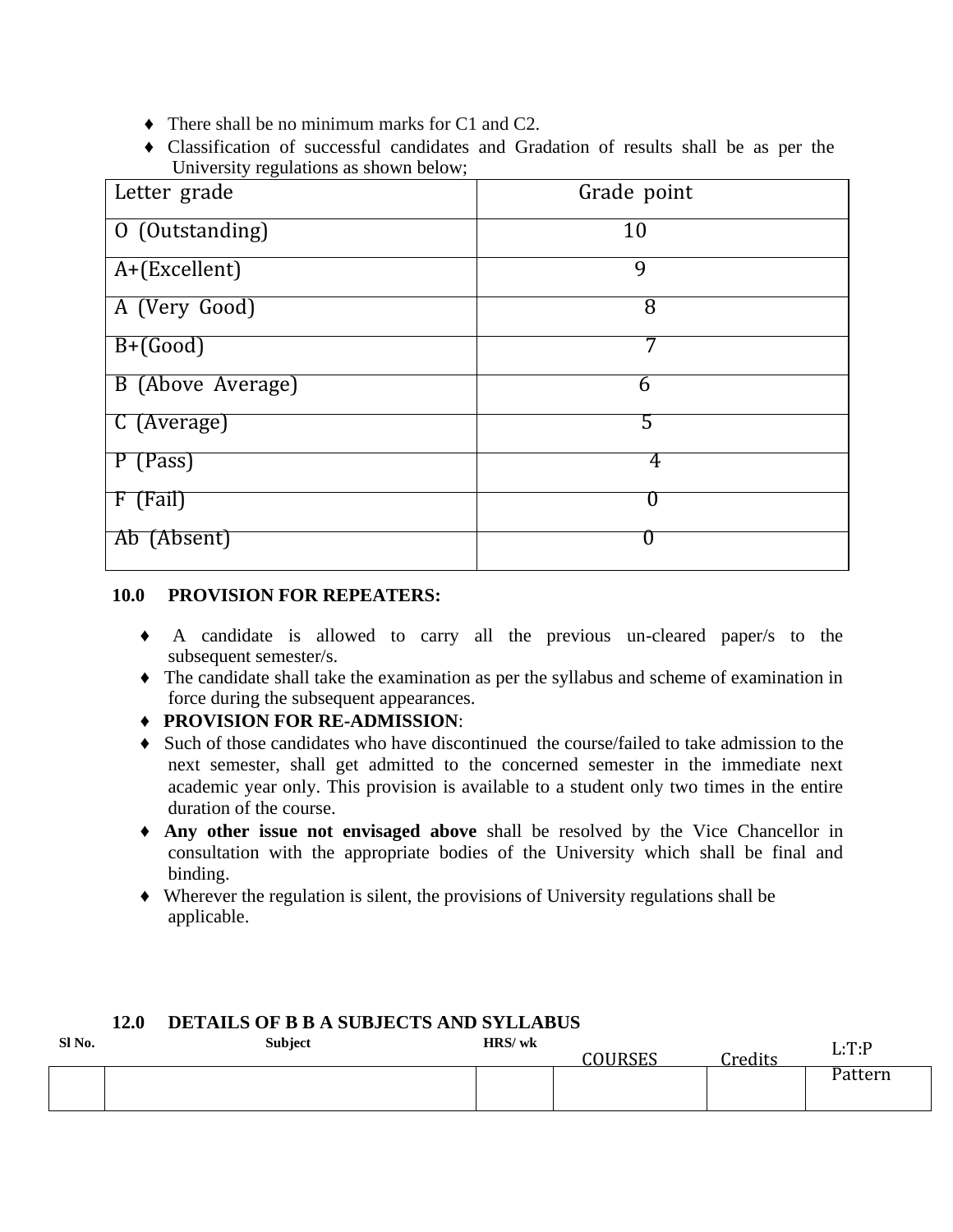- There shall be no minimum marks for C1 and C2.
- Classification of successful candidates and Gradation of results shall be as per the University regulations as shown below;

| Letter grade | Grade point |
|---|---|
| O (Outstanding) | 10 |
| A+(Excellent) | 9 |
| A (Very Good) | 8 |
| B+(Good) | 7 |
| B (Above Average) | 6 |
| C (Average) | 5 |
| P (Pass) | 4 |
| F (Fail) | 0 |
| Ab (Absent) | 0 |

**10.0 PROVISION FOR REPEATERS:**

- A candidate is allowed to carry all the previous un-cleared paper/s to the subsequent semester/s.
- The candidate shall take the examination as per the syllabus and scheme of examination in force during the subsequent appearances.
- **PROVISION FOR RE-ADMISSION**:
- Such of those candidates who have discontinued the course/failed to take admission to the next semester, shall get admitted to the concerned semester in the immediate next academic year only. This provision is available to a student only two times in the entire duration of the course.
- **Any other issue not envisaged above** shall be resolved by the Vice Chancellor in consultation with the appropriate bodies of the University which shall be final and binding.
- Wherever the regulation is silent, the provisions of University regulations shall be applicable.

**12.0 DETAILS OF B B A SUBJECTS AND SYLLABUS**

| Sl No. | Subject | HRS/ wk | COURSES | Credits | L:T:P Pattern |
|---|---|---|---|---|---|
| | | | | | |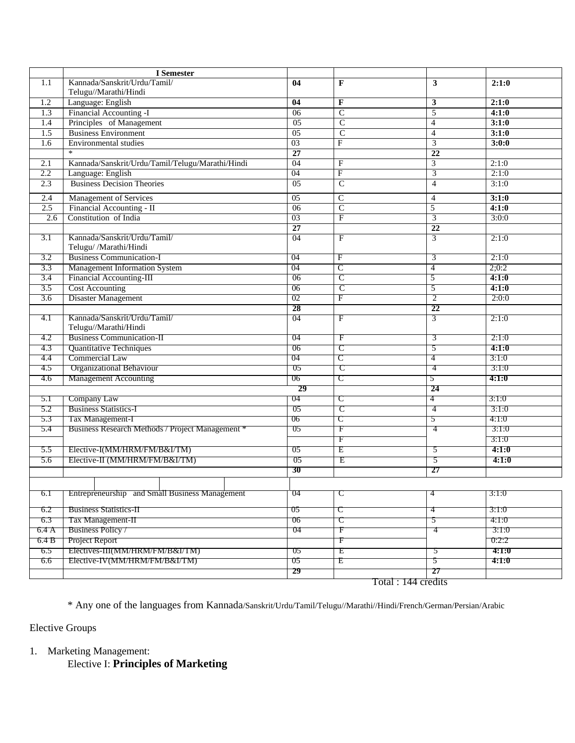|  | I Semester |  |  |  |  |
|---|---|---|---|---|---|
| 1.1 | Kannada/Sanskrit/Urdu/Tamil/ Telugu//Marathi/Hindi | **04** | **F** | **3** | **2:1:0** |
| 1.2 | Language: English | **04** | **F** | **3** | **2:1:0** |
| 1.3 | Financial Accounting -I | 06 | C | 5 | **4:1:0** |
| 1.4 | Principles of Management | 05 | C | 4 | **3:1:0** |
| 1.5 | Business Environment | 05 | C | 4 | **3:1:0** |
| 1.6 | Environmental studies | 03 | F | 3 | **3:0:0** |
|  | * | **27** |  | **22** |  |
| 2.1 | Kannada/Sanskrit/Urdu/Tamil/Telugu/Marathi/Hindi | 04 | F | 3 | 2:1:0 |
| 2.2 | Language: English | 04 | F | 3 | 2:1:0 |
| 2.3 | Business Decision Theories | 05 | C | 4 | 3:1:0 |
| 2.4 | Management of Services | 05 | C | 4 | **3:1:0** |
| 2.5 | Financial Accounting - II | 06 | C | 5 | **4:1:0** |
| 2.6 | Constitution of India | 03 | F | 3 | 3:0:0 |
|  |  | **27** |  | **22** |  |
| 3.1 | Kannada/Sanskrit/Urdu/Tamil/ Telugu/ /Marathi/Hindi | 04 | F | 3 | 2:1:0 |
| 3.2 | Business Communication-I | 04 | F | 3 | 2:1:0 |
| 3.3 | Management Information System | 04 | C | 4 | 2;0:2 |
| 3.4 | Financial Accounting-III | 06 | C | 5 | **4:1:0** |
| 3.5 | Cost Accounting | 06 | C | 5 | **4:1:0** |
| 3.6 | Disaster Management | 02 | F | 2 | 2:0:0 |
|  |  | **28** |  | **22** |  |
| 4.1 | Kannada/Sanskrit/Urdu/Tamil/ Telugu//Marathi/Hindi | 04 | F | 3 | 2:1:0 |
| 4.2 | Business Communication-II | 04 | F | 3 | 2:1:0 |
| 4.3 | Quantitative Techniques | 06 | C | 5 | **4:1:0** |
| 4.4 | Commercial Law | 04 | C | 4 | 3:1:0 |
| 4.5 | Organizational Behaviour | 05 | C | 4 | 3:1:0 |
| 4.6 | Management Accounting | 06 | C | 5 | **4:1:0** |
|  |  | **29** |  | **24** |  |
| 5.1 | Company Law | 04 | C | 4 | 3:1:0 |
| 5.2 | Business Statistics-I | 05 | C | 4 | 3:1:0 |
| 5.3 | Tax Management-I | 06 | C | 5 | 4:1:0 |
| 5.4 | Business Research Methods / Project Management * | 05 | F | 4 | 3:1:0 |
|  |  |  | F |  | 3:1:0 |
| 5.5 | Elective-I(MM/HRM/FM/B&I/TM) | 05 | E | 5 | **4:1:0** |
| 5.6 | Elective-II (MM/HRM/FM/B&I/TM) | 05 | E | 5 | **4:1:0** |
|  |  | **30** |  | **27** |  |
|  |  |  |  |  |  |
| 6.1 | Entrepreneurship and Small Business Management | 04 | C | 4 | 3:1:0 |
| 6.2 | Business Statistics-II | 05 | C | 4 | 3:1:0 |
| 6.3 | Tax Management-II | 06 | C | 5 | 4:1:0 |
| 6.4 A | Business Policy / | 04 | F | 4 | 3:1:0 |
| 6.4 B | Project Report |  | F |  | 0:2:2 |
| 6.5 | Electives-III(MM/HRM/FM/B&I/TM) | 05 | E | 5 | **4:1:0** |
| 6.6 | Elective-IV(MM/HRM/FM/B&I/TM) | 05 | E | 5 | **4:1:0** |
|  |  | **29** |  | **27** |  |

Total : 144 credits

\* Any one of the languages from Kannada/Sanskrit/Urdu/Tamil/Telugu//Marathi//Hindi/French/German/Persian/Arabic

Elective Groups

1. Marketing Management:
   Elective I: **Principles of Marketing**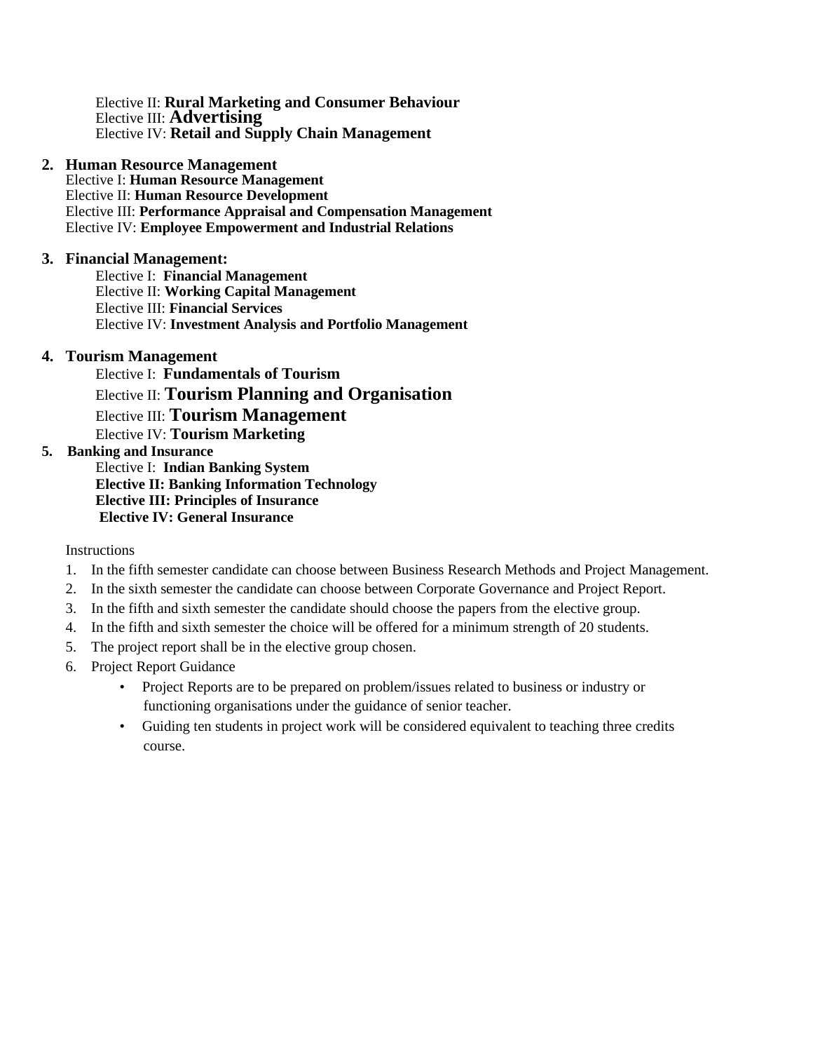Elective II: **Rural Marketing and Consumer Behaviour**
Elective III: **Advertising**
Elective IV: **Retail and Supply Chain Management**

**2. Human Resource Management**

Elective I: **Human Resource Management**
Elective II: **Human Resource Development**
Elective III: **Performance Appraisal and Compensation Management**
Elective IV: **Employee Empowerment and Industrial Relations**

**3. Financial Management:**

Elective I: **Financial Management**
Elective II: **Working Capital Management**
Elective III: **Financial Services**
Elective IV: **Investment Analysis and Portfolio Management**

**4. Tourism Management**

Elective I: **Fundamentals of Tourism**
Elective II: **Tourism Planning and Organisation**
Elective III: **Tourism Management**
Elective IV: **Tourism Marketing**

**5. Banking and Insurance**

Elective I: **Indian Banking System**
**Elective II: Banking Information Technology**
**Elective III: Principles of Insurance**
**Elective IV: General Insurance**

Instructions

1. In the fifth semester candidate can choose between Business Research Methods and Project Management.
2. In the sixth semester the candidate can choose between Corporate Governance and Project Report.
3. In the fifth and sixth semester the candidate should choose the papers from the elective group.
4. In the fifth and sixth semester the choice will be offered for a minimum strength of 20 students.
5. The project report shall be in the elective group chosen.
6. Project Report Guidance
   - Project Reports are to be prepared on problem/issues related to business or industry or functioning organisations under the guidance of senior teacher.
   - Guiding ten students in project work will be considered equivalent to teaching three credits course.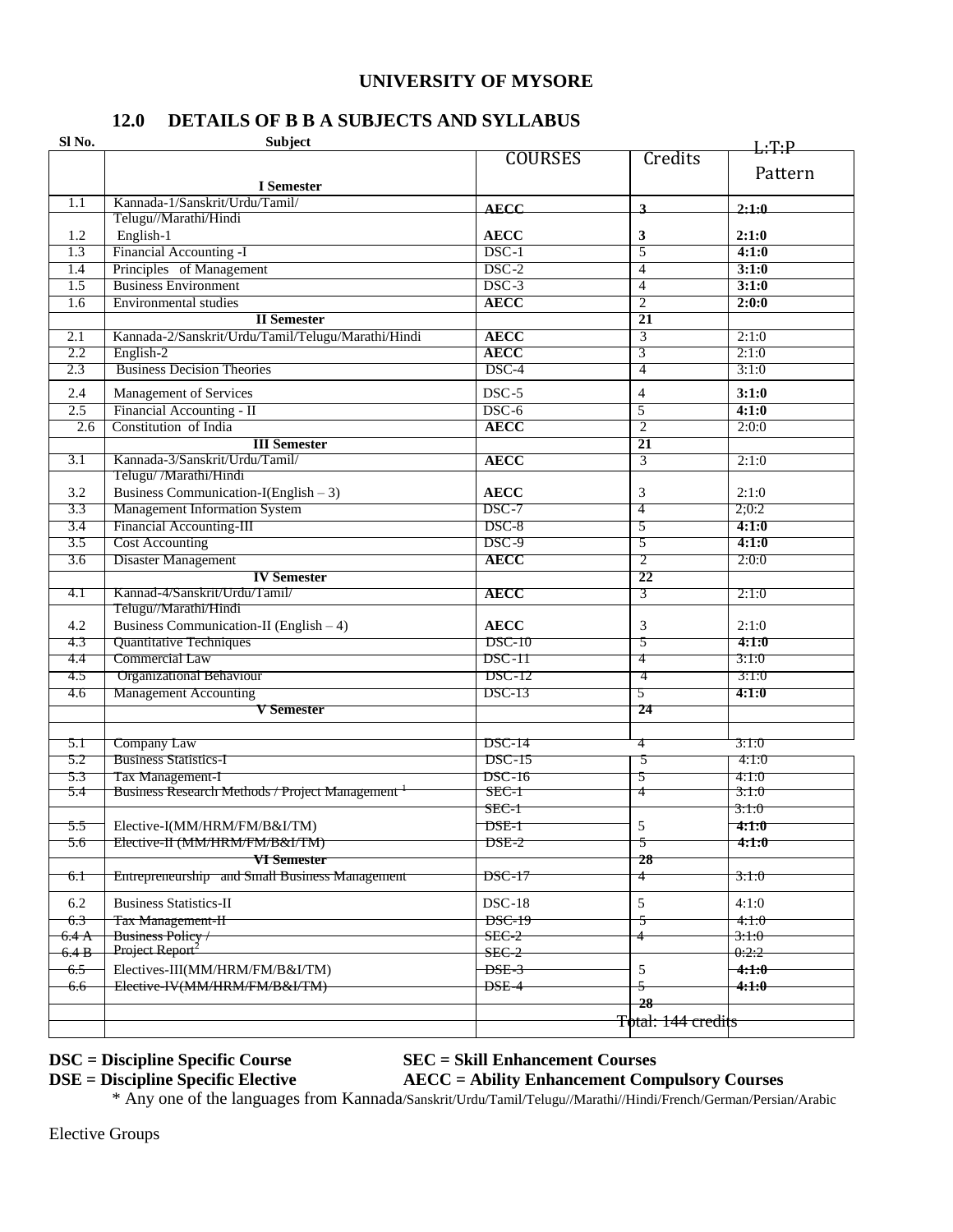# UNIVERSITY OF MYSORE

## 12.0 DETAILS OF B B A SUBJECTS AND SYLLABUS

| Sl No. | Subject | COURSES | Credits | L:T:P Pattern |
|---|---|---|---|---|
| | **I Semester** | | | |
| 1.1 | Kannada-1/Sanskrit/Urdu/Tamil/ Telugu//Marathi/Hindi | **AECC** | **3** | **2:1:0** |
| 1.2 | English-1 | **AECC** | **3** | **2:1:0** |
| 1.3 | Financial Accounting -I | DSC-1 | 5 | **4:1:0** |
| 1.4 | Principles of Management | DSC-2 | 4 | **3:1:0** |
| 1.5 | Business Environment | DSC-3 | 4 | **3:1:0** |
| 1.6 | Environmental studies | **AECC** | 2 | **2:0:0** |
| | **II Semester** | | **21** | |
| 2.1 | Kannada-2/Sanskrit/Urdu/Tamil/Telugu/Marathi/Hindi | **AECC** | 3 | 2:1:0 |
| 2.2 | English-2 | **AECC** | 3 | 2:1:0 |
| 2.3 | Business Decision Theories | DSC-4 | 4 | 3:1:0 |
| 2.4 | Management of Services | DSC-5 | 4 | **3:1:0** |
| 2.5 | Financial Accounting - II | DSC-6 | 5 | **4:1:0** |
| 2.6 | Constitution of India | **AECC** | 2 | 2:0:0 |
| | **III Semester** | | **21** | |
| 3.1 | Kannada-3/Sanskrit/Urdu/Tamil/ Telugu/ /Marathi/Hindi | **AECC** | 3 | 2:1:0 |
| 3.2 | Business Communication-I(English – 3) | **AECC** | 3 | 2:1:0 |
| 3.3 | Management Information System | DSC-7 | 4 | 2;0:2 |
| 3.4 | Financial Accounting-III | DSC-8 | 5 | **4:1:0** |
| 3.5 | Cost Accounting | DSC-9 | 5 | **4:1:0** |
| 3.6 | Disaster Management | **AECC** | 2 | 2:0:0 |
| | **IV Semester** | | **22** | |
| 4.1 | Kannad-4/Sanskrit/Urdu/Tamil/ Telugu//Marathi/Hindi | **AECC** | 3 | 2:1:0 |
| 4.2 | Business Communication-II (English – 4) | **AECC** | 3 | 2:1:0 |
| 4.3 | Quantitative Techniques | DSC-10 | 5 | **4:1:0** |
| 4.4 | Commercial Law | DSC-11 | 4 | 3:1:0 |
| 4.5 | Organizational Behaviour | DSC-12 | 4 | 3:1:0 |
| 4.6 | Management Accounting | DSC-13 | 5 | **4:1:0** |
| | **V Semester** | | **24** | |
| | | | | |
| 5.1 | Company Law | DSC-14 | 4 | 3:1:0 |
| 5.2 | Business Statistics-I | DSC-15 | 5 | 4:1:0 |
| 5.3 | Tax Management-I | DSC-16 | 5 | 4:1:0 |
| 5.4 | Business Research Methods / Project Management [1] | SEC-1 | 4 | 3:1:0 |
| | | SEC-1 | | 3:1:0 |
| 5.5 | Elective-I(MM/HRM/FM/B&I/TM) | DSE-1 | 5 | **4:1:0** |
| 5.6 | Elective-II (MM/HRM/FM/B&I/TM) | DSE-2 | 5 | **4:1:0** |
| | **VI Semester** | | **28** | |
| 6.1 | Entrepreneurship and Small Business Management | DSC-17 | 4 | 3:1:0 |
| 6.2 | Business Statistics-II | DSC-18 | 5 | 4:1:0 |
| 6.3 | Tax Management-II | DSC-19 | 5 | 4:1:0 |
| 6.4 A | Business Policy / | SEC-2 | 4 | 3:1:0 |
| 6.4 B | Project Report[2] | SEC-2 | | 0:2:2 |
| 6.5 | Electives-III(MM/HRM/FM/B&I/TM) | DSE-3 | 5 | **4:1:0** |
| 6.6 | Elective-IV(MM/HRM/FM/B&I/TM) | DSE-4 | 5 | **4:1:0** |
| | | | **28** | |
| | | | Total: 144 credits | |

**DSC = Discipline Specific Course** **SEC = Skill Enhancement Courses**

**DSE = Discipline Specific Elective** **AECC = Ability Enhancement Compulsory Courses**

\* Any one of the languages from Kannada/Sanskrit/Urdu/Tamil/Telugu//Marathi//Hindi/French/German/Persian/Arabic

Elective Groups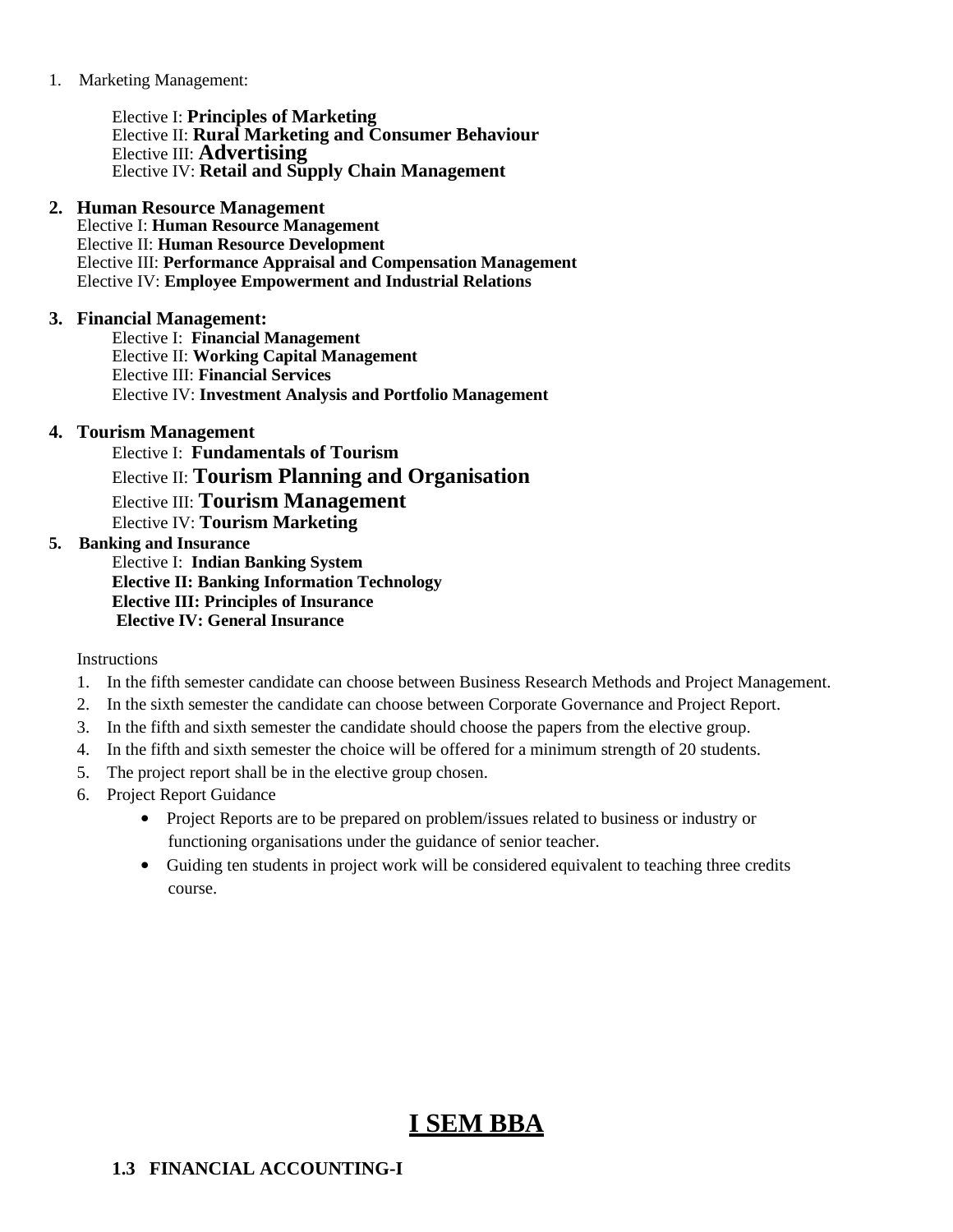1. Marketing Management:

    Elective I: **Principles of Marketing**
    Elective II: **Rural Marketing and Consumer Behaviour**
    Elective III: **Advertising**
    Elective IV: **Retail and Supply Chain Management**

2. **Human Resource Management**
    Elective I: **Human Resource Management**
    Elective II: **Human Resource Development**
    Elective III: **Performance Appraisal and Compensation Management**
    Elective IV: **Employee Empowerment and Industrial Relations**

3. **Financial Management:**
    Elective I: **Financial Management**
    Elective II: **Working Capital Management**
    Elective III: **Financial Services**
    Elective IV: **Investment Analysis and Portfolio Management**

4. **Tourism Management**
    Elective I: **Fundamentals of Tourism**
    Elective II: **Tourism Planning and Organisation**
    Elective III: **Tourism Management**
    Elective IV: **Tourism Marketing**

5. **Banking and Insurance**
    Elective I: **Indian Banking System**
    **Elective II: Banking Information Technology**
    **Elective III: Principles of Insurance**
    **Elective IV: General Insurance**

Instructions

1. In the fifth semester candidate can choose between Business Research Methods and Project Management.
2. In the sixth semester the candidate can choose between Corporate Governance and Project Report.
3. In the fifth and sixth semester the candidate should choose the papers from the elective group.
4. In the fifth and sixth semester the choice will be offered for a minimum strength of 20 students.
5. The project report shall be in the elective group chosen.
6. Project Report Guidance
    - Project Reports are to be prepared on problem/issues related to business or industry or functioning organisations under the guidance of senior teacher.
    - Guiding ten students in project work will be considered equivalent to teaching three credits course.

# I SEM BBA

### 1.3 FINANCIAL ACCOUNTING-I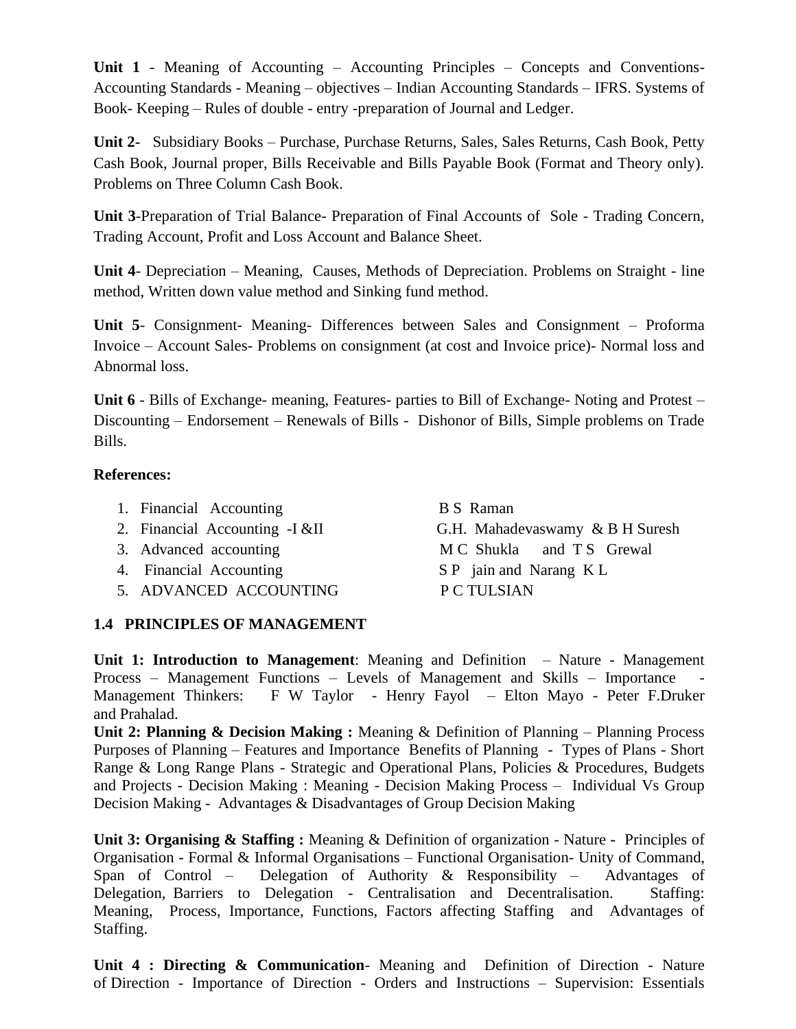**Unit 1** - Meaning of Accounting – Accounting Principles – Concepts and Conventions- Accounting Standards - Meaning – objectives – Indian Accounting Standards – IFRS. Systems of Book- Keeping – Rules of double - entry -preparation of Journal and Ledger.

**Unit 2-** Subsidiary Books – Purchase, Purchase Returns, Sales, Sales Returns, Cash Book, Petty Cash Book, Journal proper, Bills Receivable and Bills Payable Book (Format and Theory only). Problems on Three Column Cash Book.

**Unit 3**-Preparation of Trial Balance- Preparation of Final Accounts of Sole - Trading Concern, Trading Account, Profit and Loss Account and Balance Sheet.

**Unit 4**- Depreciation – Meaning, Causes, Methods of Depreciation. Problems on Straight - line method, Written down value method and Sinking fund method.

**Unit 5**- Consignment- Meaning- Differences between Sales and Consignment – Proforma Invoice – Account Sales- Problems on consignment (at cost and Invoice price)- Normal loss and Abnormal loss.

**Unit 6** - Bills of Exchange- meaning, Features- parties to Bill of Exchange- Noting and Protest – Discounting – Endorsement – Renewals of Bills - Dishonor of Bills, Simple problems on Trade Bills.

**References:**

1. Financial Accounting — B S Raman
2. Financial Accounting -I &II — G.H. Mahadevaswamy & B H Suresh
3. Advanced accounting — M C Shukla and T S Grewal
4. Financial Accounting — S P jain and Narang K L
5. ADVANCED ACCOUNTING — P C TULSIAN

### 1.4 PRINCIPLES OF MANAGEMENT

**Unit 1: Introduction to Management**: Meaning and Definition – Nature - Management Process – Management Functions – Levels of Management and Skills – Importance - Management Thinkers: F W Taylor - Henry Fayol – Elton Mayo - Peter F.Druker and Prahalad.

**Unit 2: Planning & Decision Making :** Meaning & Definition of Planning – Planning Process Purposes of Planning – Features and Importance Benefits of Planning - Types of Plans - Short Range & Long Range Plans - Strategic and Operational Plans, Policies & Procedures, Budgets and Projects - Decision Making : Meaning - Decision Making Process – Individual Vs Group Decision Making - Advantages & Disadvantages of Group Decision Making

**Unit 3: Organising & Staffing :** Meaning & Definition of organization - Nature **-** Principles of Organisation - Formal & Informal Organisations – Functional Organisation- Unity of Command, Span of Control – Delegation of Authority & Responsibility – Advantages of Delegation, Barriers to Delegation - Centralisation and Decentralisation. Staffing: Meaning, Process, Importance, Functions, Factors affecting Staffing and Advantages of Staffing.

**Unit 4 : Directing & Communication**- Meaning and Definition of Direction - Nature of Direction - Importance of Direction - Orders and Instructions – Supervision: Essentials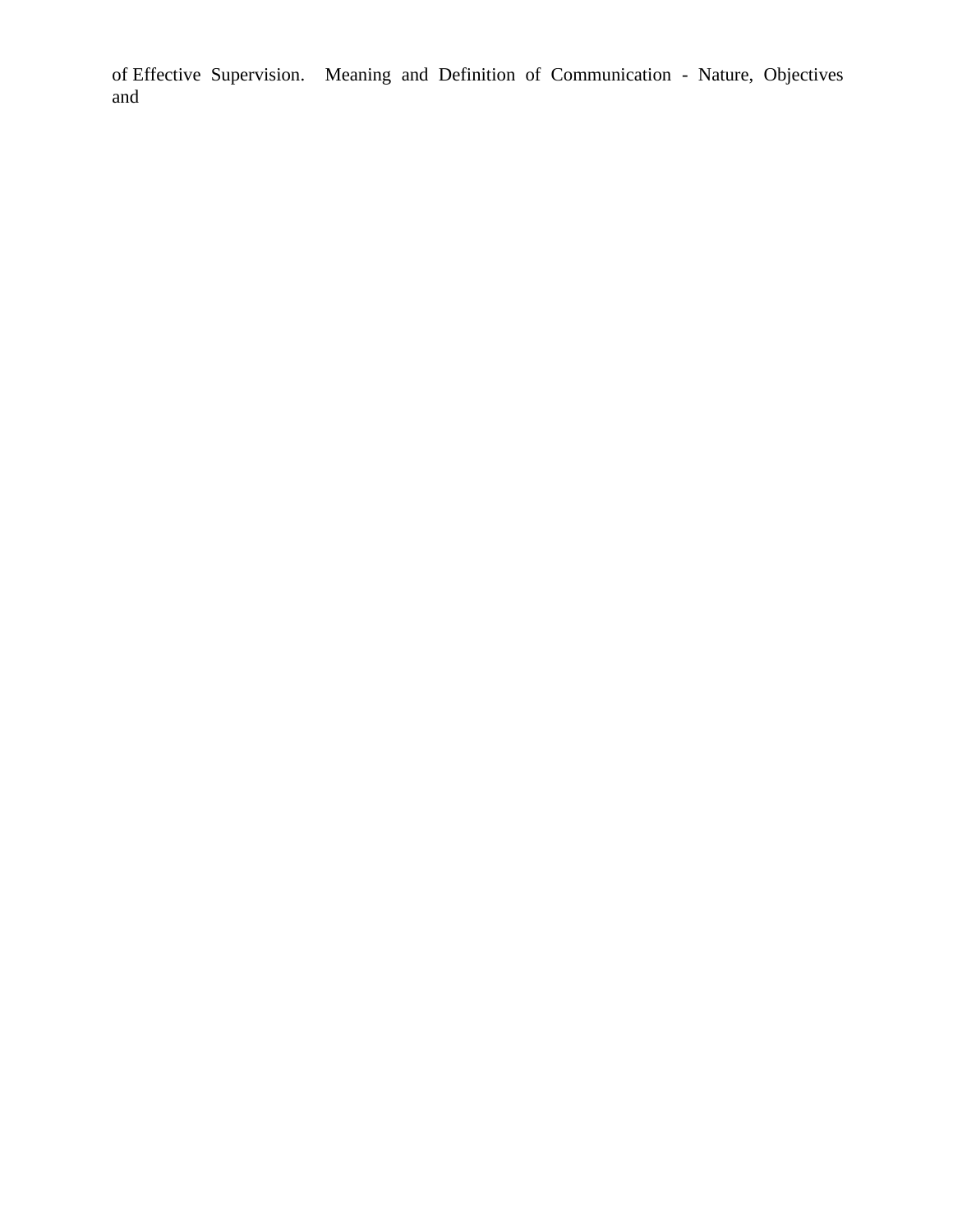of Effective Supervision. Meaning and Definition of Communication - Nature, Objectives and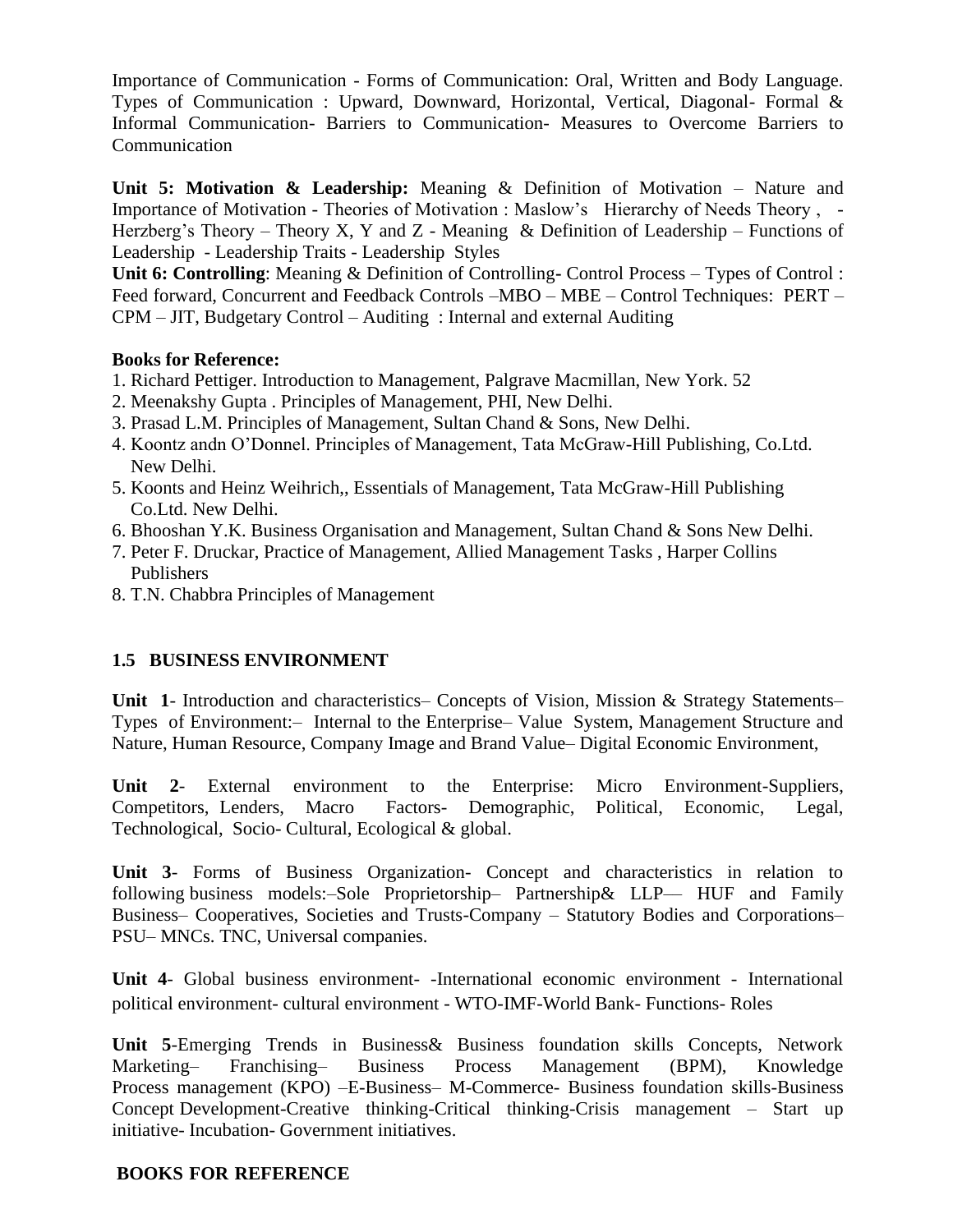Importance of Communication - Forms of Communication: Oral, Written and Body Language. Types of Communication : Upward, Downward, Horizontal, Vertical, Diagonal- Formal & Informal Communication- Barriers to Communication- Measures to Overcome Barriers to Communication

**Unit 5: Motivation & Leadership:** Meaning & Definition of Motivation – Nature and Importance of Motivation - Theories of Motivation : Maslow's Hierarchy of Needs Theory , - Herzberg's Theory – Theory X, Y and Z - Meaning & Definition of Leadership – Functions of Leadership - Leadership Traits - Leadership Styles

**Unit 6: Controlling**: Meaning & Definition of Controlling**-** Control Process – Types of Control : Feed forward, Concurrent and Feedback Controls –MBO – MBE – Control Techniques: PERT – CPM – JIT, Budgetary Control – Auditing : Internal and external Auditing

**Books for Reference:**

1. Richard Pettiger. Introduction to Management, Palgrave Macmillan, New York. 52
2. Meenakshy Gupta . Principles of Management, PHI, New Delhi.
3. Prasad L.M. Principles of Management, Sultan Chand & Sons, New Delhi.
4. Koontz andn O'Donnel. Principles of Management, Tata McGraw-Hill Publishing, Co.Ltd. New Delhi.
5. Koonts and Heinz Weihrich,, Essentials of Management, Tata McGraw-Hill Publishing Co.Ltd. New Delhi.
6. Bhooshan Y.K. Business Organisation and Management, Sultan Chand & Sons New Delhi.
7. Peter F. Druckar, Practice of Management, Allied Management Tasks , Harper Collins Publishers
8. T.N. Chabbra Principles of Management

## 1.5 BUSINESS ENVIRONMENT

**Unit 1**- Introduction and characteristics– Concepts of Vision, Mission & Strategy Statements– Types of Environment:– Internal to the Enterprise– Value System, Management Structure and Nature, Human Resource, Company Image and Brand Value– Digital Economic Environment,

**Unit 2**- External environment to the Enterprise: Micro Environment-Suppliers, Competitors, Lenders, Macro Factors- Demographic, Political, Economic, Legal, Technological, Socio- Cultural, Ecological & global.

**Unit 3**- Forms of Business Organization- Concept and characteristics in relation to following business models:–Sole Proprietorship– Partnership& LLP–– HUF and Family Business– Cooperatives, Societies and Trusts-Company – Statutory Bodies and Corporations– PSU– MNCs. TNC, Universal companies.

**Unit 4**- Global business environment- -International economic environment - International political environment- cultural environment - WTO-IMF-World Bank- Functions- Roles

**Unit 5**-Emerging Trends in Business& Business foundation skills Concepts, Network Marketing– Franchising– Business Process Management (BPM), Knowledge Process management (KPO) –E-Business– M-Commerce- Business foundation skills-Business Concept Development-Creative thinking-Critical thinking-Crisis management – Start up initiative- Incubation- Government initiatives.

**BOOKS FOR REFERENCE**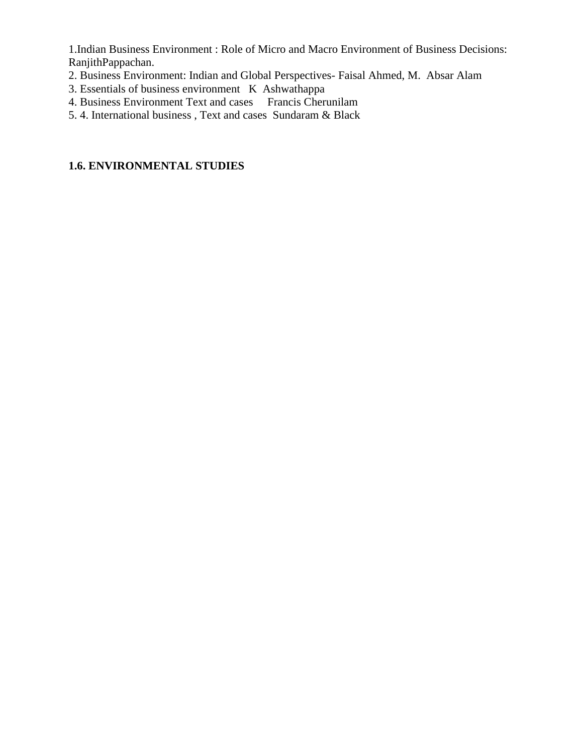1.Indian Business Environment : Role of Micro and Macro Environment of Business Decisions: RanjithPappachan.

2. Business Environment: Indian and Global Perspectives- Faisal Ahmed, M. Absar Alam

3. Essentials of business environment K Ashwathappa

4. Business Environment Text and cases Francis Cherunilam

5. 4. International business , Text and cases Sundaram & Black

**1.6. ENVIRONMENTAL STUDIES**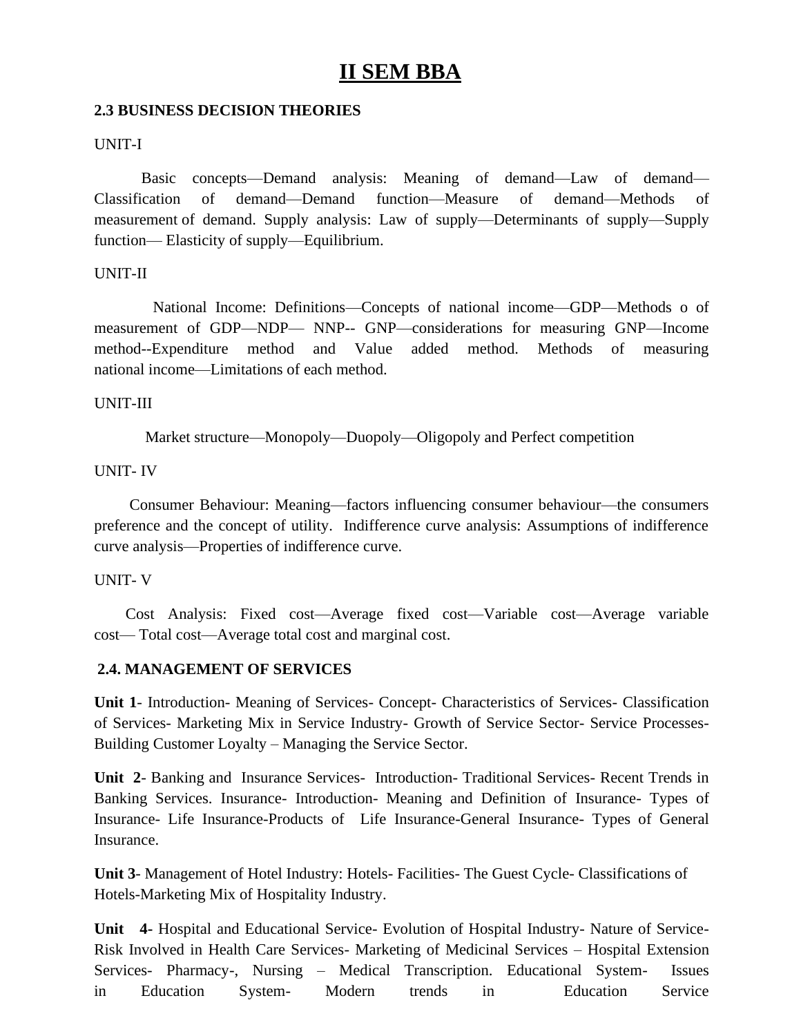# II SEM BBA

**2.3 BUSINESS DECISION THEORIES**

UNIT-I

Basic concepts—Demand analysis: Meaning of demand—Law of demand—Classification of demand—Demand function—Measure of demand—Methods of measurement of demand. Supply analysis: Law of supply—Determinants of supply—Supply function— Elasticity of supply—Equilibrium.

UNIT-II

National Income: Definitions—Concepts of national income—GDP—Methods o of measurement of GDP—NDP— NNP-- GNP—considerations for measuring GNP—Income method--Expenditure method and Value added method. Methods of measuring national income—Limitations of each method.

UNIT-III

Market structure—Monopoly—Duopoly—Oligopoly and Perfect competition

UNIT- IV

Consumer Behaviour: Meaning—factors influencing consumer behaviour—the consumers preference and the concept of utility. Indifference curve analysis: Assumptions of indifference curve analysis—Properties of indifference curve.

UNIT- V

Cost Analysis: Fixed cost—Average fixed cost—Variable cost—Average variable cost— Total cost—Average total cost and marginal cost.

**2.4. MANAGEMENT OF SERVICES**

**Unit 1**- Introduction- Meaning of Services- Concept- Characteristics of Services- Classification of Services- Marketing Mix in Service Industry- Growth of Service Sector- Service Processes- Building Customer Loyalty – Managing the Service Sector.

**Unit 2**- Banking and Insurance Services- Introduction- Traditional Services- Recent Trends in Banking Services. Insurance- Introduction- Meaning and Definition of Insurance- Types of Insurance- Life Insurance-Products of Life Insurance-General Insurance- Types of General Insurance.

**Unit 3**- Management of Hotel Industry: Hotels- Facilities- The Guest Cycle- Classifications of Hotels-Marketing Mix of Hospitality Industry.

**Unit 4-** Hospital and Educational Service- Evolution of Hospital Industry- Nature of Service- Risk Involved in Health Care Services- Marketing of Medicinal Services – Hospital Extension Services- Pharmacy-, Nursing – Medical Transcription. Educational System- Issues in Education System- Modern trends in Education Service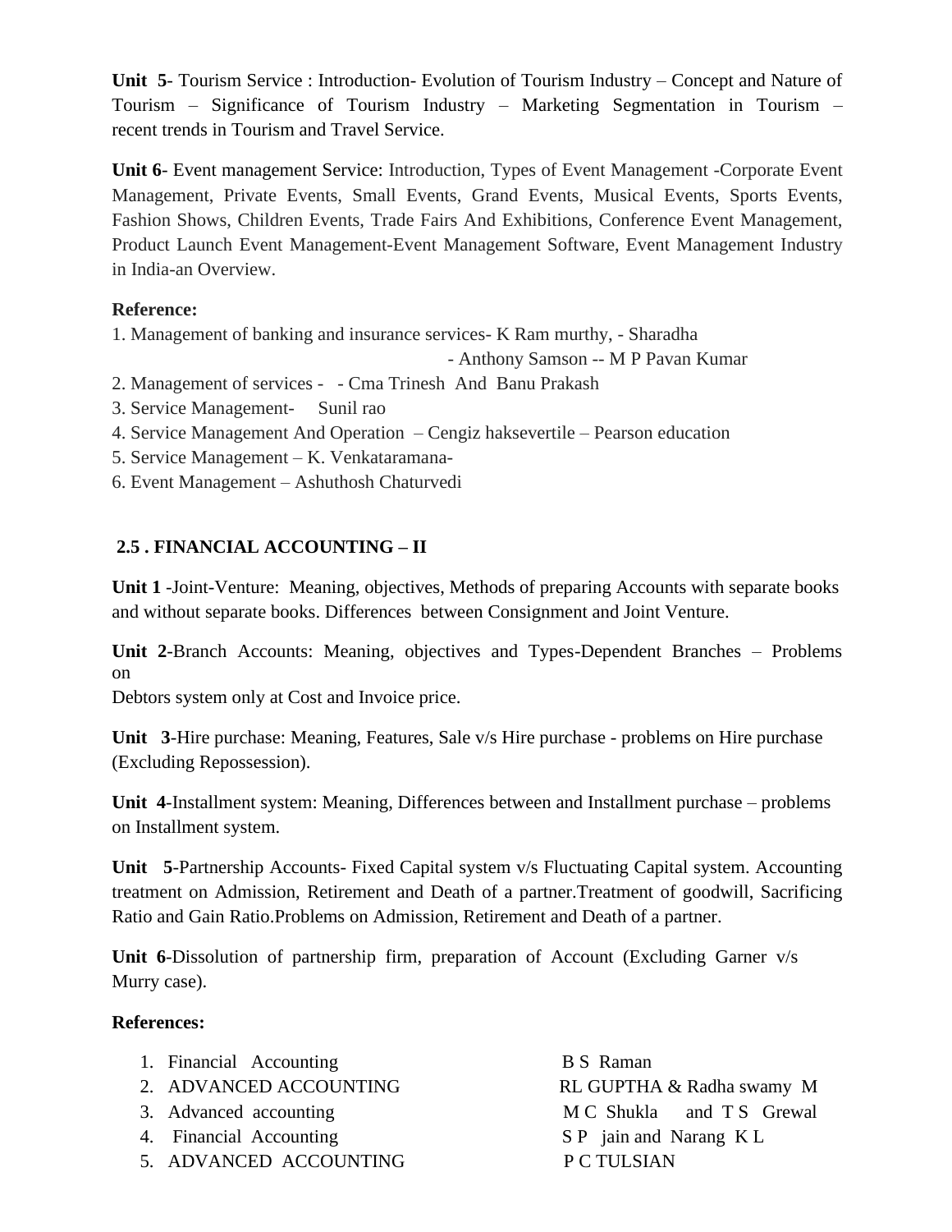**Unit 5**- Tourism Service : Introduction- Evolution of Tourism Industry – Concept and Nature of Tourism – Significance of Tourism Industry – Marketing Segmentation in Tourism – recent trends in Tourism and Travel Service.

**Unit 6**- Event management Service: Introduction, Types of Event Management -Corporate Event Management, Private Events, Small Events, Grand Events, Musical Events, Sports Events, Fashion Shows, Children Events, Trade Fairs And Exhibitions, Conference Event Management, Product Launch Event Management-Event Management Software, Event Management Industry in India-an Overview.

**Reference:**

1. Management of banking and insurance services- K Ram murthy, - Sharadha
   - Anthony Samson -- M P Pavan Kumar
2. Management of services - - Cma Trinesh And Banu Prakash
3. Service Management- Sunil rao
4. Service Management And Operation – Cengiz haksevertile – Pearson education
5. Service Management – K. Venkataramana-
6. Event Management – Ashuthosh Chaturvedi

## 2.5 . FINANCIAL ACCOUNTING – II

**Unit 1** -Joint-Venture: Meaning, objectives, Methods of preparing Accounts with separate books and without separate books. Differences between Consignment and Joint Venture.

**Unit 2**-Branch Accounts: Meaning, objectives and Types-Dependent Branches – Problems on
Debtors system only at Cost and Invoice price.

**Unit 3**-Hire purchase: Meaning, Features, Sale v/s Hire purchase - problems on Hire purchase (Excluding Repossession).

**Unit 4**-Installment system: Meaning, Differences between and Installment purchase – problems on Installment system.

**Unit 5**-Partnership Accounts- Fixed Capital system v/s Fluctuating Capital system. Accounting treatment on Admission, Retirement and Death of a partner.Treatment of goodwill, Sacrificing Ratio and Gain Ratio.Problems on Admission, Retirement and Death of a partner.

**Unit 6**-Dissolution of partnership firm, preparation of Account (Excluding Garner v/s Murry case).

**References:**

1. Financial Accounting — B S Raman
2. ADVANCED ACCOUNTING — RL GUPTHA & Radha swamy M
3. Advanced accounting — M C Shukla and T S Grewal
4. Financial Accounting — S P jain and Narang K L
5. ADVANCED ACCOUNTING — P C TULSIAN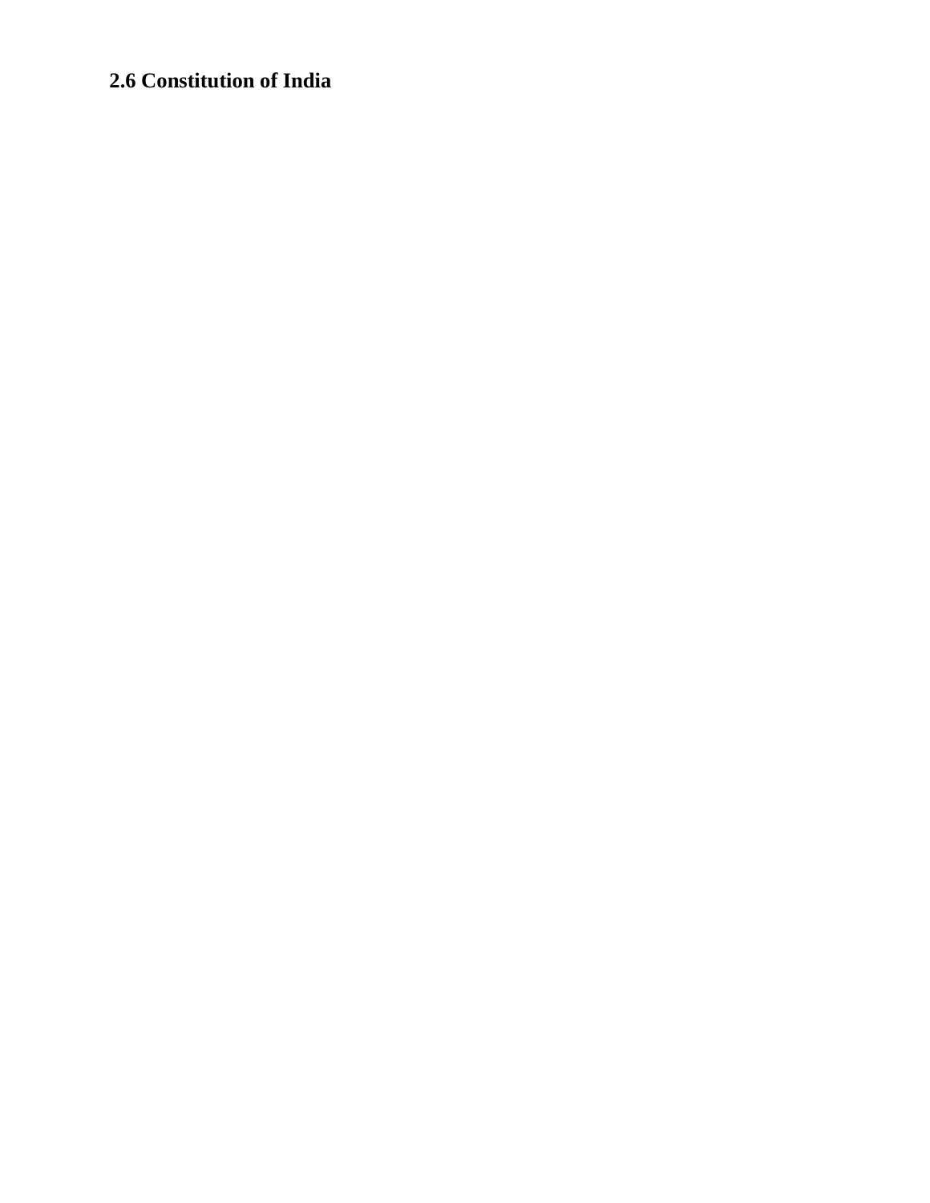## 2.6 Constitution of India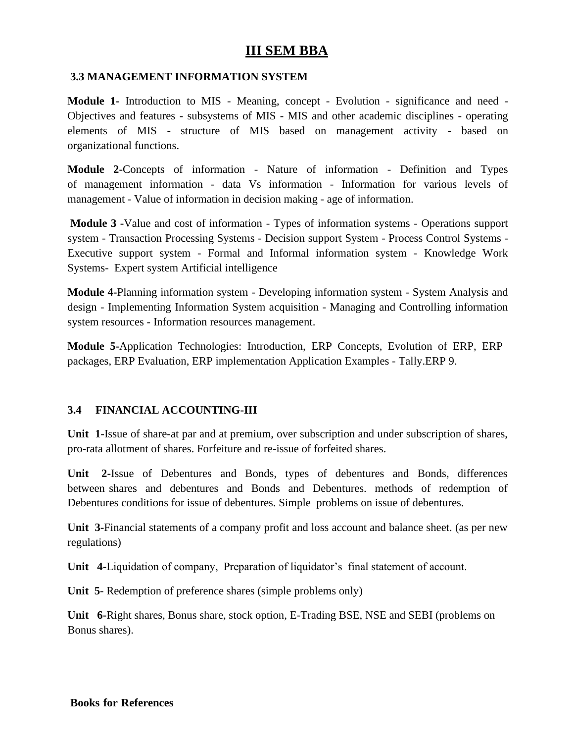# III SEM BBA

## 3.3 MANAGEMENT INFORMATION SYSTEM

**Module 1-** Introduction to MIS - Meaning, concept - Evolution - significance and need - Objectives and features - subsystems of MIS - MIS and other academic disciplines - operating elements of MIS - structure of MIS based on management activity - based on organizational functions.

**Module 2-**Concepts of information - Nature of information - Definition and Types of management information - data Vs information - Information for various levels of management - Value of information in decision making - age of information.

**Module 3 -**Value and cost of information - Types of information systems - Operations support system - Transaction Processing Systems - Decision support System - Process Control Systems - Executive support system - Formal and Informal information system - Knowledge Work Systems- Expert system Artificial intelligence

**Module 4-**Planning information system - Developing information system - System Analysis and design - Implementing Information System acquisition - Managing and Controlling information system resources - Information resources management.

**Module 5-**Application Technologies: Introduction, ERP Concepts, Evolution of ERP, ERP packages, ERP Evaluation, ERP implementation Application Examples - Tally.ERP 9.

## 3.4 FINANCIAL ACCOUNTING-III

**Unit 1**-Issue of share-at par and at premium, over subscription and under subscription of shares, pro-rata allotment of shares. Forfeiture and re-issue of forfeited shares.

**Unit 2**-Issue of Debentures and Bonds, types of debentures and Bonds, differences between shares and debentures and Bonds and Debentures. methods of redemption of Debentures conditions for issue of debentures. Simple problems on issue of debentures.

**Unit 3**-Financial statements of a company profit and loss account and balance sheet. (as per new regulations)

**Unit 4**-Liquidation of company, Preparation of liquidator's final statement of account.

**Unit 5**- Redemption of preference shares (simple problems only)

**Unit 6**-Right shares, Bonus share, stock option, E-Trading BSE, NSE and SEBI (problems on Bonus shares).

**Books for References**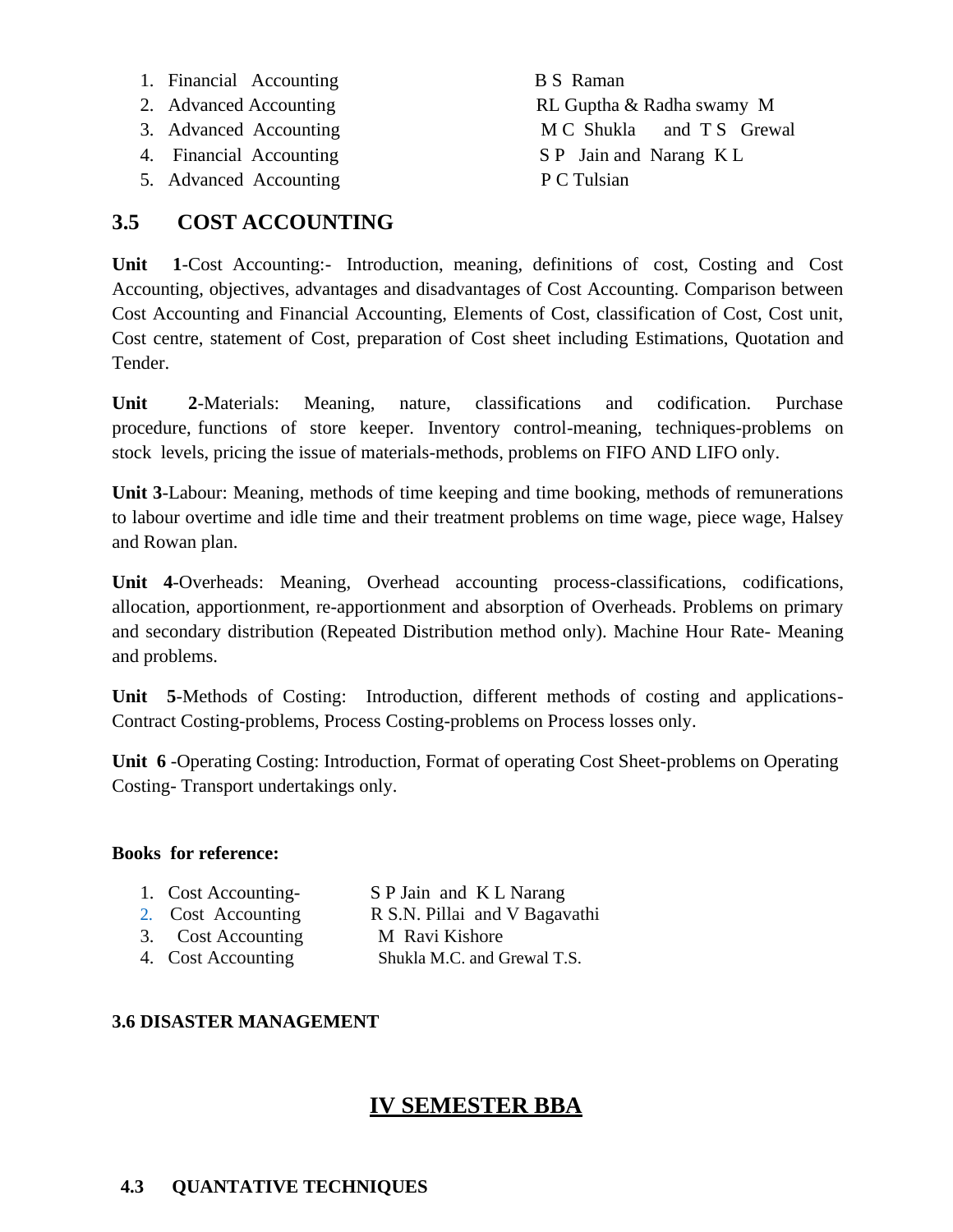1. Financial Accounting — B S Raman
2. Advanced Accounting — RL Guptha & Radha swamy M
3. Advanced Accounting — M C Shukla and T S Grewal
4. Financial Accounting — S P Jain and Narang K L
5. Advanced Accounting — P C Tulsian

## 3.5 COST ACCOUNTING

**Unit 1**-Cost Accounting:- Introduction, meaning, definitions of cost, Costing and Cost Accounting, objectives, advantages and disadvantages of Cost Accounting. Comparison between Cost Accounting and Financial Accounting, Elements of Cost, classification of Cost, Cost unit, Cost centre, statement of Cost, preparation of Cost sheet including Estimations, Quotation and Tender.

**Unit 2**-Materials: Meaning, nature, classifications and codification. Purchase procedure, functions of store keeper. Inventory control-meaning, techniques-problems on stock levels, pricing the issue of materials-methods, problems on FIFO AND LIFO only.

**Unit 3**-Labour: Meaning, methods of time keeping and time booking, methods of remunerations to labour overtime and idle time and their treatment problems on time wage, piece wage, Halsey and Rowan plan.

**Unit 4**-Overheads: Meaning, Overhead accounting process-classifications, codifications, allocation, apportionment, re-apportionment and absorption of Overheads. Problems on primary and secondary distribution (Repeated Distribution method only). Machine Hour Rate- Meaning and problems.

**Unit 5**-Methods of Costing: Introduction, different methods of costing and applications-Contract Costing-problems, Process Costing-problems on Process losses only.

**Unit 6** -Operating Costing: Introduction, Format of operating Cost Sheet-problems on Operating Costing- Transport undertakings only.

**Books for reference:**

1. Cost Accounting- — S P Jain and K L Narang
2. Cost Accounting — R S.N. Pillai and V Bagavathi
3. Cost Accounting — M Ravi Kishore
4. Cost Accounting — Shukla M.C. and Grewal T.S.

### 3.6 DISASTER MANAGEMENT

# IV SEMESTER BBA

## 4.3 QUANTATIVE TECHNIQUES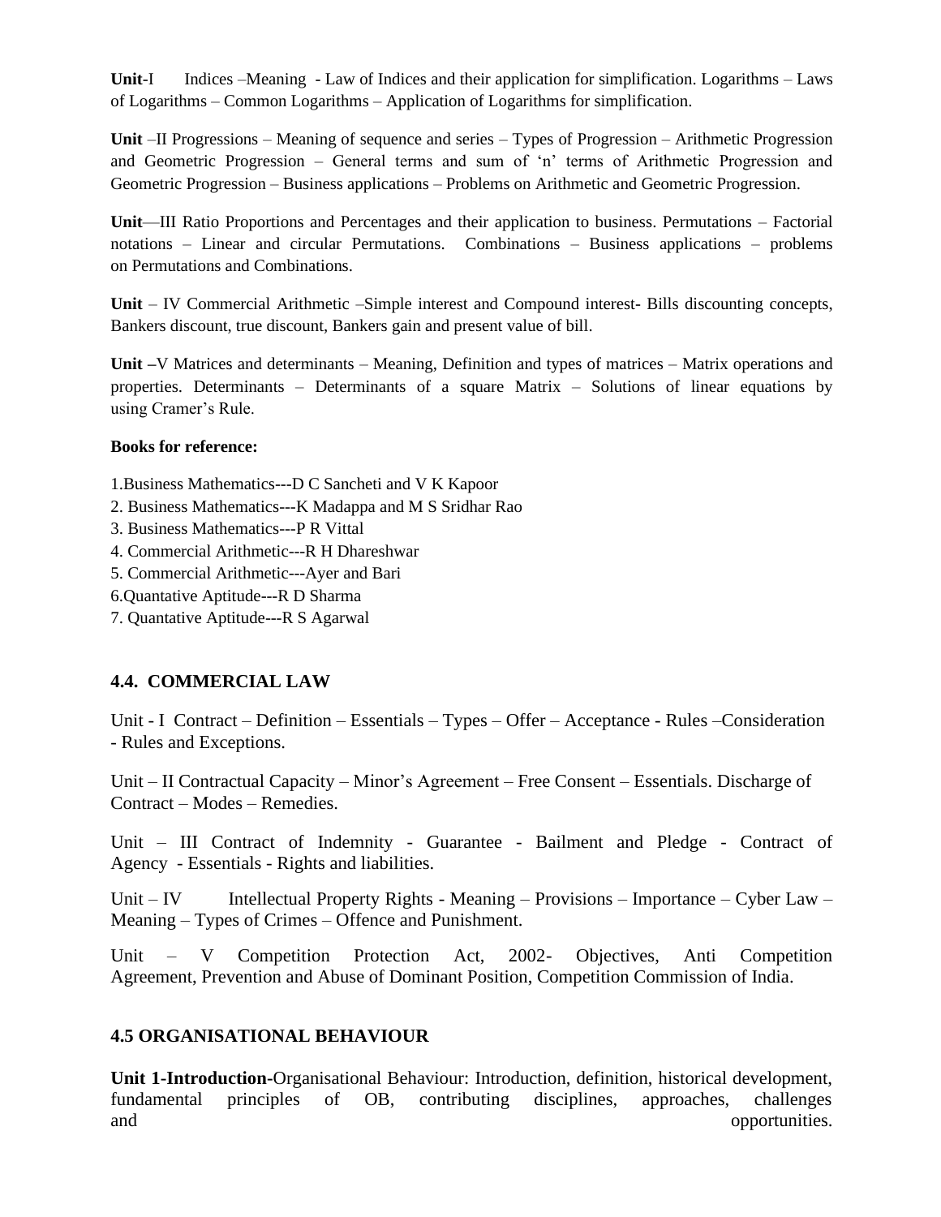**Unit**-I Indices –Meaning - Law of Indices and their application for simplification. Logarithms – Laws of Logarithms – Common Logarithms – Application of Logarithms for simplification.

**Unit** –II Progressions – Meaning of sequence and series – Types of Progression – Arithmetic Progression and Geometric Progression – General terms and sum of 'n' terms of Arithmetic Progression and Geometric Progression – Business applications – Problems on Arithmetic and Geometric Progression.

**Unit**—III Ratio Proportions and Percentages and their application to business. Permutations – Factorial notations – Linear and circular Permutations. Combinations – Business applications – problems on Permutations and Combinations.

**Unit** – IV Commercial Arithmetic –Simple interest and Compound interest- Bills discounting concepts, Bankers discount, true discount, Bankers gain and present value of bill.

**Unit –**V Matrices and determinants – Meaning, Definition and types of matrices – Matrix operations and properties. Determinants – Determinants of a square Matrix – Solutions of linear equations by using Cramer's Rule.

**Books for reference:**

1.Business Mathematics---D C Sancheti and V K Kapoor
2. Business Mathematics---K Madappa and M S Sridhar Rao
3. Business Mathematics---P R Vittal
4. Commercial Arithmetic---R H Dhareshwar
5. Commercial Arithmetic---Ayer and Bari
6.Quantative Aptitude---R D Sharma
7. Quantative Aptitude---R S Agarwal

## 4.4. COMMERCIAL LAW

Unit - I Contract – Definition – Essentials – Types – Offer – Acceptance - Rules –Consideration - Rules and Exceptions.

Unit – II Contractual Capacity – Minor's Agreement – Free Consent – Essentials. Discharge of Contract – Modes – Remedies.

Unit – III Contract of Indemnity - Guarantee - Bailment and Pledge - Contract of Agency - Essentials - Rights and liabilities.

Unit – IV Intellectual Property Rights - Meaning – Provisions – Importance – Cyber Law – Meaning – Types of Crimes – Offence and Punishment.

Unit – V Competition Protection Act, 2002- Objectives, Anti Competition Agreement, Prevention and Abuse of Dominant Position, Competition Commission of India.

## 4.5 ORGANISATIONAL BEHAVIOUR

**Unit 1-Introduction-**Organisational Behaviour: Introduction, definition, historical development, fundamental principles of OB, contributing disciplines, approaches, challenges and opportunities.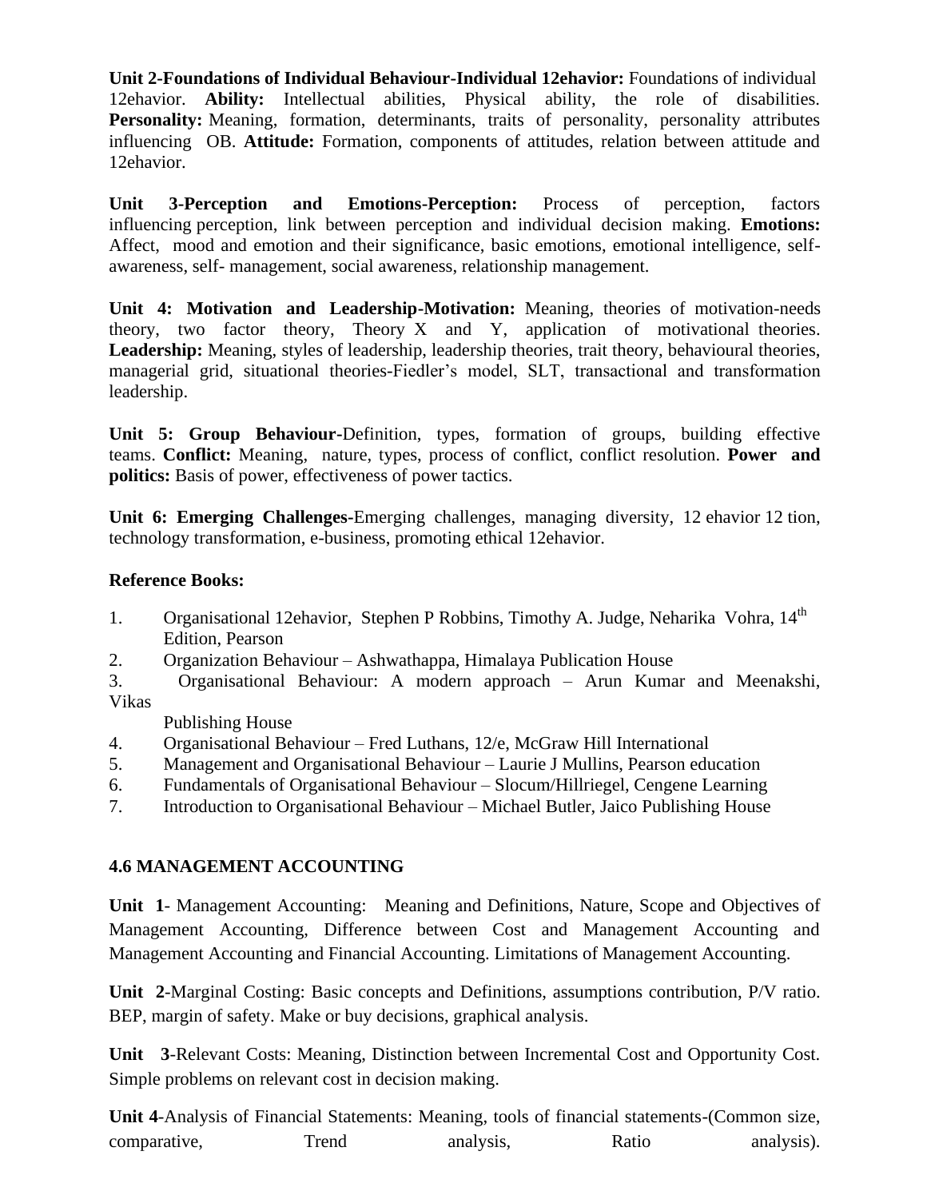**Unit 2-Foundations of Individual Behaviour-Individual 12ehavior:** Foundations of individual 12ehavior. **Ability:** Intellectual abilities, Physical ability, the role of disabilities. **Personality:** Meaning, formation, determinants, traits of personality, personality attributes influencing OB. **Attitude:** Formation, components of attitudes, relation between attitude and 12ehavior.

**Unit 3-Perception and Emotions-Perception:** Process of perception, factors influencing perception, link between perception and individual decision making. **Emotions:** Affect, mood and emotion and their significance, basic emotions, emotional intelligence, self-awareness, self- management, social awareness, relationship management.

**Unit 4: Motivation and Leadership-Motivation:** Meaning, theories of motivation-needs theory, two factor theory, Theory X and Y, application of motivational theories. **Leadership:** Meaning, styles of leadership, leadership theories, trait theory, behavioural theories, managerial grid, situational theories-Fiedler's model, SLT, transactional and transformation leadership.

**Unit 5: Group Behaviour**-Definition, types, formation of groups, building effective teams. **Conflict:** Meaning, nature, types, process of conflict, conflict resolution. **Power and politics:** Basis of power, effectiveness of power tactics.

**Unit 6: Emerging Challenges-**Emerging challenges, managing diversity, 12 ehavior 12 tion, technology transformation, e-business, promoting ethical 12ehavior.

**Reference Books:**

1. Organisational 12ehavior, Stephen P Robbins, Timothy A. Judge, Neharika Vohra, 14th Edition, Pearson
2. Organization Behaviour – Ashwathappa, Himalaya Publication House
3. Organisational Behaviour: A modern approach – Arun Kumar and Meenakshi, Vikas Publishing House
4. Organisational Behaviour – Fred Luthans, 12/e, McGraw Hill International
5. Management and Organisational Behaviour – Laurie J Mullins, Pearson education
6. Fundamentals of Organisational Behaviour – Slocum/Hillriegel, Cengene Learning
7. Introduction to Organisational Behaviour – Michael Butler, Jaico Publishing House

### 4.6 MANAGEMENT ACCOUNTING

**Unit 1**- Management Accounting: Meaning and Definitions, Nature, Scope and Objectives of Management Accounting, Difference between Cost and Management Accounting and Management Accounting and Financial Accounting. Limitations of Management Accounting.

**Unit 2**-Marginal Costing: Basic concepts and Definitions, assumptions contribution, P/V ratio. BEP, margin of safety. Make or buy decisions, graphical analysis.

**Unit 3**-Relevant Costs: Meaning, Distinction between Incremental Cost and Opportunity Cost. Simple problems on relevant cost in decision making.

**Unit 4**-Analysis of Financial Statements: Meaning, tools of financial statements-(Common size, comparative, Trend analysis, Ratio analysis).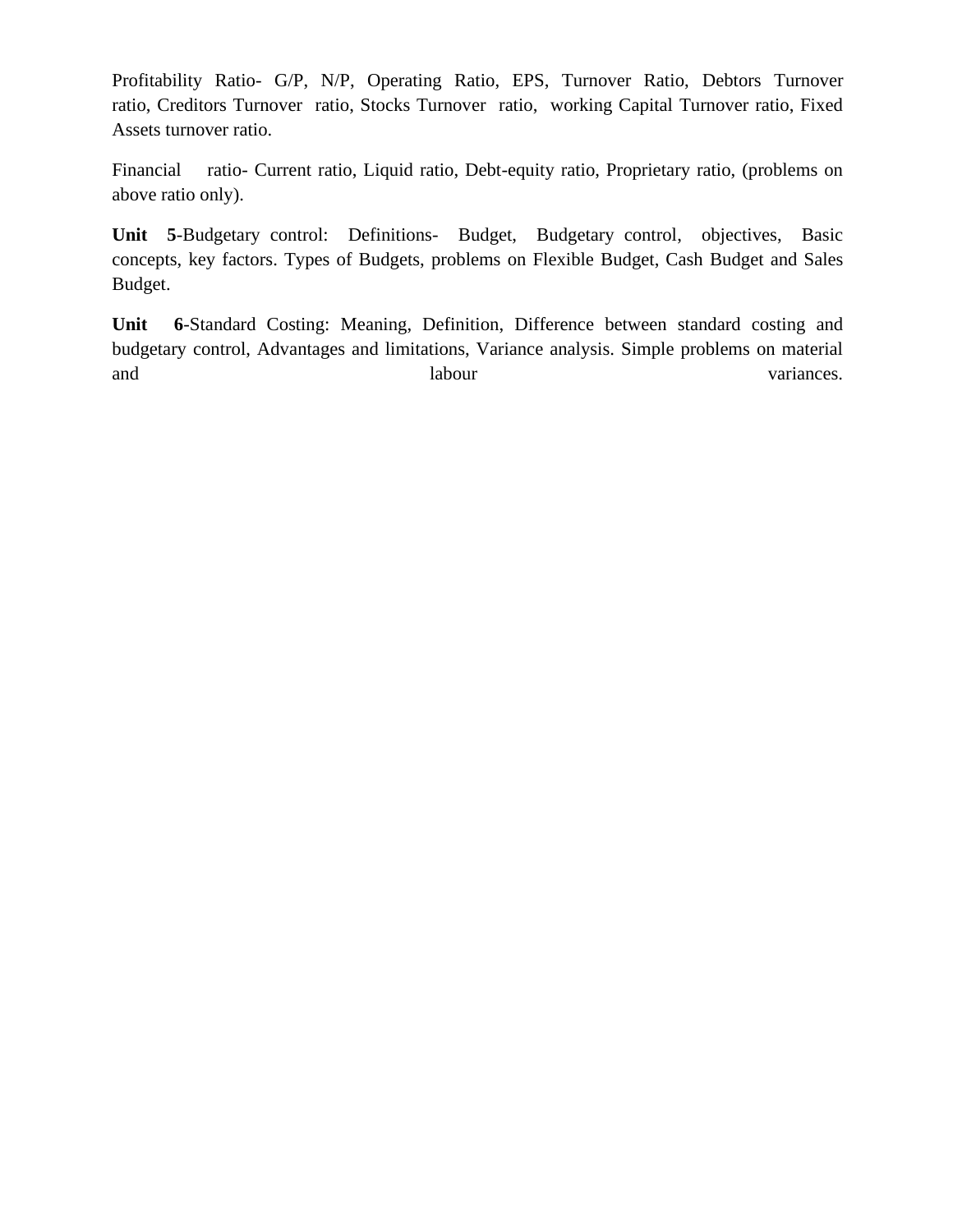Profitability Ratio- G/P, N/P, Operating Ratio, EPS, Turnover Ratio, Debtors Turnover ratio, Creditors Turnover ratio, Stocks Turnover ratio, working Capital Turnover ratio, Fixed Assets turnover ratio.

Financial ratio- Current ratio, Liquid ratio, Debt-equity ratio, Proprietary ratio, (problems on above ratio only).

**Unit 5**-Budgetary control: Definitions- Budget, Budgetary control, objectives, Basic concepts, key factors. Types of Budgets, problems on Flexible Budget, Cash Budget and Sales Budget.

**Unit 6**-Standard Costing: Meaning, Definition, Difference between standard costing and budgetary control, Advantages and limitations, Variance analysis. Simple problems on material and labour variances.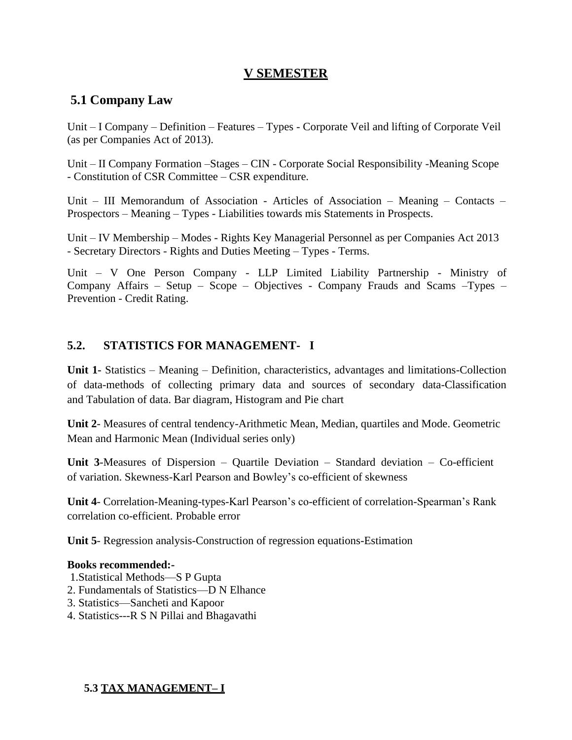# V SEMESTER

## 5.1 Company Law

Unit – I Company – Definition – Features – Types - Corporate Veil and lifting of Corporate Veil (as per Companies Act of 2013).

Unit – II Company Formation –Stages – CIN - Corporate Social Responsibility -Meaning Scope - Constitution of CSR Committee – CSR expenditure.

Unit – III Memorandum of Association - Articles of Association – Meaning – Contacts – Prospectors – Meaning – Types - Liabilities towards mis Statements in Prospects.

Unit – IV Membership – Modes - Rights Key Managerial Personnel as per Companies Act 2013 - Secretary Directors - Rights and Duties Meeting – Types - Terms.

Unit – V One Person Company - LLP Limited Liability Partnership - Ministry of Company Affairs – Setup – Scope – Objectives - Company Frauds and Scams –Types – Prevention - Credit Rating.

## 5.2. STATISTICS FOR MANAGEMENT- I

**Unit 1-** Statistics – Meaning – Definition, characteristics, advantages and limitations-Collection of data-methods of collecting primary data and sources of secondary data-Classification and Tabulation of data. Bar diagram, Histogram and Pie chart

**Unit 2**- Measures of central tendency-Arithmetic Mean, Median, quartiles and Mode. Geometric Mean and Harmonic Mean (Individual series only)

**Unit 3**-Measures of Dispersion – Quartile Deviation – Standard deviation – Co-efficient of variation. Skewness-Karl Pearson and Bowley's co-efficient of skewness

**Unit 4**- Correlation-Meaning-types-Karl Pearson's co-efficient of correlation-Spearman's Rank correlation co-efficient. Probable error

**Unit 5**- Regression analysis-Construction of regression equations-Estimation

**Books recommended:-**

1. Statistical Methods—S P Gupta
2. Fundamentals of Statistics—D N Elhance
3. Statistics—Sancheti and Kapoor
4. Statistics---R S N Pillai and Bhagavathi

## 5.3 TAX MANAGEMENT– I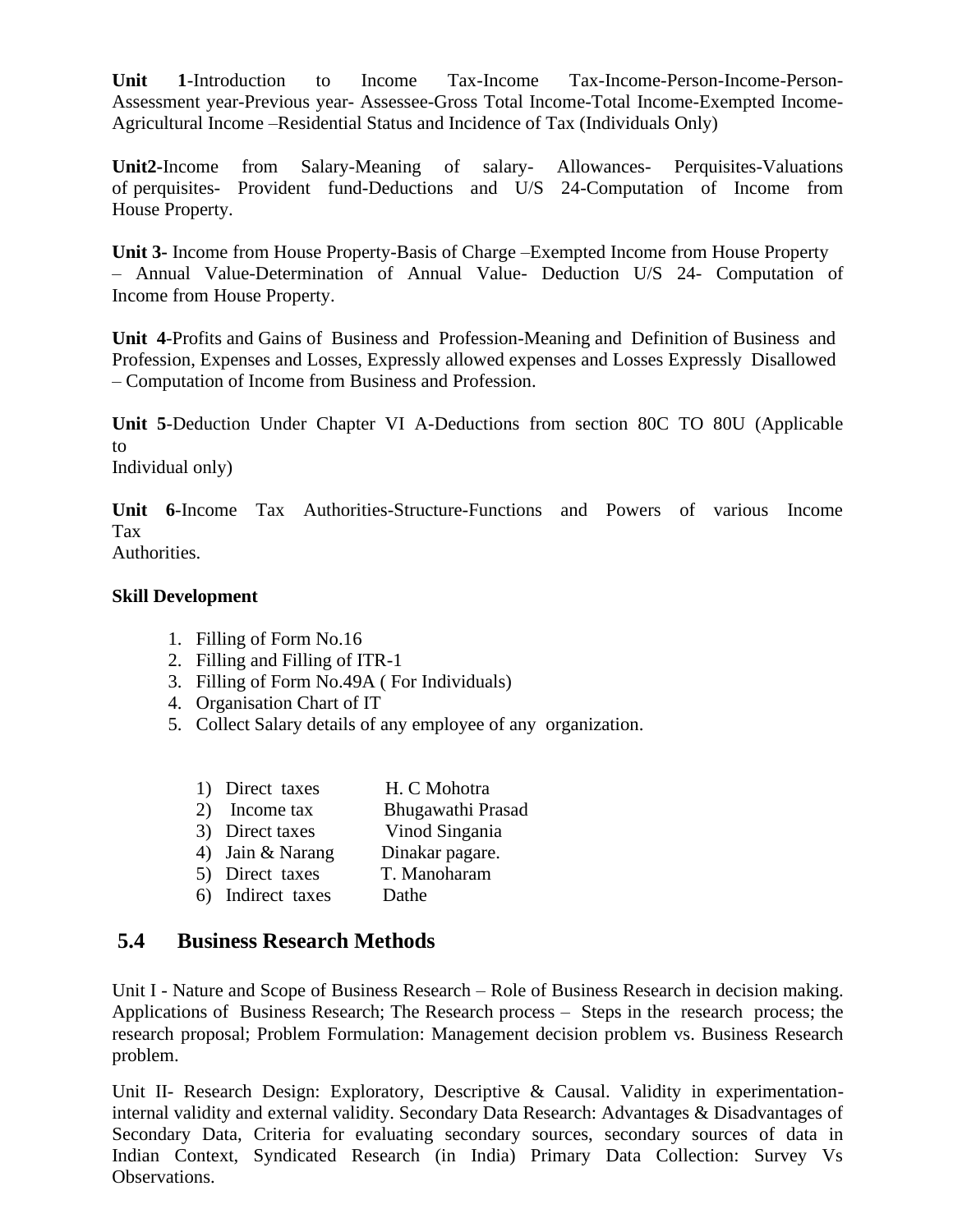**Unit 1**-Introduction to Income Tax-Income Tax-Income-Person-Income-Person-Assessment year-Previous year- Assessee-Gross Total Income-Total Income-Exempted Income-Agricultural Income –Residential Status and Incidence of Tax (Individuals Only)

**Unit2**-Income from Salary-Meaning of salary- Allowances- Perquisites-Valuations of perquisites- Provident fund-Deductions and U/S 24-Computation of Income from House Property.

**Unit 3-** Income from House Property-Basis of Charge –Exempted Income from House Property – Annual Value-Determination of Annual Value- Deduction U/S 24- Computation of Income from House Property.

**Unit 4**-Profits and Gains of Business and Profession-Meaning and Definition of Business and Profession, Expenses and Losses, Expressly allowed expenses and Losses Expressly Disallowed – Computation of Income from Business and Profession.

**Unit 5**-Deduction Under Chapter VI A-Deductions from section 80C TO 80U (Applicable to
Individual only)

**Unit 6**-Income Tax Authorities-Structure-Functions and Powers of various Income Tax
Authorities.

**Skill Development**

1. Filling of Form No.16
2. Filling and Filling of ITR-1
3. Filling of Form No.49A ( For Individuals)
4. Organisation Chart of IT
5. Collect Salary details of any employee of any organization.

| | |
|---|---|
| 1) Direct taxes | H. C Mohotra |
| 2) Income tax | Bhugawathi Prasad |
| 3) Direct taxes | Vinod Singania |
| 4) Jain & Narang | Dinakar pagare. |
| 5) Direct taxes | T. Manoharam |
| 6) Indirect taxes | Dathe |

## 5.4 Business Research Methods

Unit I - Nature and Scope of Business Research – Role of Business Research in decision making. Applications of Business Research; The Research process – Steps in the research process; the research proposal; Problem Formulation: Management decision problem vs. Business Research problem.

Unit II- Research Design: Exploratory, Descriptive & Causal. Validity in experimentation-internal validity and external validity. Secondary Data Research: Advantages & Disadvantages of Secondary Data, Criteria for evaluating secondary sources, secondary sources of data in Indian Context, Syndicated Research (in India) Primary Data Collection: Survey Vs Observations.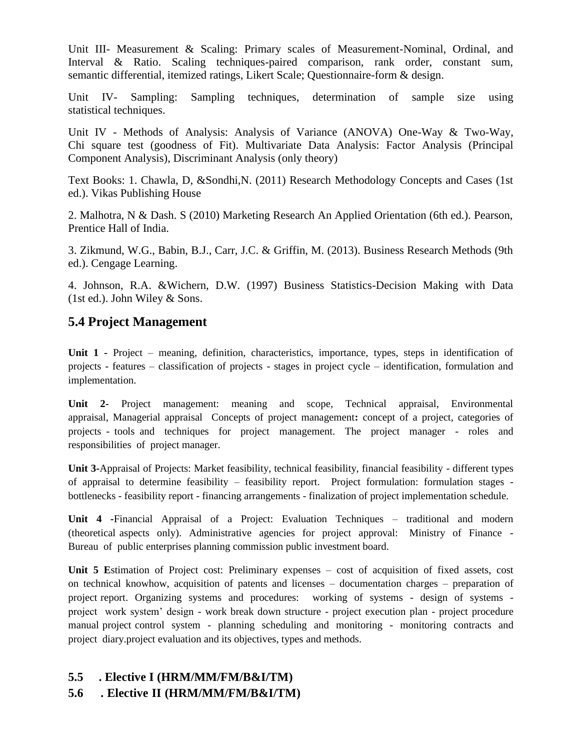Unit III- Measurement & Scaling: Primary scales of Measurement-Nominal, Ordinal, and Interval & Ratio. Scaling techniques-paired comparison, rank order, constant sum, semantic differential, itemized ratings, Likert Scale; Questionnaire-form & design.

Unit IV- Sampling: Sampling techniques, determination of sample size using statistical techniques.

Unit IV - Methods of Analysis: Analysis of Variance (ANOVA) One-Way & Two-Way, Chi square test (goodness of Fit). Multivariate Data Analysis: Factor Analysis (Principal Component Analysis), Discriminant Analysis (only theory)

Text Books: 1. Chawla, D, &Sondhi,N. (2011) Research Methodology Concepts and Cases (1st ed.). Vikas Publishing House

2. Malhotra, N & Dash. S (2010) Marketing Research An Applied Orientation (6th ed.). Pearson, Prentice Hall of India.

3. Zikmund, W.G., Babin, B.J., Carr, J.C. & Griffin, M. (2013). Business Research Methods (9th ed.). Cengage Learning.

4. Johnson, R.A. &Wichern, D.W. (1997) Business Statistics-Decision Making with Data (1st ed.). John Wiley & Sons.

## 5.4 Project Management

**Unit 1 -** Project – meaning, definition, characteristics, importance, types, steps in identification of projects - features – classification of projects - stages in project cycle – identification, formulation and implementation.

**Unit 2-** Project management: meaning and scope, Technical appraisal, Environmental appraisal, Managerial appraisal Concepts of project management**:** concept of a project, categories of projects - tools and techniques for project management. The project manager - roles and responsibilities of project manager.

**Unit 3-**Appraisal of Projects: Market feasibility, technical feasibility, financial feasibility - different types of appraisal to determine feasibility – feasibility report. Project formulation: formulation stages - bottlenecks - feasibility report - financing arrangements - finalization of project implementation schedule.

**Unit 4 -**Financial Appraisal of a Project: Evaluation Techniques – traditional and modern (theoretical aspects only). Administrative agencies for project approval: Ministry of Finance - Bureau of public enterprises planning commission public investment board.

**Unit 5 E**stimation of Project cost: Preliminary expenses – cost of acquisition of fixed assets, cost on technical knowhow, acquisition of patents and licenses – documentation charges – preparation of project report. Organizing systems and procedures: working of systems - design of systems - project work system' design - work break down structure - project execution plan - project procedure manual project control system - planning scheduling and monitoring - monitoring contracts and project diary.project evaluation and its objectives, types and methods.

## 5.5 . Elective I (HRM/MM/FM/B&I/TM)

## 5.6 . Elective II (HRM/MM/FM/B&I/TM)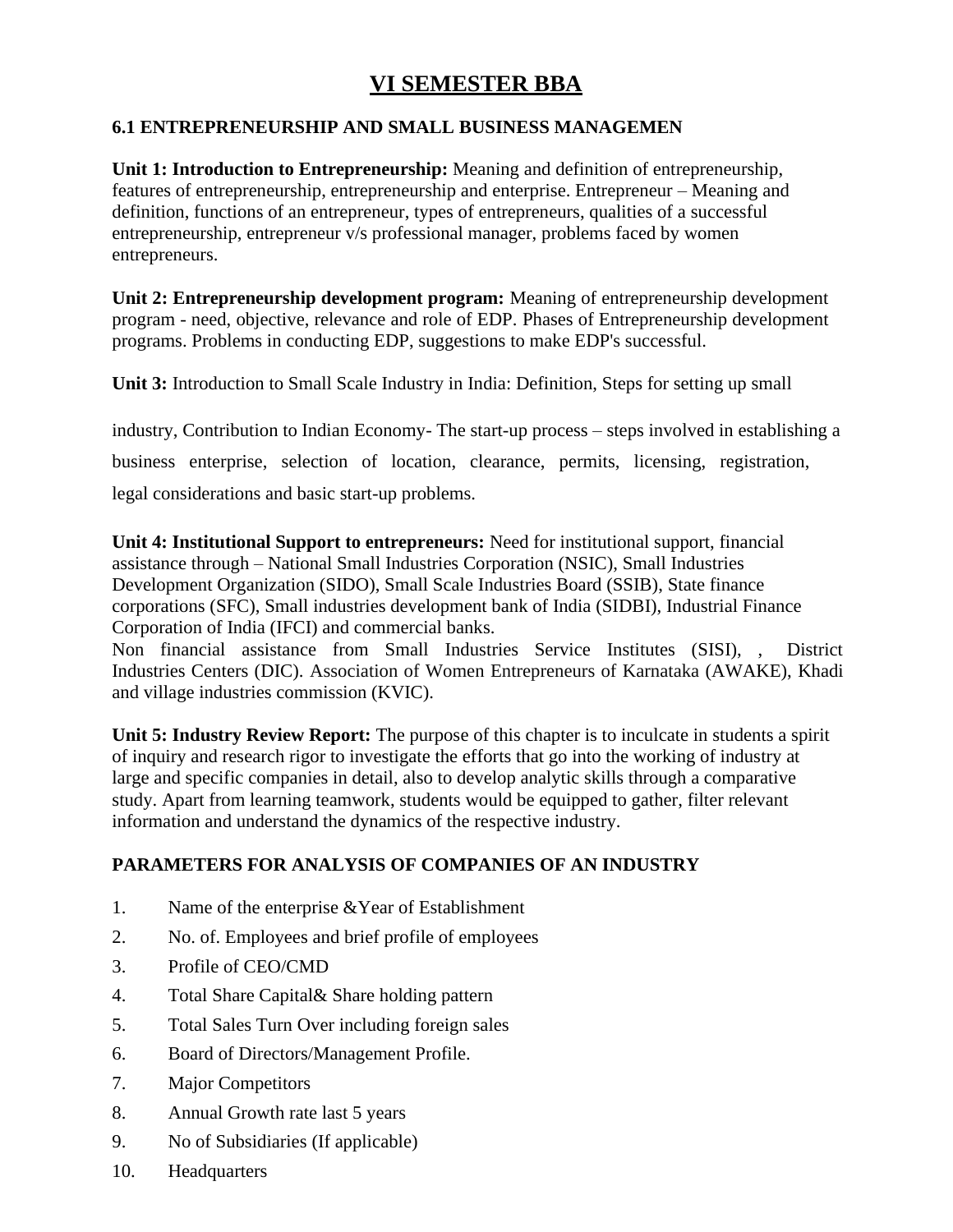# VI SEMESTER BBA

### 6.1 ENTREPRENEURSHIP AND SMALL BUSINESS MANAGEMEN

**Unit 1: Introduction to Entrepreneurship:** Meaning and definition of entrepreneurship, features of entrepreneurship, entrepreneurship and enterprise. Entrepreneur – Meaning and definition, functions of an entrepreneur, types of entrepreneurs, qualities of a successful entrepreneurship, entrepreneur v/s professional manager, problems faced by women entrepreneurs.

**Unit 2: Entrepreneurship development program:** Meaning of entrepreneurship development program - need, objective, relevance and role of EDP. Phases of Entrepreneurship development programs. Problems in conducting EDP, suggestions to make EDP's successful.

**Unit 3:** Introduction to Small Scale Industry in India: Definition, Steps for setting up small industry, Contribution to Indian Economy- The start-up process – steps involved in establishing a business enterprise, selection of location, clearance, permits, licensing, registration, legal considerations and basic start-up problems.

**Unit 4: Institutional Support to entrepreneurs:** Need for institutional support, financial assistance through – National Small Industries Corporation (NSIC), Small Industries Development Organization (SIDO), Small Scale Industries Board (SSIB), State finance corporations (SFC), Small industries development bank of India (SIDBI), Industrial Finance Corporation of India (IFCI) and commercial banks.
Non financial assistance from Small Industries Service Institutes (SISI), , District Industries Centers (DIC). Association of Women Entrepreneurs of Karnataka (AWAKE), Khadi and village industries commission (KVIC).

**Unit 5: Industry Review Report:** The purpose of this chapter is to inculcate in students a spirit of inquiry and research rigor to investigate the efforts that go into the working of industry at large and specific companies in detail, also to develop analytic skills through a comparative study. Apart from learning teamwork, students would be equipped to gather, filter relevant information and understand the dynamics of the respective industry.

### PARAMETERS FOR ANALYSIS OF COMPANIES OF AN INDUSTRY

1. Name of the enterprise &Year of Establishment
2. No. of. Employees and brief profile of employees
3. Profile of CEO/CMD
4. Total Share Capital& Share holding pattern
5. Total Sales Turn Over including foreign sales
6. Board of Directors/Management Profile.
7. Major Competitors
8. Annual Growth rate last 5 years
9. No of Subsidiaries (If applicable)
10. Headquarters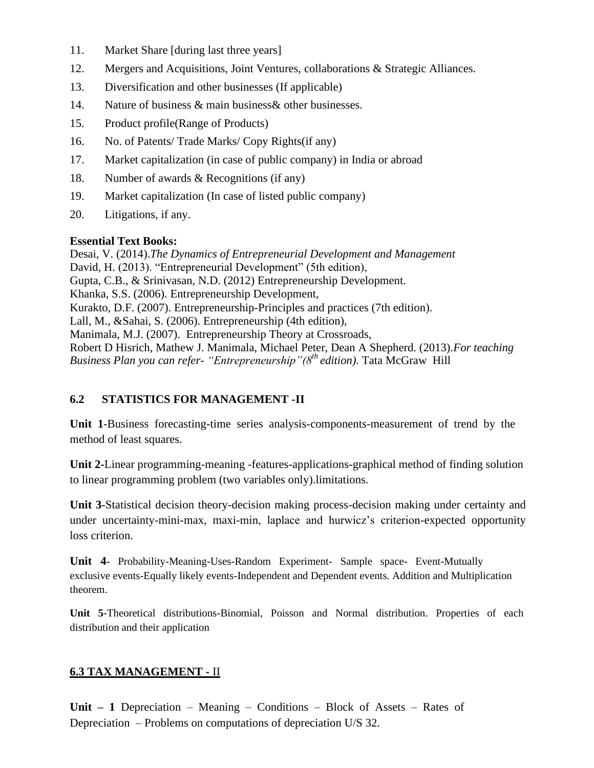11. Market Share [during last three years]
12. Mergers and Acquisitions, Joint Ventures, collaborations & Strategic Alliances.
13. Diversification and other businesses (If applicable)
14. Nature of business & main business& other businesses.
15. Product profile(Range of Products)
16. No. of Patents/ Trade Marks/ Copy Rights(if any)
17. Market capitalization (in case of public company) in India or abroad
18. Number of awards & Recognitions (if any)
19. Market capitalization (In case of listed public company)
20. Litigations, if any.

**Essential Text Books:**

Desai, V. (2014).*The Dynamics of Entrepreneurial Development and Management*
David, H. (2013). "Entrepreneurial Development" (5th edition),
Gupta, C.B., & Srinivasan, N.D. (2012) Entrepreneurship Development.
Khanka, S.S. (2006). Entrepreneurship Development,
Kurakto, D.F. (2007). Entrepreneurship-Principles and practices (7th edition).
Lall, M., &Sahai, S. (2006). Entrepreneurship (4th edition),
Manimala, M.J. (2007). Entrepreneurship Theory at Crossroads,
Robert D Hisrich, Mathew J. Manimala, Michael Peter, Dean A Shepherd. (2013).*For teaching Business Plan you can refer- "Entrepreneurship"(8th edition).* Tata McGraw Hill

## 6.2 STATISTICS FOR MANAGEMENT -II

**Unit 1**-Business forecasting-time series analysis-components-measurement of trend by the method of least squares.

**Unit 2**-Linear programming-meaning -features-applications-graphical method of finding solution to linear programming problem (two variables only).limitations.

**Unit 3**-Statistical decision theory-decision making process-decision making under certainty and under uncertainty-mini-max, maxi-min, laplace and hurwicz's criterion-expected opportunity loss criterion.

**Unit 4**- Probability-Meaning-Uses-Random Experiment- Sample space- Event-Mutually exclusive events-Equally likely events-Independent and Dependent events. Addition and Multiplication theorem.

**Unit 5**-Theoretical distributions-Binomial, Poisson and Normal distribution. Properties of each distribution and their application

## 6.3 TAX MANAGEMENT - II

**Unit – 1** Depreciation – Meaning – Conditions – Block of Assets – Rates of Depreciation – Problems on computations of depreciation U/S 32.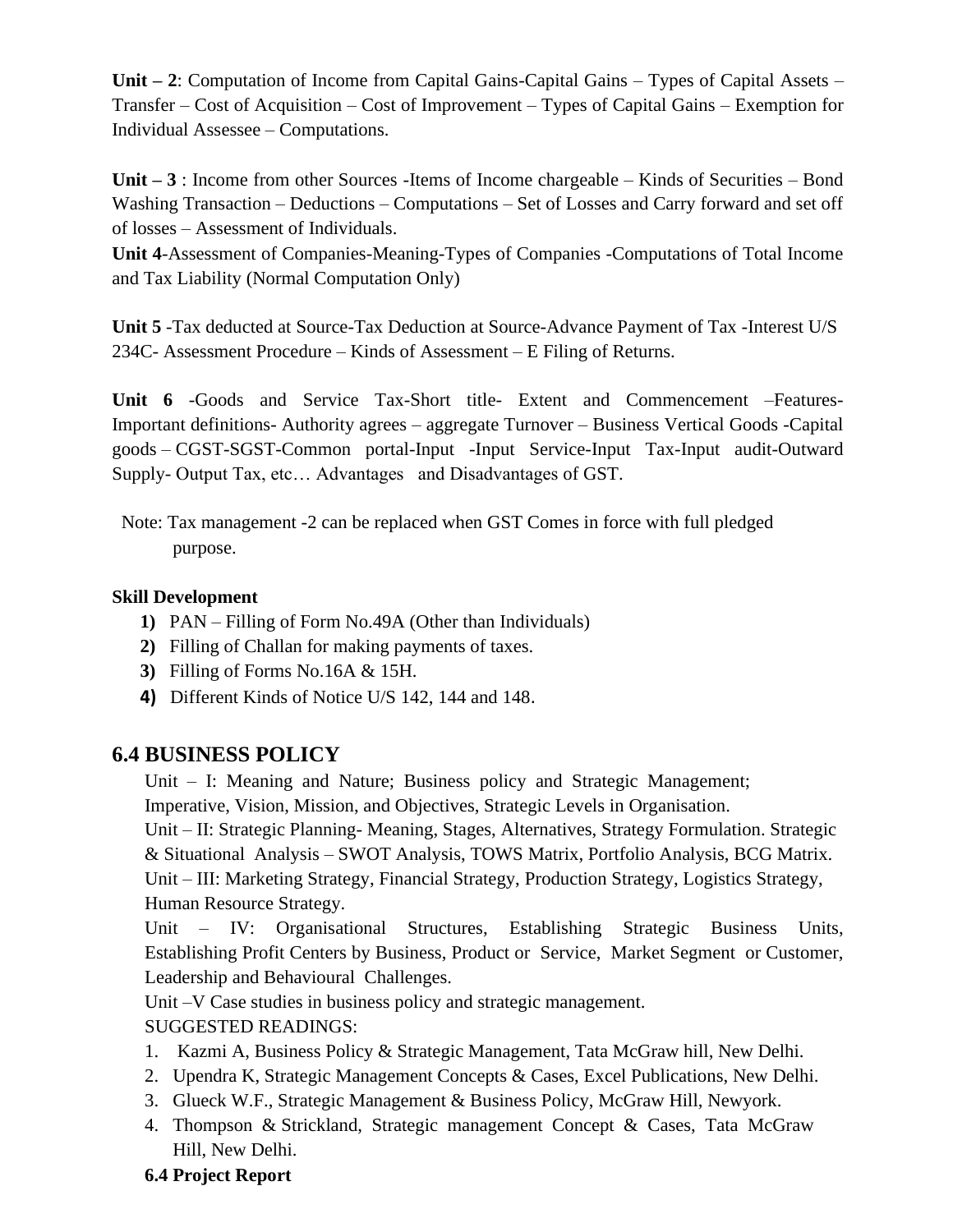**Unit – 2**: Computation of Income from Capital Gains-Capital Gains – Types of Capital Assets – Transfer – Cost of Acquisition – Cost of Improvement – Types of Capital Gains – Exemption for Individual Assessee – Computations.

**Unit – 3** : Income from other Sources -Items of Income chargeable – Kinds of Securities – Bond Washing Transaction – Deductions – Computations – Set of Losses and Carry forward and set off of losses – Assessment of Individuals.

**Unit 4**-Assessment of Companies-Meaning-Types of Companies -Computations of Total Income and Tax Liability (Normal Computation Only)

**Unit 5** -Tax deducted at Source-Tax Deduction at Source-Advance Payment of Tax -Interest U/S 234C- Assessment Procedure – Kinds of Assessment – E Filing of Returns.

**Unit 6** -Goods and Service Tax-Short title- Extent and Commencement –Features- Important definitions- Authority agrees – aggregate Turnover – Business Vertical Goods -Capital goods – CGST-SGST-Common portal-Input -Input Service-Input Tax-Input audit-Outward Supply- Output Tax, etc… Advantages and Disadvantages of GST.

Note: Tax management -2 can be replaced when GST Comes in force with full pledged purpose.

**Skill Development**

1) PAN – Filling of Form No.49A (Other than Individuals)
2) Filling of Challan for making payments of taxes.
3) Filling of Forms No.16A & 15H.
4) Different Kinds of Notice U/S 142, 144 and 148.

## 6.4 BUSINESS POLICY

Unit – I: Meaning and Nature; Business policy and Strategic Management; Imperative, Vision, Mission, and Objectives, Strategic Levels in Organisation.

Unit – II: Strategic Planning- Meaning, Stages, Alternatives, Strategy Formulation. Strategic & Situational Analysis – SWOT Analysis, TOWS Matrix, Portfolio Analysis, BCG Matrix.

Unit – III: Marketing Strategy, Financial Strategy, Production Strategy, Logistics Strategy, Human Resource Strategy.

Unit – IV: Organisational Structures, Establishing Strategic Business Units, Establishing Profit Centers by Business, Product or Service, Market Segment or Customer, Leadership and Behavioural Challenges.

Unit –V Case studies in business policy and strategic management.

SUGGESTED READINGS:

1. Kazmi A, Business Policy & Strategic Management, Tata McGraw hill, New Delhi.
2. Upendra K, Strategic Management Concepts & Cases, Excel Publications, New Delhi.
3. Glueck W.F., Strategic Management & Business Policy, McGraw Hill, Newyork.
4. Thompson & Strickland, Strategic management Concept & Cases, Tata McGraw Hill, New Delhi.

**6.4 Project Report**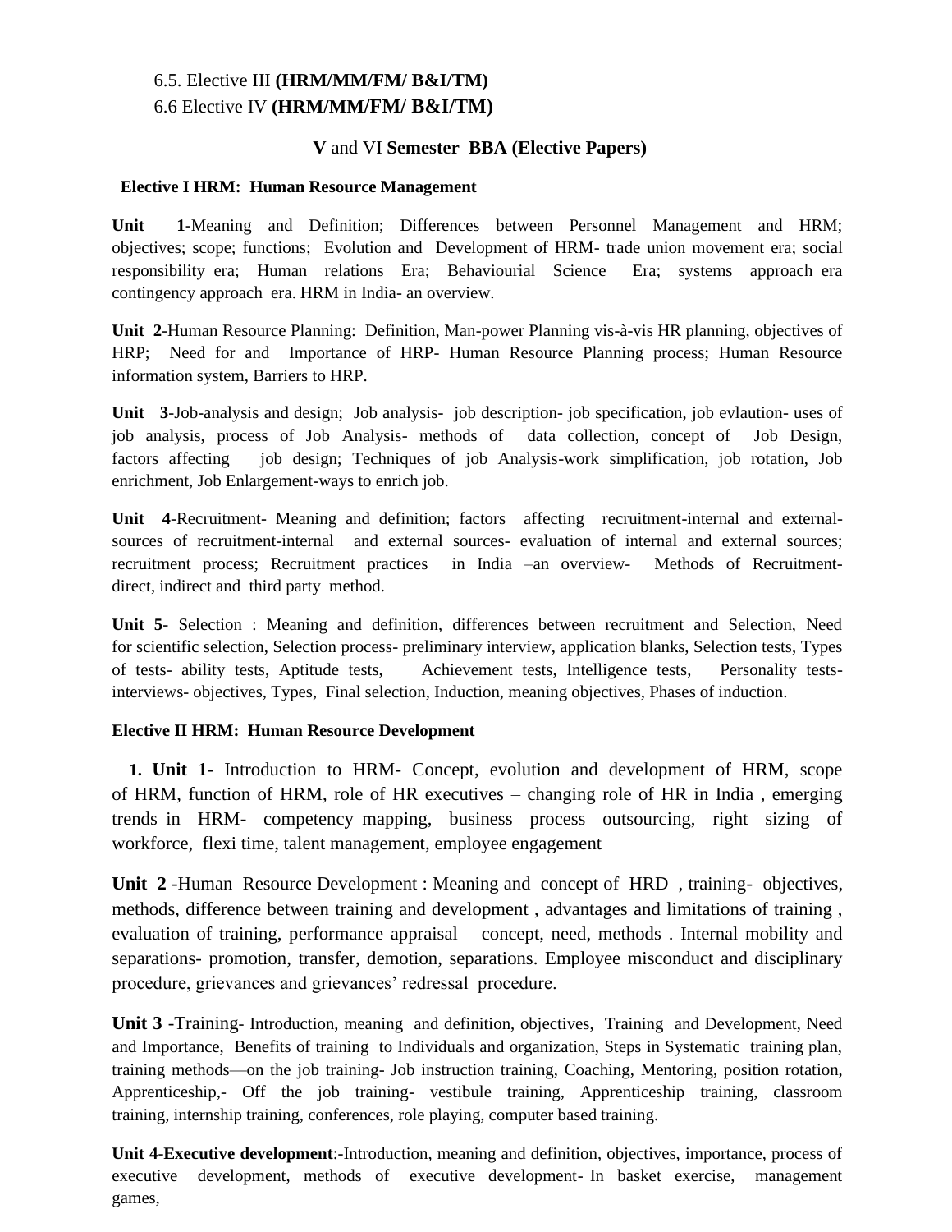6.5. Elective III **(HRM/MM/FM/ B&I/TM)**

6.6 Elective IV **(HRM/MM/FM/ B&I/TM)**

## V and VI Semester BBA (Elective Papers)

### Elective I HRM: Human Resource Management

**Unit 1**-Meaning and Definition; Differences between Personnel Management and HRM; objectives; scope; functions; Evolution and Development of HRM- trade union movement era; social responsibility era; Human relations Era; Behaviourial Science Era; systems approach era contingency approach era. HRM in India- an overview.

**Unit 2**-Human Resource Planning: Definition, Man-power Planning vis-à-vis HR planning, objectives of HRP; Need for and Importance of HRP- Human Resource Planning process; Human Resource information system, Barriers to HRP.

**Unit 3**-Job-analysis and design; Job analysis- job description- job specification, job evlaution- uses of job analysis, process of Job Analysis- methods of data collection, concept of Job Design, factors affecting job design; Techniques of job Analysis-work simplification, job rotation, Job enrichment, Job Enlargement-ways to enrich job.

**Unit 4**-Recruitment- Meaning and definition; factors affecting recruitment-internal and external-sources of recruitment-internal and external sources- evaluation of internal and external sources; recruitment process; Recruitment practices in India –an overview- Methods of Recruitment-direct, indirect and third party method.

**Unit 5**- Selection : Meaning and definition, differences between recruitment and Selection, Need for scientific selection, Selection process- preliminary interview, application blanks, Selection tests, Types of tests- ability tests, Aptitude tests, Achievement tests, Intelligence tests, Personality tests-interviews- objectives, Types, Final selection, Induction, meaning objectives, Phases of induction.

### Elective II HRM: Human Resource Development

1. **Unit 1**- Introduction to HRM- Concept, evolution and development of HRM, scope of HRM, function of HRM, role of HR executives – changing role of HR in India , emerging trends in HRM- competency mapping, business process outsourcing, right sizing of workforce, flexi time, talent management, employee engagement

**Unit 2** -Human Resource Development : Meaning and concept of HRD , training- objectives, methods, difference between training and development , advantages and limitations of training , evaluation of training, performance appraisal – concept, need, methods . Internal mobility and separations- promotion, transfer, demotion, separations. Employee misconduct and disciplinary procedure, grievances and grievances' redressal procedure.

**Unit 3** -Training- Introduction, meaning and definition, objectives, Training and Development, Need and Importance, Benefits of training to Individuals and organization, Steps in Systematic training plan, training methods—on the job training- Job instruction training, Coaching, Mentoring, position rotation, Apprenticeship,- Off the job training- vestibule training, Apprenticeship training, classroom training, internship training, conferences, role playing, computer based training.

**Unit 4**-**Executive development**:-Introduction, meaning and definition, objectives, importance, process of executive development, methods of executive development- In basket exercise, management games,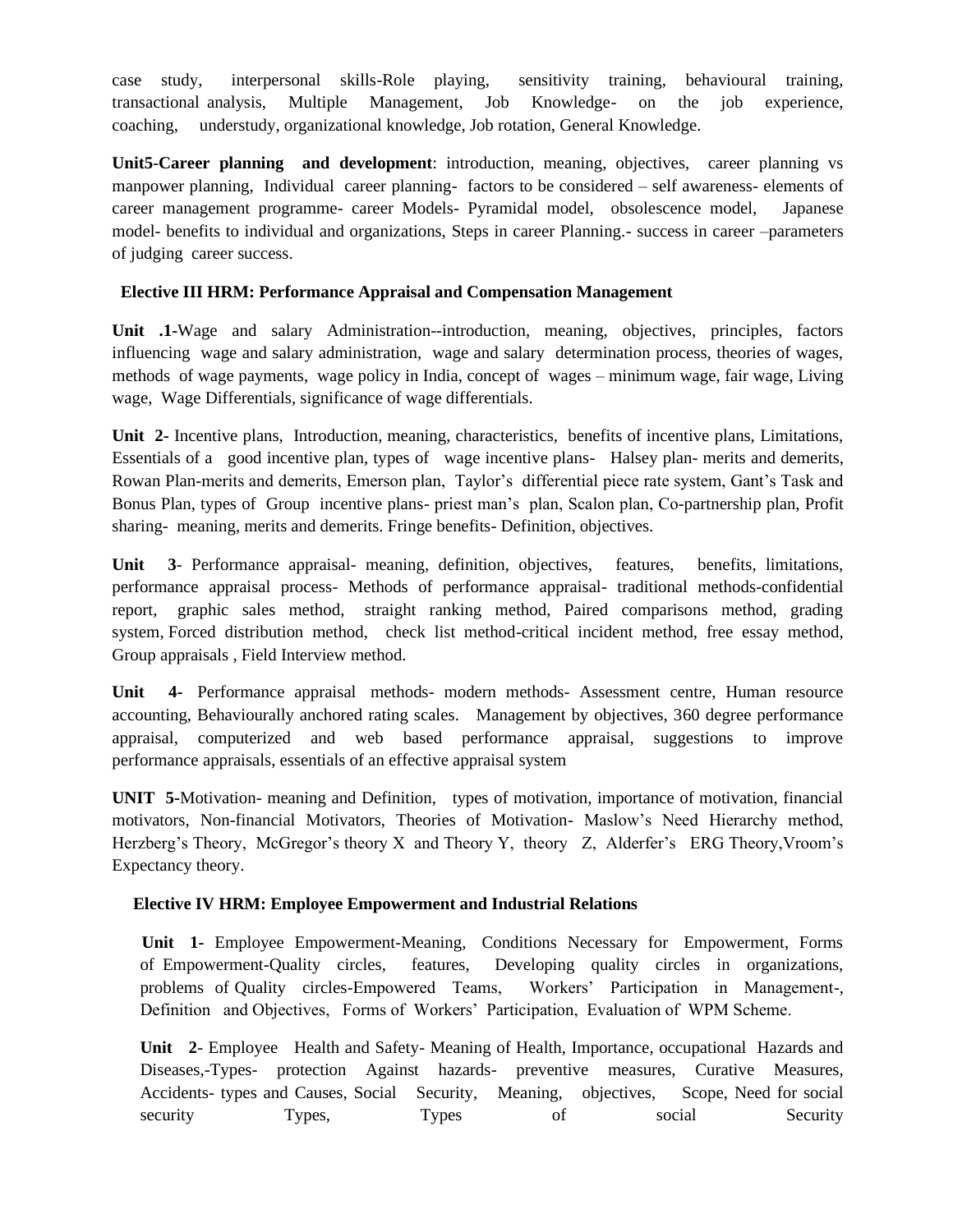case study, interpersonal skills-Role playing, sensitivity training, behavioural training, transactional analysis, Multiple Management, Job Knowledge- on the job experience, coaching, understudy, organizational knowledge, Job rotation, General Knowledge.

**Unit5**-**Career planning and development**: introduction, meaning, objectives, career planning vs manpower planning, Individual career planning- factors to be considered – self awareness- elements of career management programme- career Models- Pyramidal model, obsolescence model, Japanese model- benefits to individual and organizations, Steps in career Planning.- success in career –parameters of judging career success.

### Elective III HRM: Performance Appraisal and Compensation Management

**Unit .1-**Wage and salary Administration--introduction, meaning, objectives, principles, factors influencing wage and salary administration, wage and salary determination process, theories of wages, methods of wage payments, wage policy in India, concept of wages – minimum wage, fair wage, Living wage, Wage Differentials, significance of wage differentials.

**Unit 2-** Incentive plans, Introduction, meaning, characteristics, benefits of incentive plans, Limitations, Essentials of a good incentive plan, types of wage incentive plans- Halsey plan- merits and demerits, Rowan Plan-merits and demerits, Emerson plan, Taylor's differential piece rate system, Gant's Task and Bonus Plan, types of Group incentive plans- priest man's plan, Scalon plan, Co-partnership plan, Profit sharing- meaning, merits and demerits. Fringe benefits- Definition, objectives.

**Unit 3**- Performance appraisal- meaning, definition, objectives, features, benefits, limitations, performance appraisal process- Methods of performance appraisal- traditional methods-confidential report, graphic sales method, straight ranking method, Paired comparisons method, grading system, Forced distribution method, check list method-critical incident method, free essay method, Group appraisals , Field Interview method.

**Unit 4-** Performance appraisal methods- modern methods- Assessment centre, Human resource accounting, Behaviourally anchored rating scales. Management by objectives, 360 degree performance appraisal, computerized and web based performance appraisal, suggestions to improve performance appraisals, essentials of an effective appraisal system

**UNIT 5-**Motivation- meaning and Definition, types of motivation, importance of motivation, financial motivators, Non-financial Motivators, Theories of Motivation- Maslow's Need Hierarchy method, Herzberg's Theory, McGregor's theory X and Theory Y, theory Z, Alderfer's ERG Theory,Vroom's Expectancy theory.

### Elective IV HRM: Employee Empowerment and Industrial Relations

**Unit 1-** Employee Empowerment-Meaning, Conditions Necessary for Empowerment, Forms of Empowerment-Quality circles, features, Developing quality circles in organizations, problems of Quality circles-Empowered Teams, Workers' Participation in Management-, Definition and Objectives, Forms of Workers' Participation, Evaluation of WPM Scheme.

**Unit 2**- Employee Health and Safety- Meaning of Health, Importance, occupational Hazards and Diseases,-Types- protection Against hazards- preventive measures, Curative Measures, Accidents- types and Causes, Social Security, Meaning, objectives, Scope, Need for social security Types, Types of social Security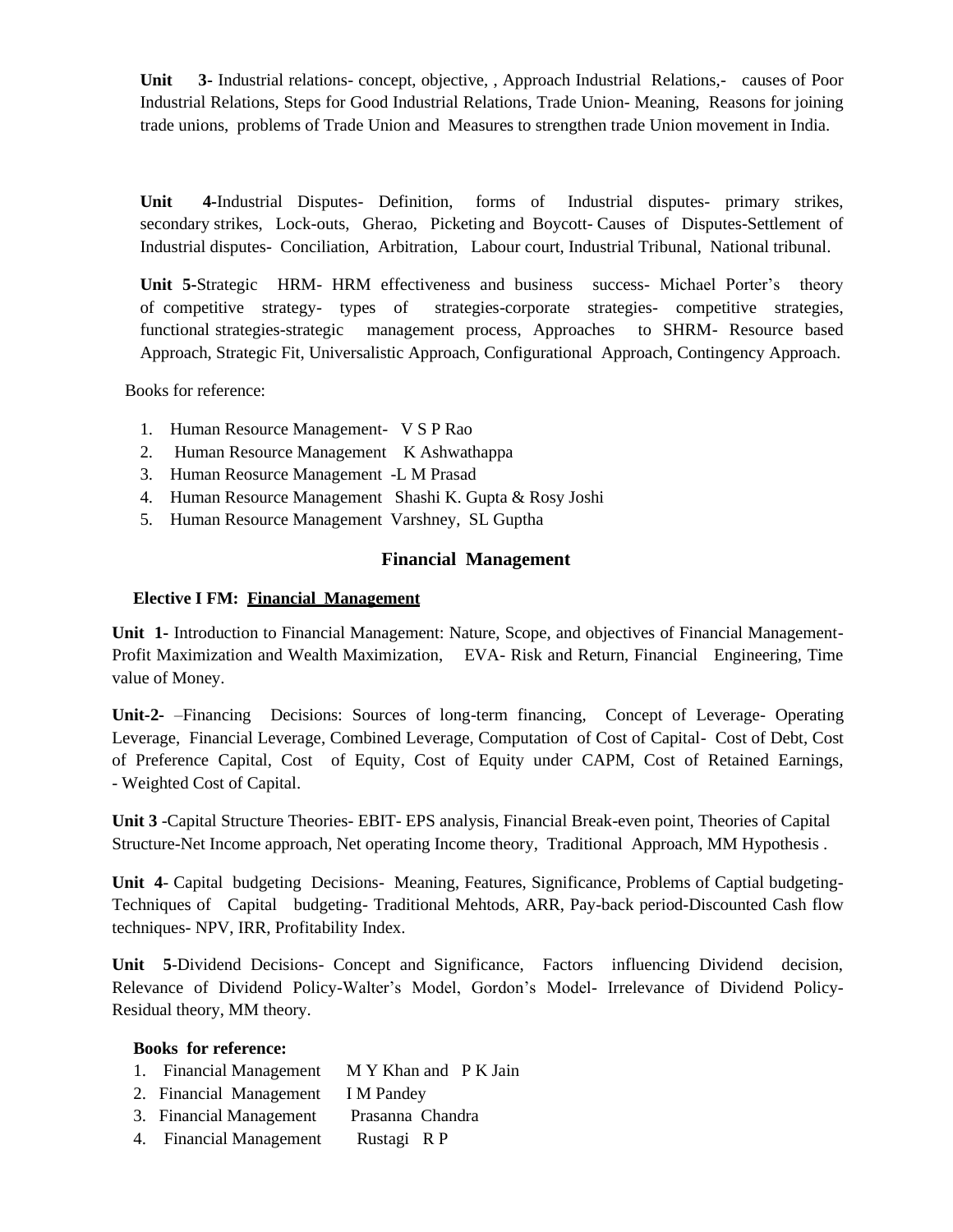**Unit 3-** Industrial relations- concept, objective, , Approach Industrial Relations,- causes of Poor Industrial Relations, Steps for Good Industrial Relations, Trade Union- Meaning, Reasons for joining trade unions, problems of Trade Union and Measures to strengthen trade Union movement in India.

**Unit 4-**Industrial Disputes- Definition, forms of Industrial disputes- primary strikes, secondary strikes, Lock-outs, Gherao, Picketing and Boycott- Causes of Disputes-Settlement of Industrial disputes- Conciliation, Arbitration, Labour court, Industrial Tribunal, National tribunal.

**Unit 5**-Strategic HRM- HRM effectiveness and business success- Michael Porter's theory of competitive strategy- types of strategies-corporate strategies- competitive strategies, functional strategies-strategic management process, Approaches to SHRM- Resource based Approach, Strategic Fit, Universalistic Approach, Configurational Approach, Contingency Approach.

Books for reference:

1. Human Resource Management- V S P Rao
2. Human Resource Management K Ashwathappa
3. Human Reosurce Management -L M Prasad
4. Human Resource Management Shashi K. Gupta & Rosy Joshi
5. Human Resource Management Varshney, SL Guptha

## Financial Management

**Elective I FM: <u>Financial Management</u>**

**Unit 1-** Introduction to Financial Management: Nature, Scope, and objectives of Financial Management- Profit Maximization and Wealth Maximization, EVA- Risk and Return, Financial Engineering, Time value of Money.

**Unit-2-** –Financing Decisions: Sources of long-term financing, Concept of Leverage- Operating Leverage, Financial Leverage, Combined Leverage, Computation of Cost of Capital- Cost of Debt, Cost of Preference Capital, Cost of Equity, Cost of Equity under CAPM, Cost of Retained Earnings, - Weighted Cost of Capital.

**Unit 3** -Capital Structure Theories- EBIT- EPS analysis, Financial Break-even point, Theories of Capital Structure-Net Income approach, Net operating Income theory, Traditional Approach, MM Hypothesis .

**Unit 4**- Capital budgeting Decisions- Meaning, Features, Significance, Problems of Captial budgeting- Techniques of Capital budgeting- Traditional Mehtods, ARR, Pay-back period-Discounted Cash flow techniques- NPV, IRR, Profitability Index.

**Unit 5**-Dividend Decisions- Concept and Significance, Factors influencing Dividend decision, Relevance of Dividend Policy-Walter's Model, Gordon's Model- Irrelevance of Dividend Policy- Residual theory, MM theory.

**Books for reference:**

1. Financial Management M Y Khan and P K Jain
2. Financial Management I M Pandey
3. Financial Management Prasanna Chandra
4. Financial Management Rustagi R P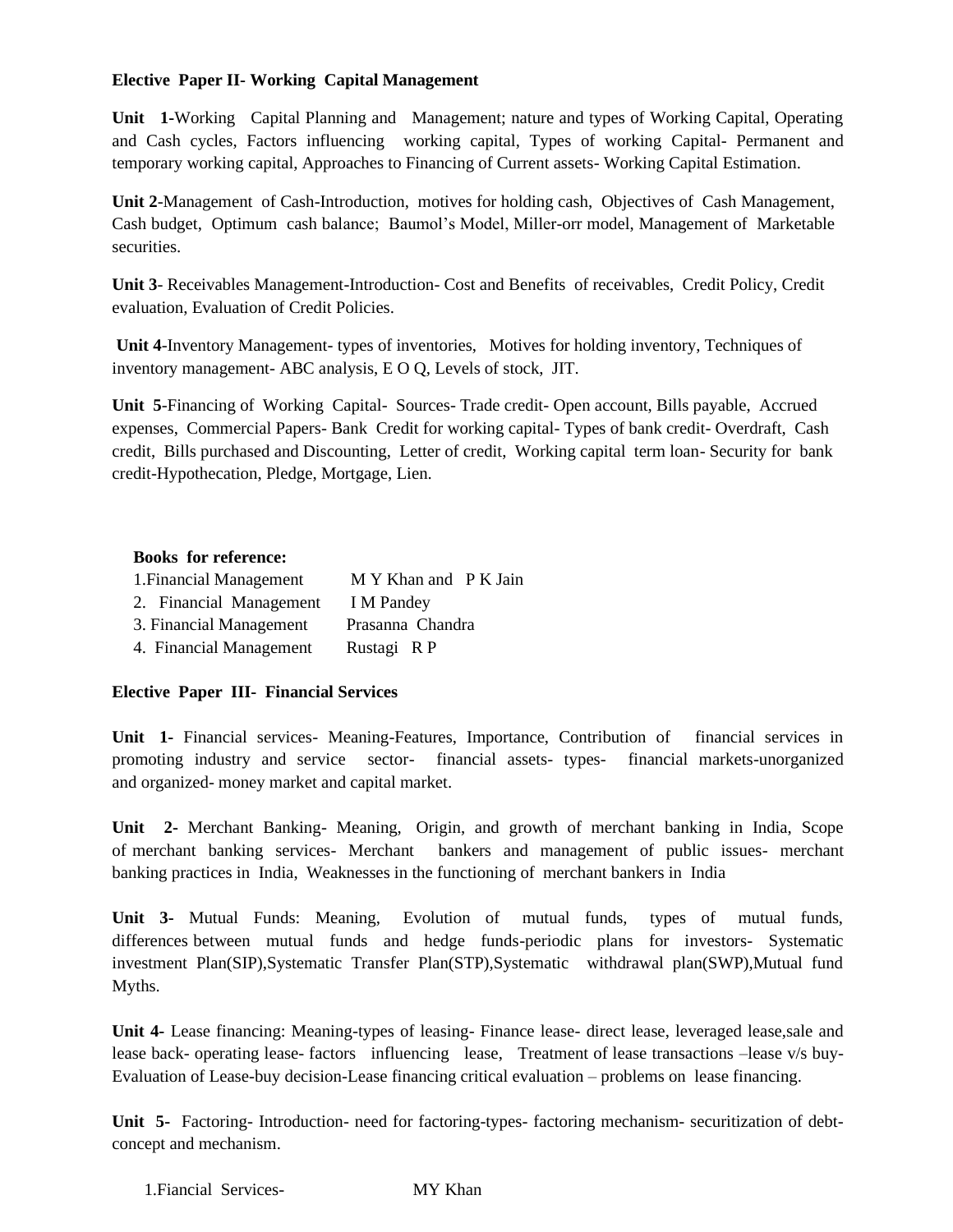**Elective Paper II- Working Capital Management**

**Unit 1**-Working Capital Planning and Management; nature and types of Working Capital, Operating and Cash cycles, Factors influencing working capital, Types of working Capital- Permanent and temporary working capital, Approaches to Financing of Current assets- Working Capital Estimation.

**Unit 2**-Management of Cash-Introduction, motives for holding cash, Objectives of Cash Management, Cash budget, Optimum cash balance; Baumol's Model, Miller-orr model, Management of Marketable securities.

**Unit 3**- Receivables Management-Introduction- Cost and Benefits of receivables, Credit Policy, Credit evaluation, Evaluation of Credit Policies.

**Unit 4**-Inventory Management- types of inventories, Motives for holding inventory, Techniques of inventory management- ABC analysis, E O Q, Levels of stock, JIT.

**Unit 5**-Financing of Working Capital- Sources- Trade credit- Open account, Bills payable, Accrued expenses, Commercial Papers- Bank Credit for working capital- Types of bank credit- Overdraft, Cash credit, Bills purchased and Discounting, Letter of credit, Working capital term loan- Security for bank credit-Hypothecation, Pledge, Mortgage, Lien.

**Books for reference:**

1. Financial Management — M Y Khan and P K Jain
2. Financial Management — I M Pandey
3. Financial Management — Prasanna Chandra
4. Financial Management — Rustagi R P

**Elective Paper III- Financial Services**

**Unit 1-** Financial services- Meaning-Features, Importance, Contribution of financial services in promoting industry and service sector- financial assets- types- financial markets-unorganized and organized- money market and capital market.

**Unit 2-** Merchant Banking- Meaning, Origin, and growth of merchant banking in India, Scope of merchant banking services- Merchant bankers and management of public issues- merchant banking practices in India, Weaknesses in the functioning of merchant bankers in India

**Unit 3-** Mutual Funds: Meaning, Evolution of mutual funds, types of mutual funds, differences between mutual funds and hedge funds-periodic plans for investors- Systematic investment Plan(SIP),Systematic Transfer Plan(STP),Systematic withdrawal plan(SWP),Mutual fund Myths.

**Unit 4-** Lease financing: Meaning-types of leasing- Finance lease- direct lease, leveraged lease,sale and lease back- operating lease- factors influencing lease, Treatment of lease transactions –lease v/s buy- Evaluation of Lease-buy decision-Lease financing critical evaluation – problems on lease financing.

**Unit 5-** Factoring- Introduction- need for factoring-types- factoring mechanism- securitization of debt-concept and mechanism.

1. Fiancial Services- — MY Khan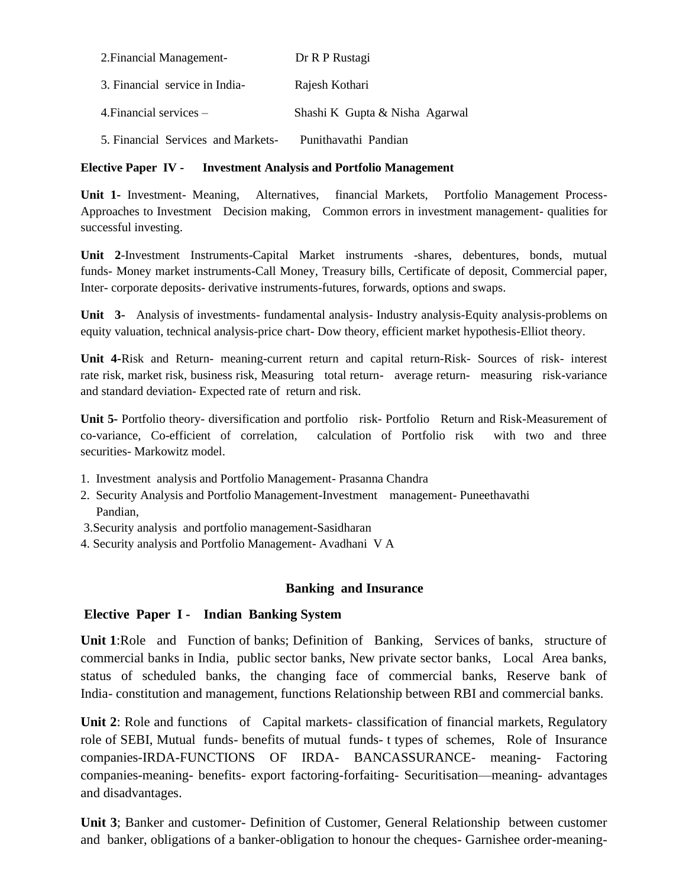2. Financial Management- Dr R P Rustagi

3. Financial service in India- Rajesh Kothari

4. Financial services – Shashi K Gupta & Nisha Agarwal

5. Financial Services and Markets- Punithavathi Pandian

**Elective Paper IV - Investment Analysis and Portfolio Management**

**Unit 1-** Investment- Meaning, Alternatives, financial Markets, Portfolio Management Process- Approaches to Investment Decision making, Common errors in investment management- qualities for successful investing.

**Unit 2**-Investment Instruments-Capital Market instruments -shares, debentures, bonds, mutual funds- Money market instruments-Call Money, Treasury bills, Certificate of deposit, Commercial paper, Inter- corporate deposits- derivative instruments-futures, forwards, options and swaps.

**Unit 3-** Analysis of investments- fundamental analysis- Industry analysis-Equity analysis-problems on equity valuation, technical analysis-price chart- Dow theory, efficient market hypothesis-Elliot theory.

**Unit 4-**Risk and Return- meaning-current return and capital return-Risk- Sources of risk- interest rate risk, market risk, business risk, Measuring total return- average return- measuring risk-variance and standard deviation- Expected rate of return and risk.

**Unit 5-** Portfolio theory- diversification and portfolio risk- Portfolio Return and Risk-Measurement of co-variance, Co-efficient of correlation, calculation of Portfolio risk with two and three securities- Markowitz model.

1. Investment analysis and Portfolio Management- Prasanna Chandra
2. Security Analysis and Portfolio Management-Investment management- Puneethavathi Pandian,
3. Security analysis and portfolio management-Sasidharan
4. Security analysis and Portfolio Management- Avadhani V A

## Banking and Insurance

**Elective Paper I - Indian Banking System**

**Unit 1**:Role and Function of banks; Definition of Banking, Services of banks, structure of commercial banks in India, public sector banks, New private sector banks, Local Area banks, status of scheduled banks, the changing face of commercial banks, Reserve bank of India- constitution and management, functions Relationship between RBI and commercial banks.

**Unit 2**: Role and functions of Capital markets- classification of financial markets, Regulatory role of SEBI, Mutual funds- benefits of mutual funds- t types of schemes, Role of Insurance companies-IRDA-FUNCTIONS OF IRDA- BANCASSURANCE- meaning- Factoring companies-meaning- benefits- export factoring-forfaiting- Securitisation—meaning- advantages and disadvantages.

**Unit 3**; Banker and customer- Definition of Customer, General Relationship between customer and banker, obligations of a banker-obligation to honour the cheques- Garnishee order-meaning-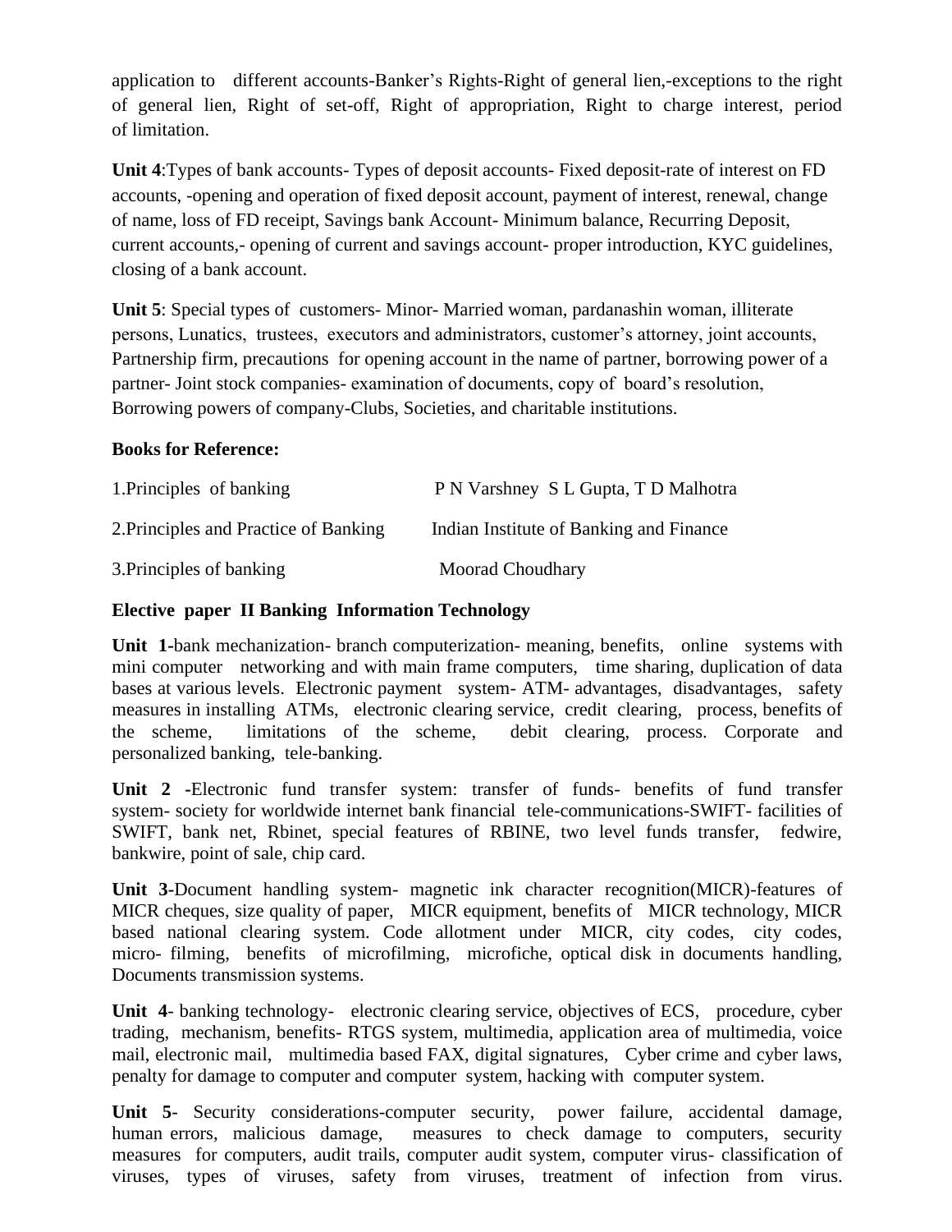application to different accounts-Banker's Rights-Right of general lien,-exceptions to the right of general lien, Right of set-off, Right of appropriation, Right to charge interest, period of limitation.

**Unit 4**:Types of bank accounts- Types of deposit accounts- Fixed deposit-rate of interest on FD accounts, -opening and operation of fixed deposit account, payment of interest, renewal, change of name, loss of FD receipt, Savings bank Account- Minimum balance, Recurring Deposit, current accounts,- opening of current and savings account- proper introduction, KYC guidelines, closing of a bank account.

**Unit 5**: Special types of customers- Minor- Married woman, pardanashin woman, illiterate persons, Lunatics, trustees, executors and administrators, customer's attorney, joint accounts, Partnership firm, precautions for opening account in the name of partner, borrowing power of a partner- Joint stock companies- examination of documents, copy of board's resolution, Borrowing powers of company-Clubs, Societies, and charitable institutions.

**Books for Reference:**

| | |
|---|---|
| 1.Principles of banking | P N Varshney S L Gupta, T D Malhotra |
| 2.Principles and Practice of Banking | Indian Institute of Banking and Finance |
| 3.Principles of banking | Moorad Choudhary |

**Elective paper II Banking Information Technology**

**Unit 1-**bank mechanization- branch computerization- meaning, benefits, online systems with mini computer networking and with main frame computers, time sharing, duplication of data bases at various levels. Electronic payment system- ATM- advantages, disadvantages, safety measures in installing ATMs, electronic clearing service, credit clearing, process, benefits of the scheme, limitations of the scheme, debit clearing, process. Corporate and personalized banking, tele-banking.

**Unit 2 -**Electronic fund transfer system: transfer of funds- benefits of fund transfer system- society for worldwide internet bank financial tele-communications-SWIFT- facilities of SWIFT, bank net, Rbinet, special features of RBINE, two level funds transfer, fedwire, bankwire, point of sale, chip card.

**Unit 3-**Document handling system- magnetic ink character recognition(MICR)-features of MICR cheques, size quality of paper, MICR equipment, benefits of MICR technology, MICR based national clearing system. Code allotment under MICR, city codes, city codes, micro- filming, benefits of microfilming, microfiche, optical disk in documents handling, Documents transmission systems.

**Unit 4**- banking technology- electronic clearing service, objectives of ECS, procedure, cyber trading, mechanism, benefits- RTGS system, multimedia, application area of multimedia, voice mail, electronic mail, multimedia based FAX, digital signatures, Cyber crime and cyber laws, penalty for damage to computer and computer system, hacking with computer system.

**Unit 5**- Security considerations-computer security, power failure, accidental damage, human errors, malicious damage, measures to check damage to computers, security measures for computers, audit trails, computer audit system, computer virus- classification of viruses, types of viruses, safety from viruses, treatment of infection from virus.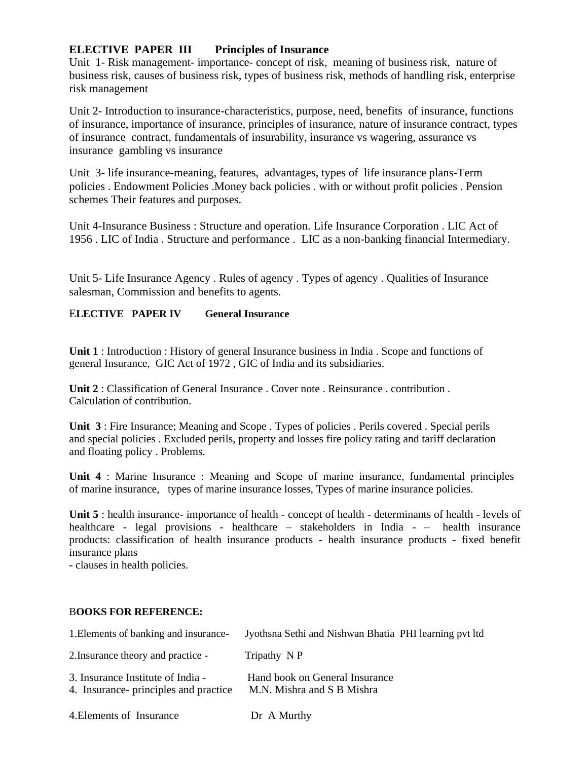## ELECTIVE PAPER III Principles of Insurance

Unit 1- Risk management- importance- concept of risk, meaning of business risk, nature of business risk, causes of business risk, types of business risk, methods of handling risk, enterprise risk management

Unit 2- Introduction to insurance-characteristics, purpose, need, benefits of insurance, functions of insurance, importance of insurance, principles of insurance, nature of insurance contract, types of insurance contract, fundamentals of insurability, insurance vs wagering, assurance vs insurance gambling vs insurance

Unit 3- life insurance-meaning, features, advantages, types of life insurance plans-Term policies . Endowment Policies .Money back policies . with or without profit policies . Pension schemes Their features and purposes.

Unit 4-Insurance Business : Structure and operation. Life Insurance Corporation . LIC Act of 1956 . LIC of India . Structure and performance . LIC as a non-banking financial Intermediary.

Unit 5- Life Insurance Agency . Rules of agency . Types of agency . Qualities of Insurance salesman, Commission and benefits to agents.

## ELECTIVE PAPER IV General Insurance

**Unit 1** : Introduction : History of general Insurance business in India . Scope and functions of general Insurance, GIC Act of 1972 , GIC of India and its subsidiaries.

**Unit 2** : Classification of General Insurance . Cover note . Reinsurance . contribution . Calculation of contribution.

**Unit 3** : Fire Insurance; Meaning and Scope . Types of policies . Perils covered . Special perils and special policies . Excluded perils, property and losses fire policy rating and tariff declaration and floating policy . Problems.

**Unit 4** : Marine Insurance : Meaning and Scope of marine insurance, fundamental principles of marine insurance, types of marine insurance losses, Types of marine insurance policies.

**Unit 5** : health insurance- importance of health - concept of health - determinants of health - levels of healthcare - legal provisions - healthcare – stakeholders in India - – health insurance products: classification of health insurance products - health insurance products - fixed benefit insurance plans
- clauses in health policies.

**BOOKS FOR REFERENCE:**

1.Elements of banking and insurance- Jyothsna Sethi and Nishwan Bhatia PHI learning pvt ltd

2.Insurance theory and practice - Tripathy N P

3. Insurance Institute of India - Hand book on General Insurance
4. Insurance- principles and practice M.N. Mishra and S B Mishra

4.Elements of Insurance Dr A Murthy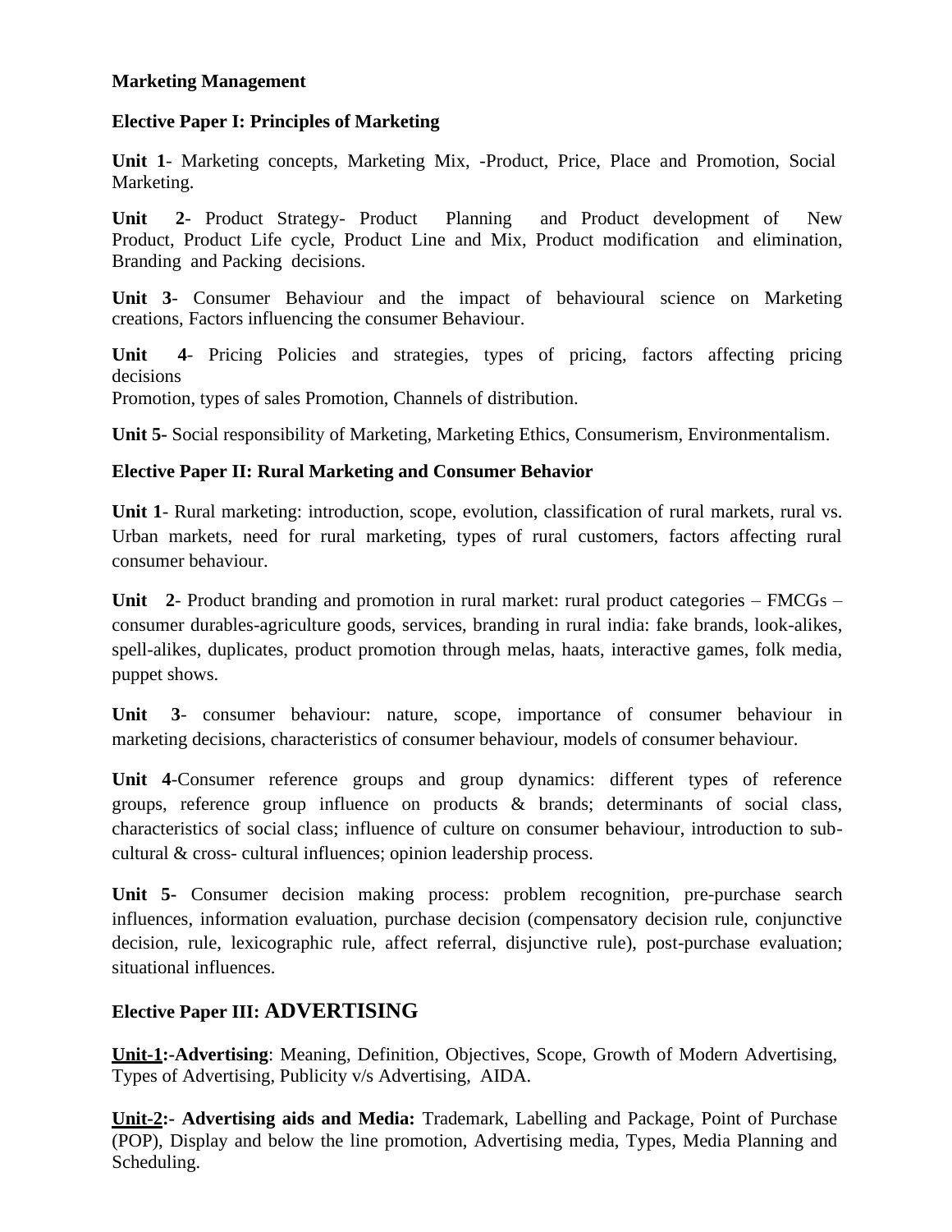**Marketing Management**

**Elective Paper I: Principles of Marketing**

**Unit 1**- Marketing concepts, Marketing Mix, -Product, Price, Place and Promotion, Social Marketing.

**Unit 2**- Product Strategy- Product Planning and Product development of New Product, Product Life cycle, Product Line and Mix, Product modification and elimination, Branding and Packing decisions.

**Unit 3**- Consumer Behaviour and the impact of behavioural science on Marketing creations, Factors influencing the consumer Behaviour.

**Unit 4**- Pricing Policies and strategies, types of pricing, factors affecting pricing decisions

Promotion, types of sales Promotion, Channels of distribution.

**Unit 5-** Social responsibility of Marketing, Marketing Ethics, Consumerism, Environmentalism.

**Elective Paper II: Rural Marketing and Consumer Behavior**

**Unit 1**- Rural marketing: introduction, scope, evolution, classification of rural markets, rural vs. Urban markets, need for rural marketing, types of rural customers, factors affecting rural consumer behaviour.

**Unit 2**- Product branding and promotion in rural market: rural product categories – FMCGs – consumer durables-agriculture goods, services, branding in rural india: fake brands, look-alikes, spell-alikes, duplicates, product promotion through melas, haats, interactive games, folk media, puppet shows.

**Unit 3**- consumer behaviour: nature, scope, importance of consumer behaviour in marketing decisions, characteristics of consumer behaviour, models of consumer behaviour.

**Unit 4**-Consumer reference groups and group dynamics: different types of reference groups, reference group influence on products & brands; determinants of social class, characteristics of social class; influence of culture on consumer behaviour, introduction to sub-cultural & cross- cultural influences; opinion leadership process.

**Unit 5-** Consumer decision making process: problem recognition, pre-purchase search influences, information evaluation, purchase decision (compensatory decision rule, conjunctive decision, rule, lexicographic rule, affect referral, disjunctive rule), post-purchase evaluation; situational influences.

**Elective Paper III: ADVERTISING**

**Unit-1:-Advertising**: Meaning, Definition, Objectives, Scope, Growth of Modern Advertising, Types of Advertising, Publicity v/s Advertising, AIDA.

**Unit-2:- Advertising aids and Media:** Trademark, Labelling and Package, Point of Purchase (POP), Display and below the line promotion, Advertising media, Types, Media Planning and Scheduling.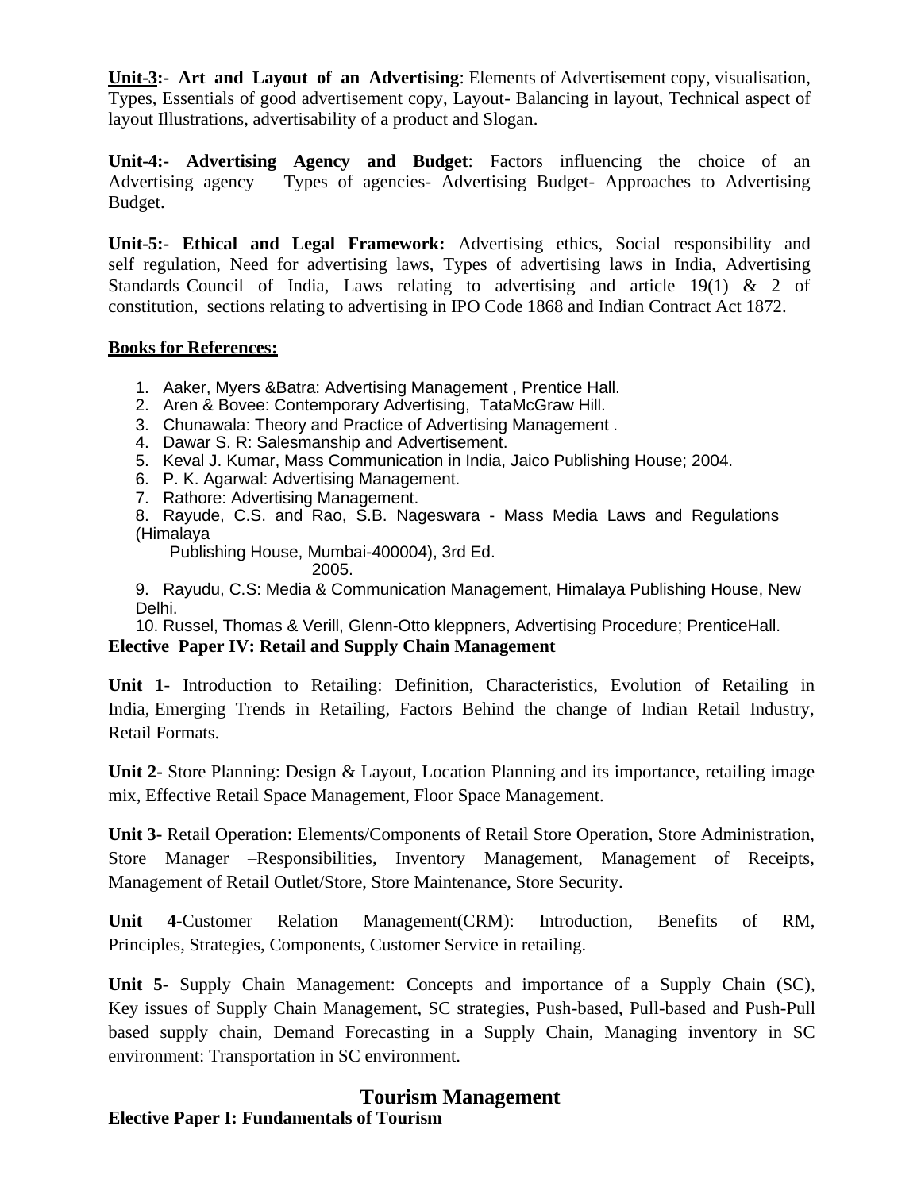**Unit-3:- Art and Layout of an Advertising**: Elements of Advertisement copy, visualisation, Types, Essentials of good advertisement copy, Layout- Balancing in layout, Technical aspect of layout Illustrations, advertisability of a product and Slogan.

**Unit-4:- Advertising Agency and Budget**: Factors influencing the choice of an Advertising agency – Types of agencies- Advertising Budget- Approaches to Advertising Budget.

**Unit-5:- Ethical and Legal Framework:** Advertising ethics, Social responsibility and self regulation, Need for advertising laws, Types of advertising laws in India, Advertising Standards Council of India, Laws relating to advertising and article 19(1) & 2 of constitution, sections relating to advertising in IPO Code 1868 and Indian Contract Act 1872.

**Books for References:**

1. Aaker, Myers &Batra: Advertising Management , Prentice Hall.
2. Aren & Bovee: Contemporary Advertising, TataMcGraw Hill.
3. Chunawala: Theory and Practice of Advertising Management .
4. Dawar S. R: Salesmanship and Advertisement.
5. Keval J. Kumar, Mass Communication in India, Jaico Publishing House; 2004.
6. P. K. Agarwal: Advertising Management.
7. Rathore: Advertising Management.
8. Rayude, C.S. and Rao, S.B. Nageswara - Mass Media Laws and Regulations (Himalaya Publishing House, Mumbai-400004), 3rd Ed. 2005.
9. Rayudu, C.S: Media & Communication Management, Himalaya Publishing House, New Delhi.
10. Russel, Thomas & Verill, Glenn-Otto kleppners, Advertising Procedure; PrenticeHall.

**Elective Paper IV: Retail and Supply Chain Management**

**Unit 1**- Introduction to Retailing: Definition, Characteristics, Evolution of Retailing in India, Emerging Trends in Retailing, Factors Behind the change of Indian Retail Industry, Retail Formats.

**Unit 2-** Store Planning: Design & Layout, Location Planning and its importance, retailing image mix, Effective Retail Space Management, Floor Space Management.

**Unit 3-** Retail Operation: Elements/Components of Retail Store Operation, Store Administration, Store Manager –Responsibilities, Inventory Management, Management of Receipts, Management of Retail Outlet/Store, Store Maintenance, Store Security.

**Unit 4**-Customer Relation Management(CRM): Introduction, Benefits of RM, Principles, Strategies, Components, Customer Service in retailing.

**Unit 5**- Supply Chain Management: Concepts and importance of a Supply Chain (SC), Key issues of Supply Chain Management, SC strategies, Push-based, Pull-based and Push-Pull based supply chain, Demand Forecasting in a Supply Chain, Managing inventory in SC environment: Transportation in SC environment.

# Tourism Management

**Elective Paper I: Fundamentals of Tourism**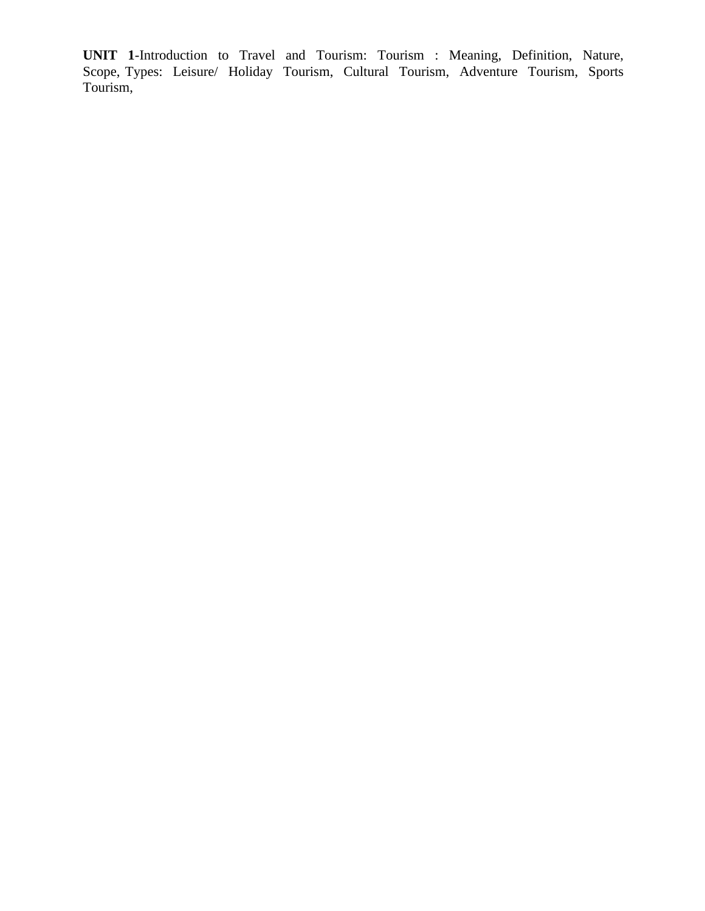**UNIT 1**-Introduction to Travel and Tourism: Tourism : Meaning, Definition, Nature, Scope, Types: Leisure/ Holiday Tourism, Cultural Tourism, Adventure Tourism, Sports Tourism,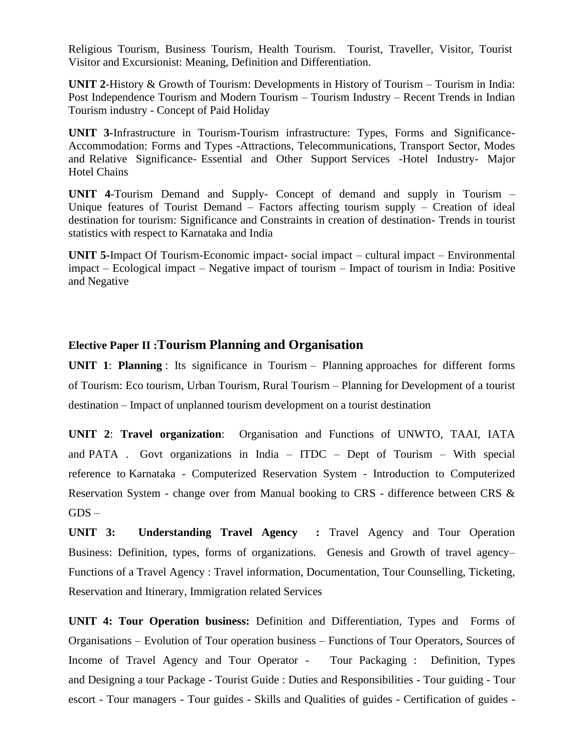Religious Tourism, Business Tourism, Health Tourism. Tourist, Traveller, Visitor, Tourist Visitor and Excursionist: Meaning, Definition and Differentiation.

**UNIT 2**-History & Growth of Tourism: Developments in History of Tourism – Tourism in India: Post Independence Tourism and Modern Tourism – Tourism Industry – Recent Trends in Indian Tourism industry - Concept of Paid Holiday

**UNIT 3**-Infrastructure in Tourism-Tourism infrastructure: Types, Forms and Significance-Accommodation: Forms and Types -Attractions, Telecommunications, Transport Sector, Modes and Relative Significance- Essential and Other Support Services -Hotel Industry- Major Hotel Chains

**UNIT 4**-Tourism Demand and Supply- Concept of demand and supply in Tourism – Unique features of Tourist Demand – Factors affecting tourism supply – Creation of ideal destination for tourism: Significance and Constraints in creation of destination- Trends in tourist statistics with respect to Karnataka and India

**UNIT 5-**Impact Of Tourism-Economic impact- social impact – cultural impact – Environmental impact – Ecological impact – Negative impact of tourism – Impact of tourism in India: Positive and Negative

## Elective Paper II :Tourism Planning and Organisation

**UNIT 1**: **Planning** : Its significance in Tourism – Planning approaches for different forms of Tourism: Eco tourism, Urban Tourism, Rural Tourism – Planning for Development of a tourist destination – Impact of unplanned tourism development on a tourist destination

**UNIT 2**: **Travel organization**: Organisation and Functions of UNWTO, TAAI, IATA and PATA . Govt organizations in India – ITDC – Dept of Tourism – With special reference to Karnataka - Computerized Reservation System - Introduction to Computerized Reservation System - change over from Manual booking to CRS - difference between CRS & GDS –

**UNIT 3: Understanding Travel Agency :** Travel Agency and Tour Operation Business: Definition, types, forms of organizations. Genesis and Growth of travel agency– Functions of a Travel Agency : Travel information, Documentation, Tour Counselling, Ticketing, Reservation and Itinerary, Immigration related Services

**UNIT 4: Tour Operation business:** Definition and Differentiation, Types and Forms of Organisations – Evolution of Tour operation business – Functions of Tour Operators, Sources of Income of Travel Agency and Tour Operator - Tour Packaging : Definition, Types and Designing a tour Package - Tourist Guide : Duties and Responsibilities - Tour guiding - Tour escort - Tour managers - Tour guides - Skills and Qualities of guides - Certification of guides -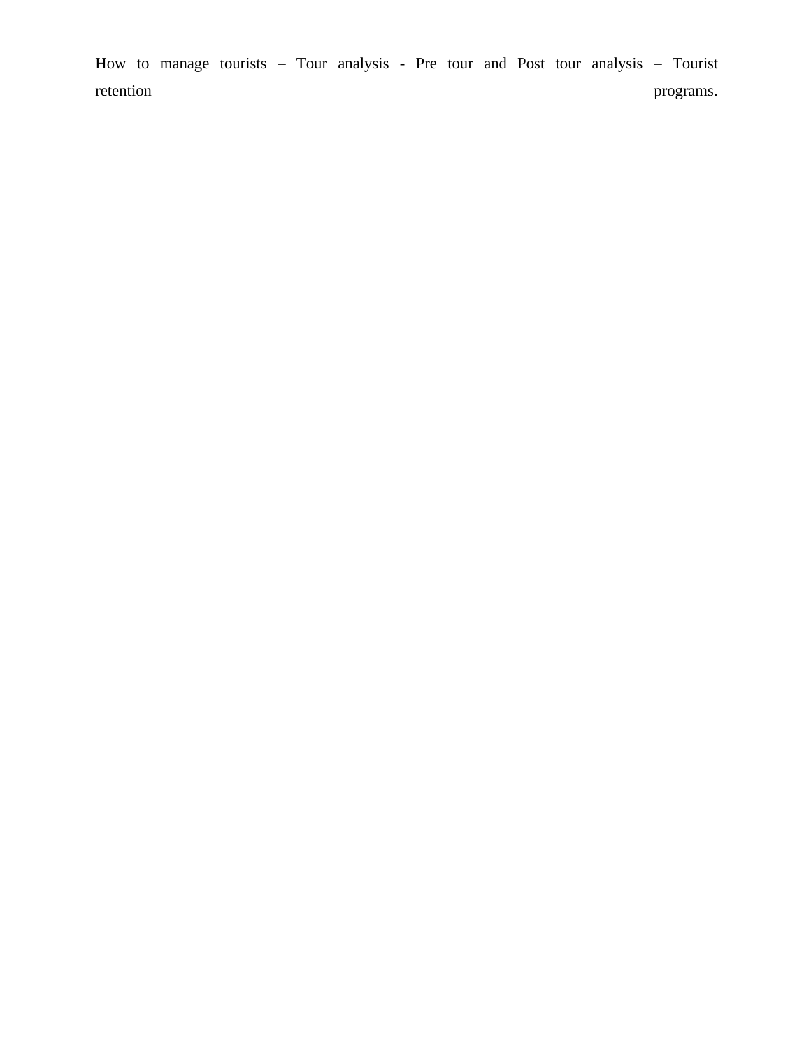How to manage tourists – Tour analysis - Pre tour and Post tour analysis – Tourist retention programs.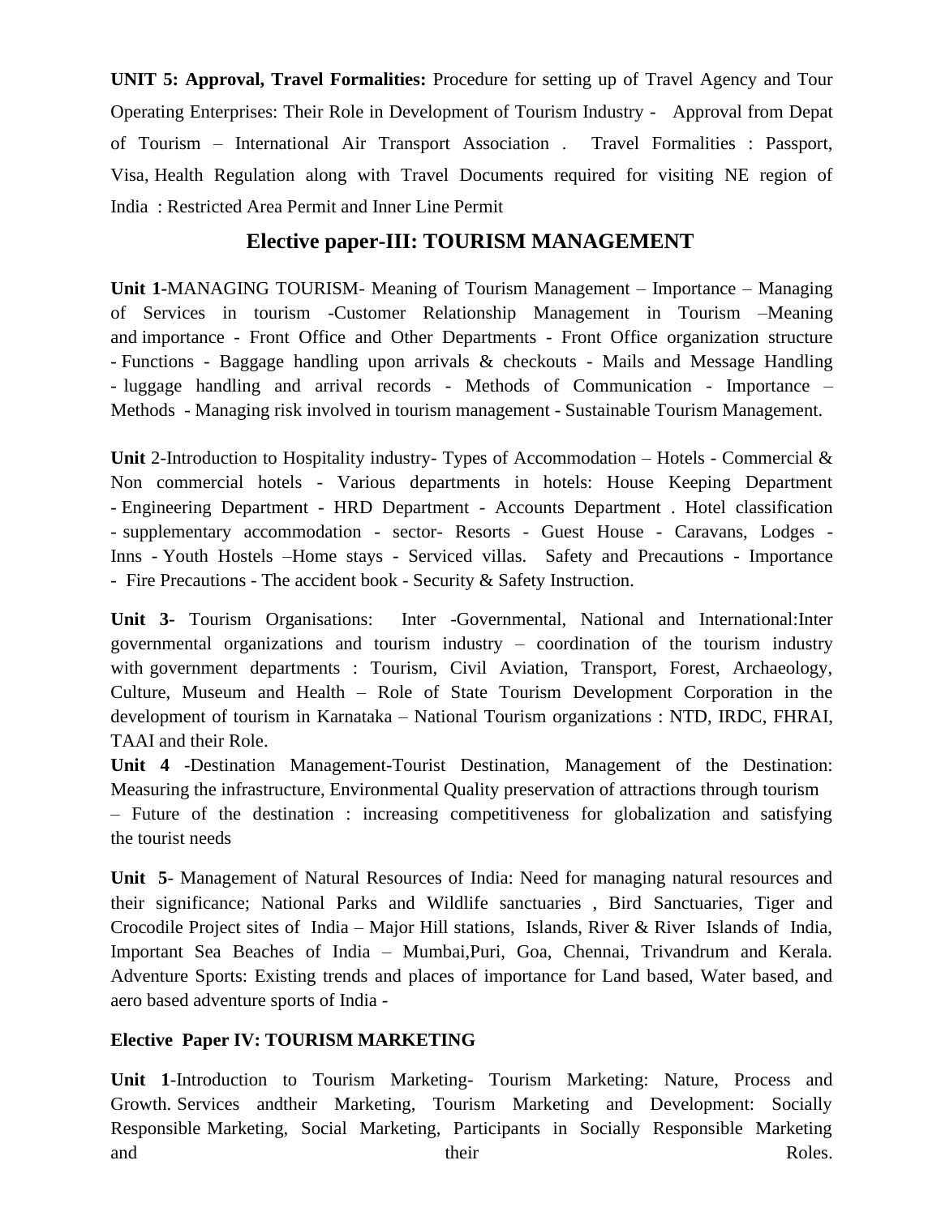**UNIT 5: Approval, Travel Formalities:** Procedure for setting up of Travel Agency and Tour Operating Enterprises: Their Role in Development of Tourism Industry - Approval from Depat of Tourism – International Air Transport Association . Travel Formalities : Passport, Visa, Health Regulation along with Travel Documents required for visiting NE region of India : Restricted Area Permit and Inner Line Permit

## Elective paper-III: TOURISM MANAGEMENT

**Unit 1-**MANAGING TOURISM- Meaning of Tourism Management – Importance – Managing of Services in tourism -Customer Relationship Management in Tourism –Meaning and importance - Front Office and Other Departments - Front Office organization structure - Functions - Baggage handling upon arrivals & checkouts - Mails and Message Handling - luggage handling and arrival records - Methods of Communication - Importance – Methods - Managing risk involved in tourism management - Sustainable Tourism Management.

**Unit** 2-Introduction to Hospitality industry- Types of Accommodation – Hotels - Commercial & Non commercial hotels - Various departments in hotels: House Keeping Department - Engineering Department - HRD Department - Accounts Department . Hotel classification - supplementary accommodation - sector- Resorts - Guest House - Caravans, Lodges - Inns - Youth Hostels –Home stays - Serviced villas. Safety and Precautions - Importance - Fire Precautions - The accident book - Security & Safety Instruction.

**Unit 3-** Tourism Organisations: Inter -Governmental, National and International:Inter governmental organizations and tourism industry – coordination of the tourism industry with government departments : Tourism, Civil Aviation, Transport, Forest, Archaeology, Culture, Museum and Health – Role of State Tourism Development Corporation in the development of tourism in Karnataka – National Tourism organizations : NTD, IRDC, FHRAI, TAAI and their Role.

**Unit 4** -Destination Management-Tourist Destination, Management of the Destination: Measuring the infrastructure, Environmental Quality preservation of attractions through tourism – Future of the destination : increasing competitiveness for globalization and satisfying the tourist needs

**Unit 5**- Management of Natural Resources of India: Need for managing natural resources and their significance; National Parks and Wildlife sanctuaries , Bird Sanctuaries, Tiger and Crocodile Project sites of India – Major Hill stations, Islands, River & River Islands of India, Important Sea Beaches of India – Mumbai,Puri, Goa, Chennai, Trivandrum and Kerala. Adventure Sports: Existing trends and places of importance for Land based, Water based, and aero based adventure sports of India -

**Elective Paper IV: TOURISM MARKETING**

**Unit 1**-Introduction to Tourism Marketing- Tourism Marketing: Nature, Process and Growth. Services andtheir Marketing, Tourism Marketing and Development: Socially Responsible Marketing, Social Marketing, Participants in Socially Responsible Marketing and their Roles.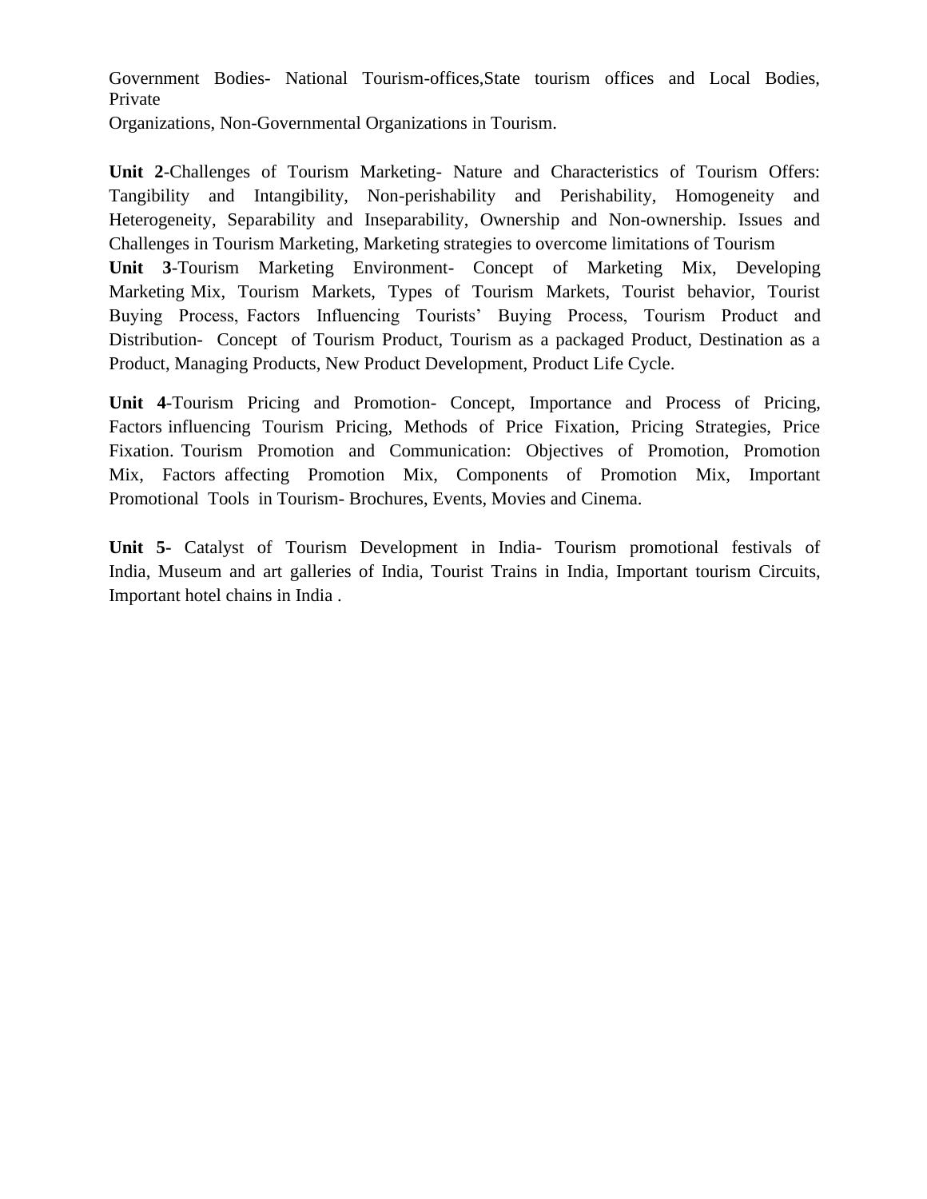Government Bodies- National Tourism-offices,State tourism offices and Local Bodies, Private
Organizations, Non-Governmental Organizations in Tourism.

**Unit 2**-Challenges of Tourism Marketing- Nature and Characteristics of Tourism Offers: Tangibility and Intangibility, Non-perishability and Perishability, Homogeneity and Heterogeneity, Separability and Inseparability, Ownership and Non-ownership. Issues and Challenges in Tourism Marketing, Marketing strategies to overcome limitations of Tourism

**Unit 3**-Tourism Marketing Environment- Concept of Marketing Mix, Developing Marketing Mix, Tourism Markets, Types of Tourism Markets, Tourist behavior, Tourist Buying Process, Factors Influencing Tourists' Buying Process, Tourism Product and Distribution- Concept of Tourism Product, Tourism as a packaged Product, Destination as a Product, Managing Products, New Product Development, Product Life Cycle.

**Unit 4**-Tourism Pricing and Promotion- Concept, Importance and Process of Pricing, Factors influencing Tourism Pricing, Methods of Price Fixation, Pricing Strategies, Price Fixation. Tourism Promotion and Communication: Objectives of Promotion, Promotion Mix, Factors affecting Promotion Mix, Components of Promotion Mix, Important Promotional Tools in Tourism- Brochures, Events, Movies and Cinema.

**Unit 5-** Catalyst of Tourism Development in India- Tourism promotional festivals of India, Museum and art galleries of India, Tourist Trains in India, Important tourism Circuits, Important hotel chains in India .